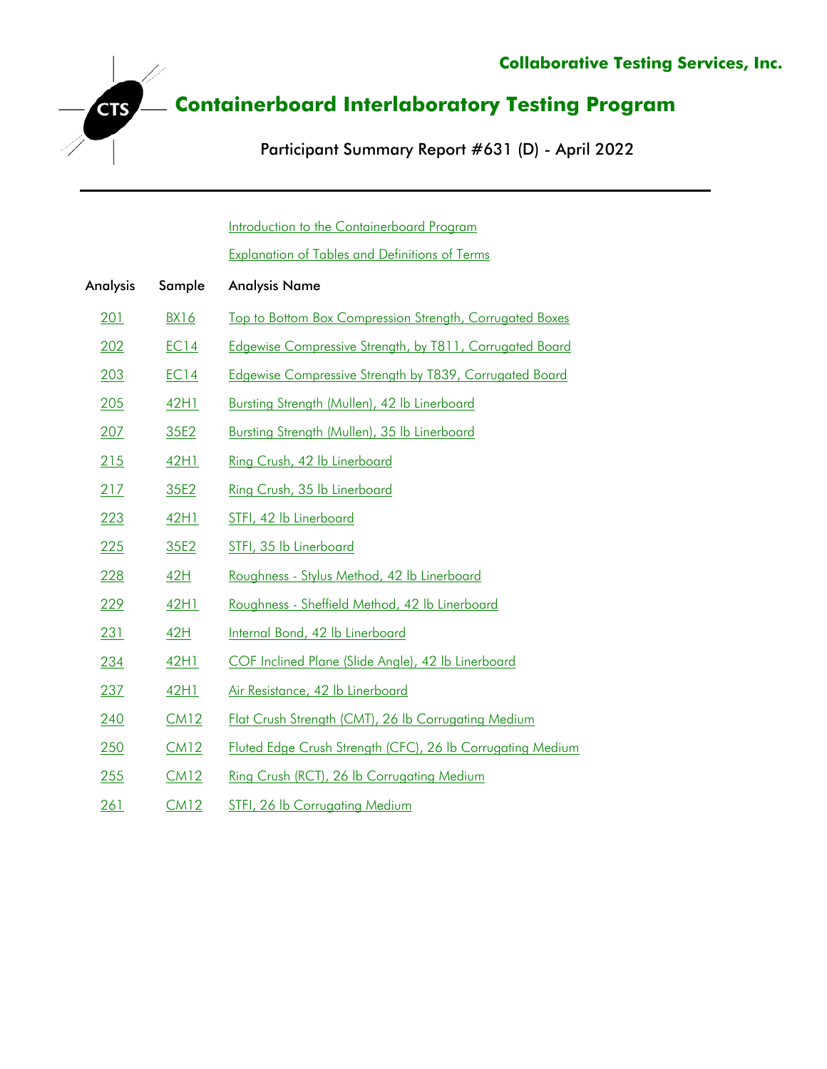**Collaborative Testing Services, Inc.**

# Containerboard Interlaboratory Testing Program

## Participant Summary Report #631 (D) - April 2022

Introduction to the Containerboard Program

Explanation of Tables and Definitions of Terms

| Analysis | Sample | Analysis Name |
|---|---|---|
| 201 | BX16 | Top to Bottom Box Compression Strength, Corrugated Boxes |
| 202 | EC14 | Edgewise Compressive Strength, by T811, Corrugated Board |
| 203 | EC14 | Edgewise Compressive Strength by T839, Corrugated Board |
| 205 | 42H1 | Bursting Strength (Mullen), 42 lb Linerboard |
| 207 | 35E2 | Bursting Strength (Mullen), 35 lb Linerboard |
| 215 | 42H1 | Ring Crush, 42 lb Linerboard |
| 217 | 35E2 | Ring Crush, 35 lb Linerboard |
| 223 | 42H1 | STFI, 42 lb Linerboard |
| 225 | 35E2 | STFI, 35 lb Linerboard |
| 228 | 42H | Roughness - Stylus Method, 42 lb Linerboard |
| 229 | 42H1 | Roughness - Sheffield Method, 42 lb Linerboard |
| 231 | 42H | Internal Bond, 42 lb Linerboard |
| 234 | 42H1 | COF Inclined Plane (Slide Angle), 42 lb Linerboard |
| 237 | 42H1 | Air Resistance, 42 lb Linerboard |
| 240 | CM12 | Flat Crush Strength (CMT), 26 lb Corrugating Medium |
| 250 | CM12 | Fluted Edge Crush Strength (CFC), 26 lb Corrugating Medium |
| 255 | CM12 | Ring Crush (RCT), 26 lb Corrugating Medium |
| 261 | CM12 | STFI, 26 lb Corrugating Medium |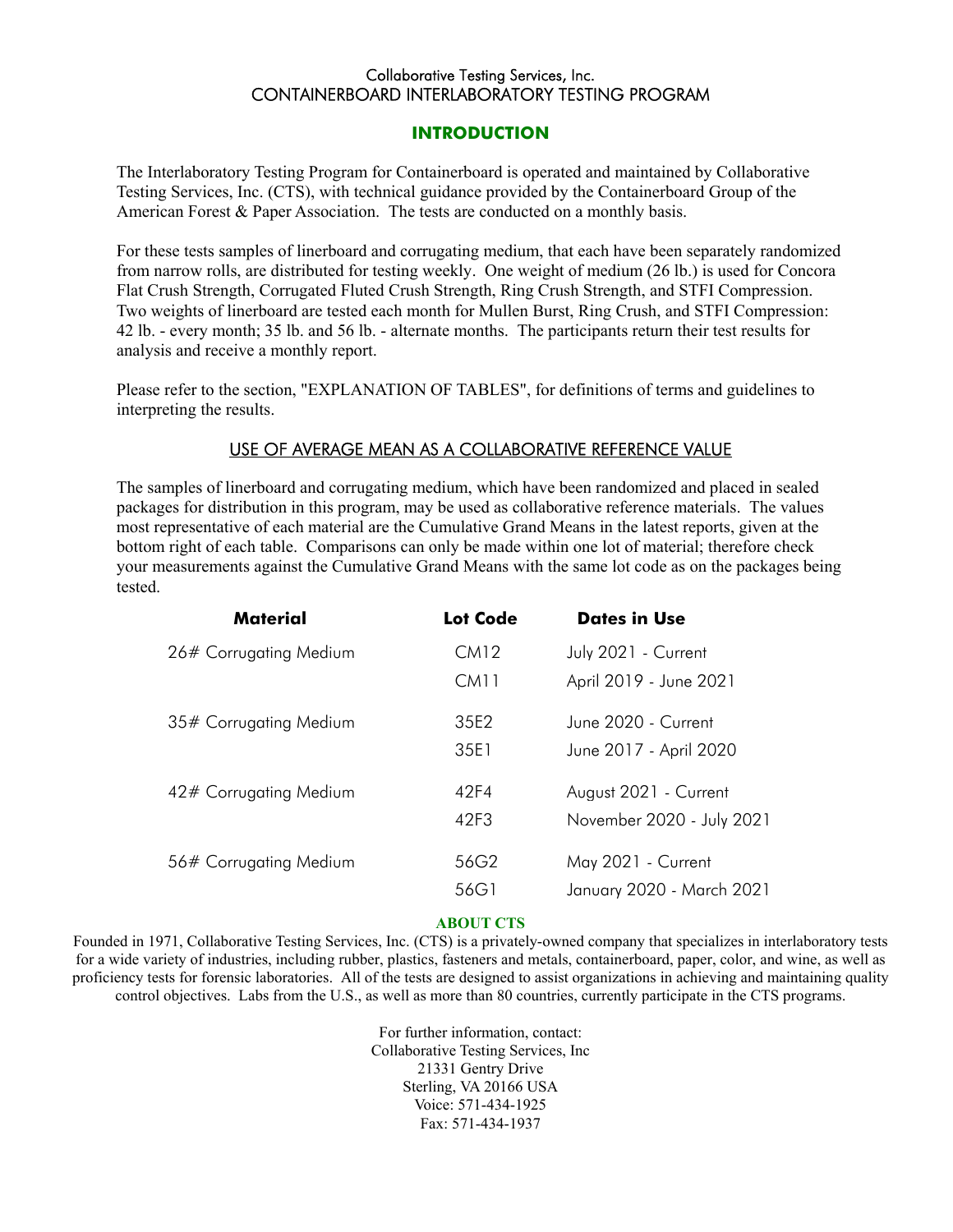Collaborative Testing Services, Inc.
CONTAINERBOARD INTERLABORATORY TESTING PROGRAM

## INTRODUCTION

The Interlaboratory Testing Program for Containerboard is operated and maintained by Collaborative Testing Services, Inc. (CTS), with technical guidance provided by the Containerboard Group of the American Forest & Paper Association. The tests are conducted on a monthly basis.

For these tests samples of linerboard and corrugating medium, that each have been separately randomized from narrow rolls, are distributed for testing weekly. One weight of medium (26 lb.) is used for Concora Flat Crush Strength, Corrugated Fluted Crush Strength, Ring Crush Strength, and STFI Compression. Two weights of linerboard are tested each month for Mullen Burst, Ring Crush, and STFI Compression: 42 lb. - every month; 35 lb. and 56 lb. - alternate months. The participants return their test results for analysis and receive a monthly report.

Please refer to the section, "EXPLANATION OF TABLES", for definitions of terms and guidelines to interpreting the results.

### USE OF AVERAGE MEAN AS A COLLABORATIVE REFERENCE VALUE

The samples of linerboard and corrugating medium, which have been randomized and placed in sealed packages for distribution in this program, may be used as collaborative reference materials. The values most representative of each material are the Cumulative Grand Means in the latest reports, given at the bottom right of each table. Comparisons can only be made within one lot of material; therefore check your measurements against the Cumulative Grand Means with the same lot code as on the packages being tested.

| Material | Lot Code | Dates in Use |
|---|---|---|
| 26# Corrugating Medium | CM12 | July 2021 - Current |
| | CM11 | April 2019 - June 2021 |
| 35# Corrugating Medium | 35E2 | June 2020 - Current |
| | 35E1 | June 2017 - April 2020 |
| 42# Corrugating Medium | 42F4 | August 2021 - Current |
| | 42F3 | November 2020 - July 2021 |
| 56# Corrugating Medium | 56G2 | May 2021 - Current |
| | 56G1 | January 2020 - March 2021 |

### ABOUT CTS

Founded in 1971, Collaborative Testing Services, Inc. (CTS) is a privately-owned company that specializes in interlaboratory tests for a wide variety of industries, including rubber, plastics, fasteners and metals, containerboard, paper, color, and wine, as well as proficiency tests for forensic laboratories. All of the tests are designed to assist organizations in achieving and maintaining quality control objectives. Labs from the U.S., as well as more than 80 countries, currently participate in the CTS programs.

For further information, contact:
Collaborative Testing Services, Inc
21331 Gentry Drive
Sterling, VA 20166 USA
Voice: 571-434-1925
Fax: 571-434-1937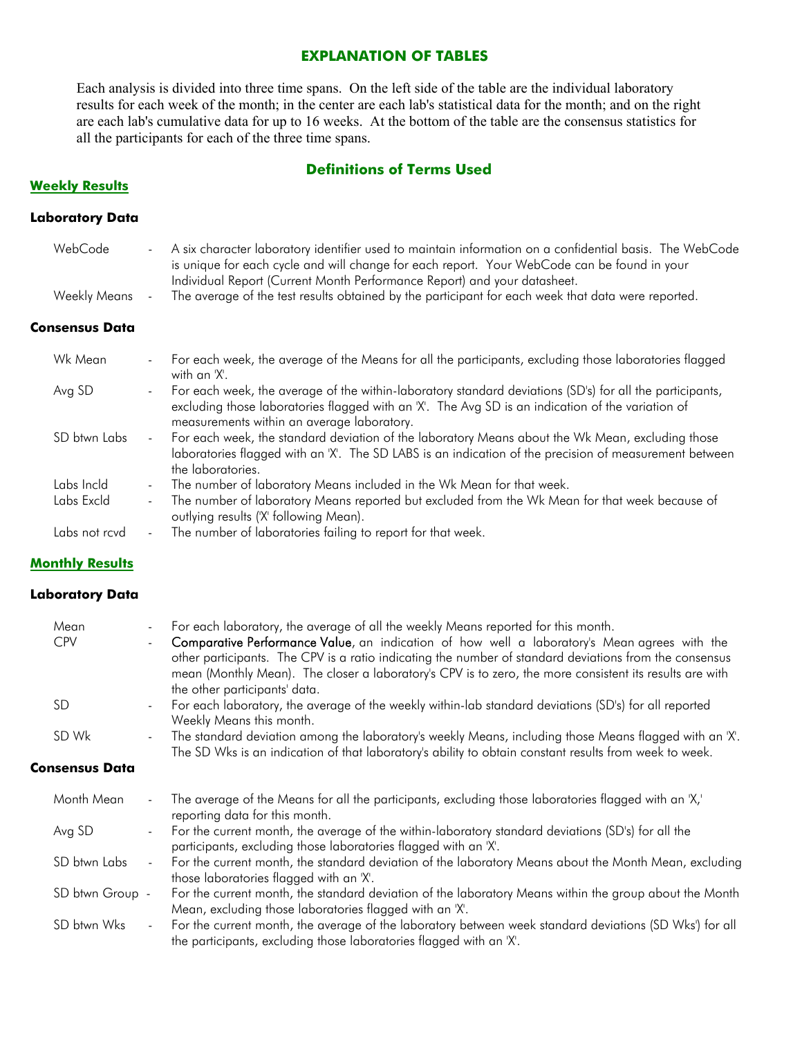# EXPLANATION OF TABLES

Each analysis is divided into three time spans. On the left side of the table are the individual laboratory results for each week of the month; in the center are each lab's statistical data for the month; and on the right are each lab's cumulative data for up to 16 weeks. At the bottom of the table are the consensus statistics for all the participants for each of the three time spans.

## Definitions of Terms Used

### Weekly Results

#### Laboratory Data

- **WebCode** - A six character laboratory identifier used to maintain information on a confidential basis. The WebCode is unique for each cycle and will change for each report. Your WebCode can be found in your Individual Report (Current Month Performance Report) and your datasheet.
- **Weekly Means** - The average of the test results obtained by the participant for each week that data were reported.

#### Consensus Data

- **Wk Mean** - For each week, the average of the Means for all the participants, excluding those laboratories flagged with an 'X'.
- **Avg SD** - For each week, the average of the within-laboratory standard deviations (SD's) for all the participants, excluding those laboratories flagged with an 'X'. The Avg SD is an indication of the variation of measurements within an average laboratory.
- **SD btwn Labs** - For each week, the standard deviation of the laboratory Means about the Wk Mean, excluding those laboratories flagged with an 'X'. The SD LABS is an indication of the precision of measurement between the laboratories.
- **Labs Incld** - The number of laboratory Means included in the Wk Mean for that week.
- **Labs Excld** - The number of laboratory Means reported but excluded from the Wk Mean for that week because of outlying results ('X' following Mean).
- **Labs not rcvd** - The number of laboratories failing to report for that week.

### Monthly Results

#### Laboratory Data

- **Mean** - For each laboratory, the average of all the weekly Means reported for this month.
- **CPV** - Comparative Performance Value, an indication of how well a laboratory's Mean agrees with the other participants. The CPV is a ratio indicating the number of standard deviations from the consensus mean (Monthly Mean). The closer a laboratory's CPV is to zero, the more consistent its results are with the other participants' data.
- **SD** - For each laboratory, the average of the weekly within-lab standard deviations (SD's) for all reported Weekly Means this month.
- **SD Wk** - The standard deviation among the laboratory's weekly Means, including those Means flagged with an 'X'. The SD Wks is an indication of that laboratory's ability to obtain constant results from week to week.

#### Consensus Data

- **Month Mean** - The average of the Means for all the participants, excluding those laboratories flagged with an 'X,' reporting data for this month.
- **Avg SD** - For the current month, the average of the within-laboratory standard deviations (SD's) for all the participants, excluding those laboratories flagged with an 'X'.
- **SD btwn Labs** - For the current month, the standard deviation of the laboratory Means about the Month Mean, excluding those laboratories flagged with an 'X'.
- **SD btwn Group** - For the current month, the standard deviation of the laboratory Means within the group about the Month Mean, excluding those laboratories flagged with an 'X'.
- **SD btwn Wks** - For the current month, the average of the laboratory between week standard deviations (SD Wks') for all the participants, excluding those laboratories flagged with an 'X'.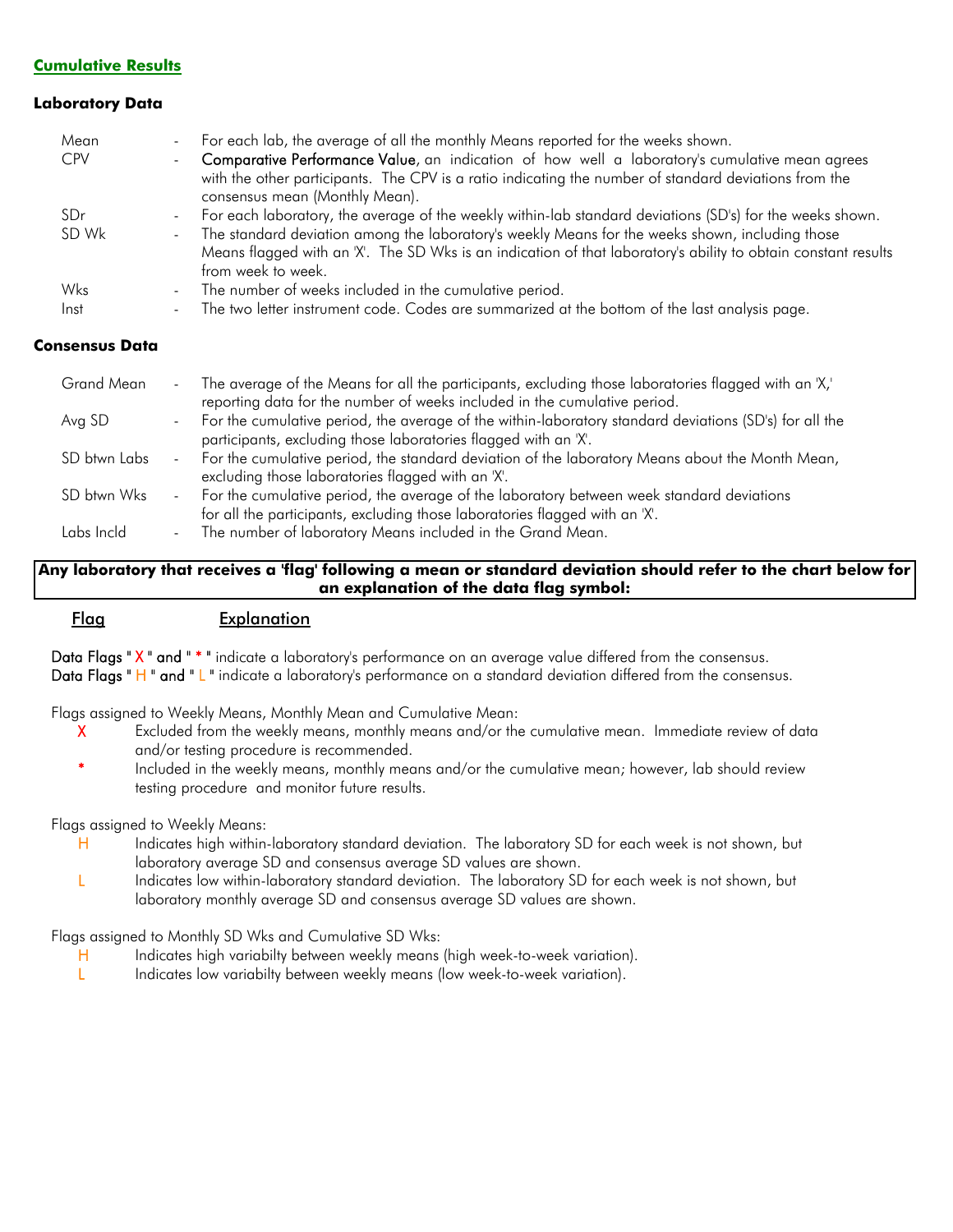## Cumulative Results

### Laboratory Data

| | | |
|---|---|---|
| Mean | - | For each lab, the average of all the monthly Means reported for the weeks shown. |
| CPV | - | Comparative Performance Value, an indication of how well a laboratory's cumulative mean agrees with the other participants. The CPV is a ratio indicating the number of standard deviations from the consensus mean (Monthly Mean). |
| SDr | - | For each laboratory, the average of the weekly within-lab standard deviations (SD's) for the weeks shown. |
| SD Wk | - | The standard deviation among the laboratory's weekly Means for the weeks shown, including those Means flagged with an 'X'. The SD Wks is an indication of that laboratory's ability to obtain constant results from week to week. |
| Wks | - | The number of weeks included in the cumulative period. |
| Inst | - | The two letter instrument code. Codes are summarized at the bottom of the last analysis page. |

### Consensus Data

| | | |
|---|---|---|
| Grand Mean | - | The average of the Means for all the participants, excluding those laboratories flagged with an 'X,' reporting data for the number of weeks included in the cumulative period. |
| Avg SD | - | For the cumulative period, the average of the within-laboratory standard deviations (SD's) for all the participants, excluding those laboratories flagged with an 'X'. |
| SD btwn Labs | - | For the cumulative period, the standard deviation of the laboratory Means about the Month Mean, excluding those laboratories flagged with an 'X'. |
| SD btwn Wks | - | For the cumulative period, the average of the laboratory between week standard deviations for all the participants, excluding those laboratories flagged with an 'X'. |
| Labs Incld | - | The number of laboratory Means included in the Grand Mean. |

**Any laboratory that receives a 'flag' following a mean or standard deviation should refer to the chart below for an explanation of the data flag symbol:**

**Flag** **Explanation**

Data Flags " X " and " * " indicate a laboratory's performance on an average value differed from the consensus.
Data Flags " H " and " L " indicate a laboratory's performance on a standard deviation differed from the consensus.

Flags assigned to Weekly Means, Monthly Mean and Cumulative Mean:

- **X** Excluded from the weekly means, monthly means and/or the cumulative mean. Immediate review of data and/or testing procedure is recommended.
- **\*** Included in the weekly means, monthly means and/or the cumulative mean; however, lab should review testing procedure and monitor future results.

Flags assigned to Weekly Means:

- **H** Indicates high within-laboratory standard deviation. The laboratory SD for each week is not shown, but laboratory average SD and consensus average SD values are shown.
- **L** Indicates low within-laboratory standard deviation. The laboratory SD for each week is not shown, but laboratory monthly average SD and consensus average SD values are shown.

Flags assigned to Monthly SD Wks and Cumulative SD Wks:

- **H** Indicates high variabilty between weekly means (high week-to-week variation).
- **L** Indicates low variabilty between weekly means (low week-to-week variation).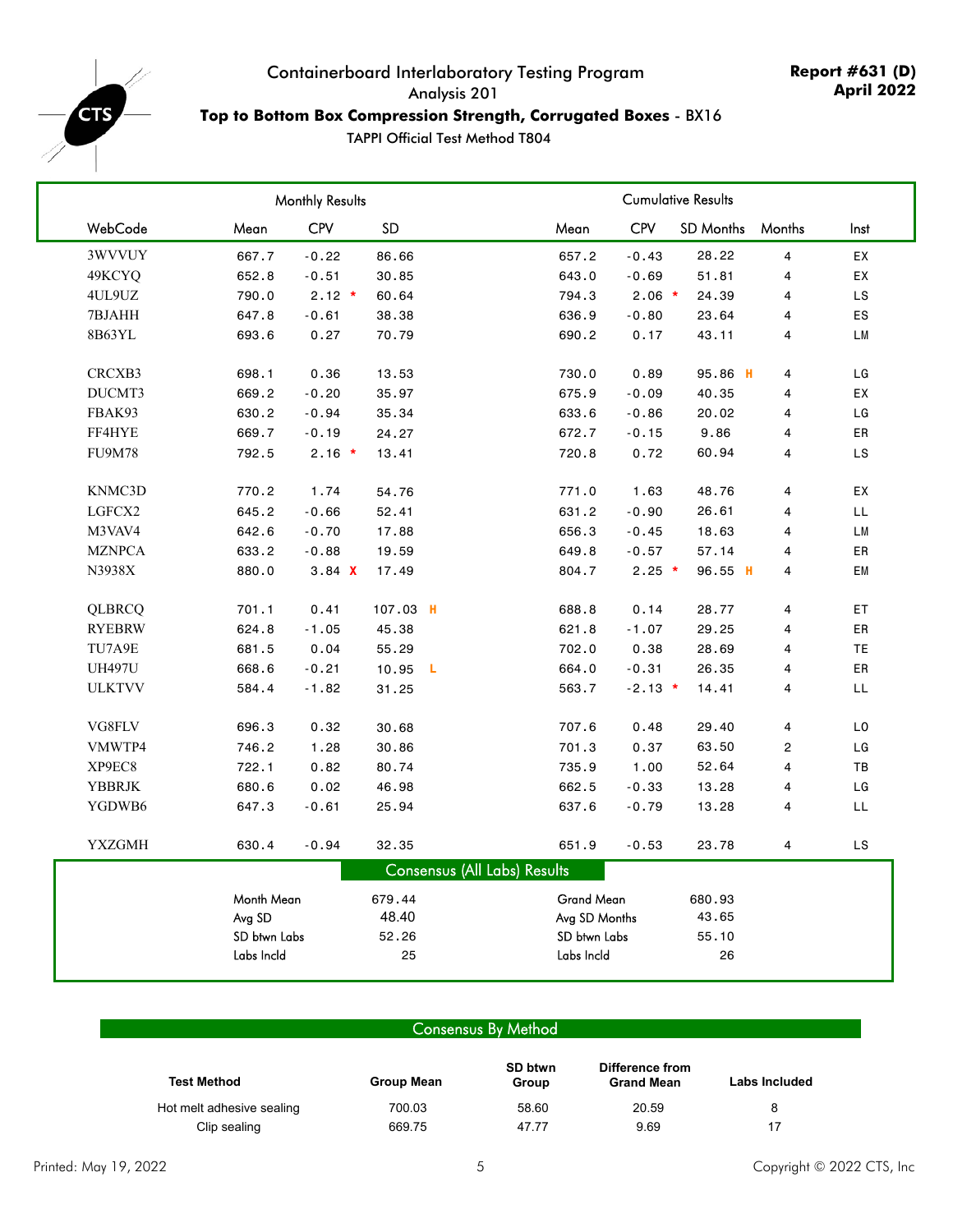# Containerboard Interlaboratory Testing Program

Analysis 201

**Top to Bottom Box Compression Strength, Corrugated Boxes** - BX16

TAPPI Official Test Method T804

**Report #631 (D)**
**April 2022**

| | Monthly Results | | | Cumulative Results | | | | |
|---|---|---|---|---|---|---|---|---|
| WebCode | Mean | CPV | SD | Mean | CPV | SD Months | Months | Inst |
| 3WVVUY | 667.7 | -0.22 | 86.66 | 657.2 | -0.43 | 28.22 | 4 | EX |
| 49KCYQ | 652.8 | -0.51 | 30.85 | 643.0 | -0.69 | 51.81 | 4 | EX |
| 4UL9UZ | 790.0 | 2.12 * | 60.64 | 794.3 | 2.06 * | 24.39 | 4 | LS |
| 7BJAHH | 647.8 | -0.61 | 38.38 | 636.9 | -0.80 | 23.64 | 4 | ES |
| 8B63YL | 693.6 | 0.27 | 70.79 | 690.2 | 0.17 | 43.11 | 4 | LM |
| CRCXB3 | 698.1 | 0.36 | 13.53 | 730.0 | 0.89 | 95.86 H | 4 | LG |
| DUCMT3 | 669.2 | -0.20 | 35.97 | 675.9 | -0.09 | 40.35 | 4 | EX |
| FBAK93 | 630.2 | -0.94 | 35.34 | 633.6 | -0.86 | 20.02 | 4 | LG |
| FF4HYE | 669.7 | -0.19 | 24.27 | 672.7 | -0.15 | 9.86 | 4 | ER |
| FU9M78 | 792.5 | 2.16 * | 13.41 | 720.8 | 0.72 | 60.94 | 4 | LS |
| KNMC3D | 770.2 | 1.74 | 54.76 | 771.0 | 1.63 | 48.76 | 4 | EX |
| LGFCX2 | 645.2 | -0.66 | 52.41 | 631.2 | -0.90 | 26.61 | 4 | LL |
| M3VAV4 | 642.6 | -0.70 | 17.88 | 656.3 | -0.45 | 18.63 | 4 | LM |
| MZNPCA | 633.2 | -0.88 | 19.59 | 649.8 | -0.57 | 57.14 | 4 | ER |
| N3938X | 880.0 | 3.84 X | 17.49 | 804.7 | 2.25 * | 96.55 H | 4 | EM |
| QLBRCQ | 701.1 | 0.41 | 107.03 H | 688.8 | 0.14 | 28.77 | 4 | ET |
| RYEBRW | 624.8 | -1.05 | 45.38 | 621.8 | -1.07 | 29.25 | 4 | ER |
| TU7A9E | 681.5 | 0.04 | 55.29 | 702.0 | 0.38 | 28.69 | 4 | TE |
| UH497U | 668.6 | -0.21 | 10.95 L | 664.0 | -0.31 | 26.35 | 4 | ER |
| ULKTVV | 584.4 | -1.82 | 31.25 | 563.7 | -2.13 * | 14.41 | 4 | LL |
| VG8FLV | 696.3 | 0.32 | 30.68 | 707.6 | 0.48 | 29.40 | 4 | LO |
| VMWTP4 | 746.2 | 1.28 | 30.86 | 701.3 | 0.37 | 63.50 | 2 | LG |
| XP9EC8 | 722.1 | 0.82 | 80.74 | 735.9 | 1.00 | 52.64 | 4 | TB |
| YBBRJK | 680.6 | 0.02 | 46.98 | 662.5 | -0.33 | 13.28 | 4 | LG |
| YGDWB6 | 647.3 | -0.61 | 25.94 | 637.6 | -0.79 | 13.28 | 4 | LL |
| YXZGMH | 630.4 | -0.94 | 32.35 | 651.9 | -0.53 | 23.78 | 4 | LS |

## Consensus (All Labs) Results

| | | | |
|---|---|---|---|
| Month Mean | 679.44 | Grand Mean | 680.93 |
| Avg SD | 48.40 | Avg SD Months | 43.65 |
| SD btwn Labs | 52.26 | SD btwn Labs | 55.10 |
| Labs Incld | 25 | Labs Incld | 26 |

## Consensus By Method

| Test Method | Group Mean | SD btwn Group | Difference from Grand Mean | Labs Included |
|---|---|---|---|---|
| Hot melt adhesive sealing | 700.03 | 58.60 | 20.59 | 8 |
| Clip sealing | 669.75 | 47.77 | 9.69 | 17 |

Printed: May 19, 2022 Copyright © 2022 CTS, Inc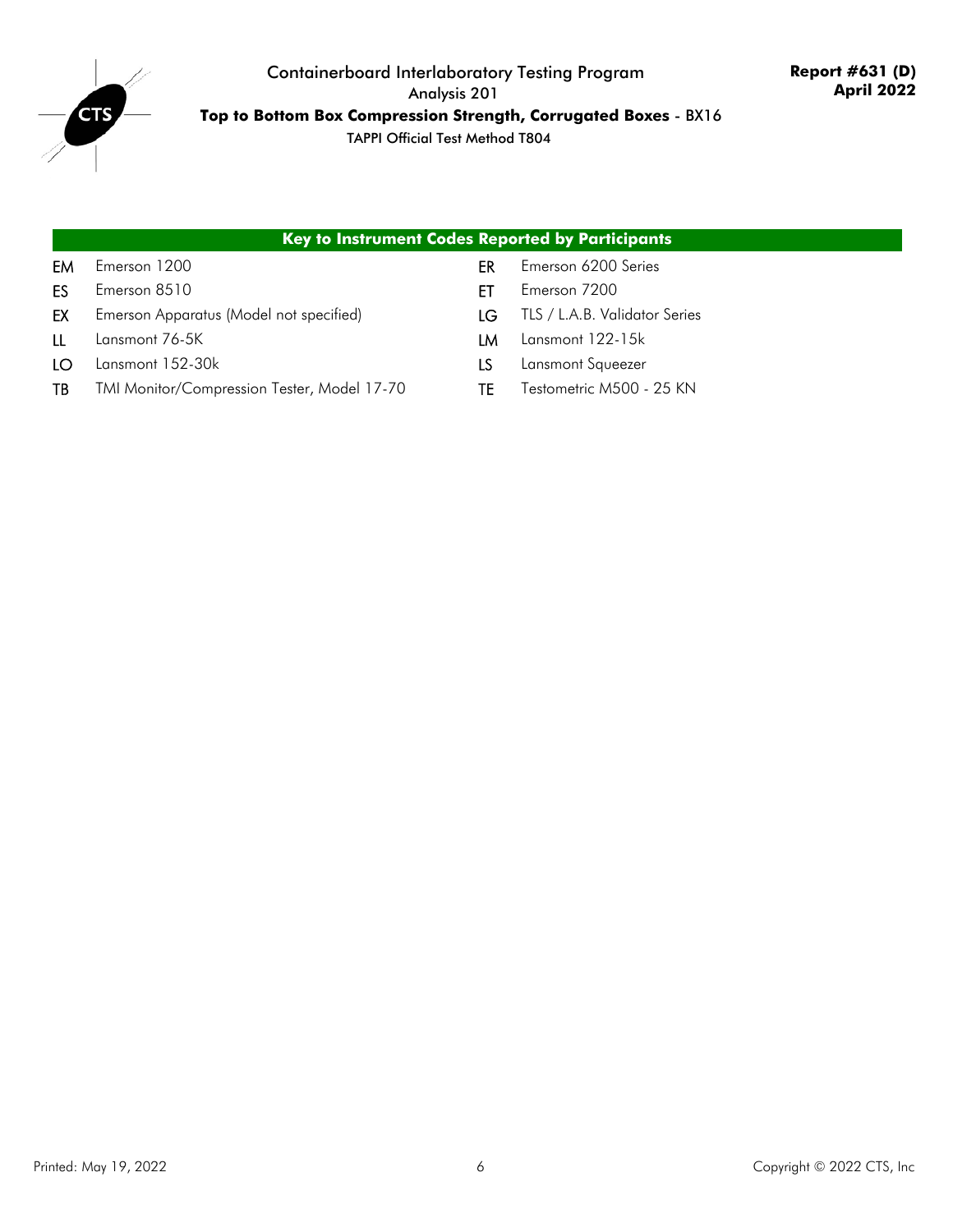## Key to Instrument Codes Reported by Participants

| Code | Instrument | Code | Instrument |
|---|---|---|---|
| EM | Emerson 1200 | ER | Emerson 6200 Series |
| ES | Emerson 8510 | ET | Emerson 7200 |
| EX | Emerson Apparatus (Model not specified) | LG | TLS / L.A.B. Validator Series |
| LL | Lansmont 76-5K | LM | Lansmont 122-15k |
| LO | Lansmont 152-30k | LS | Lansmont Squeezer |
| TB | TMI Monitor/Compression Tester, Model 17-70 | TE | Testometric M500 - 25 KN |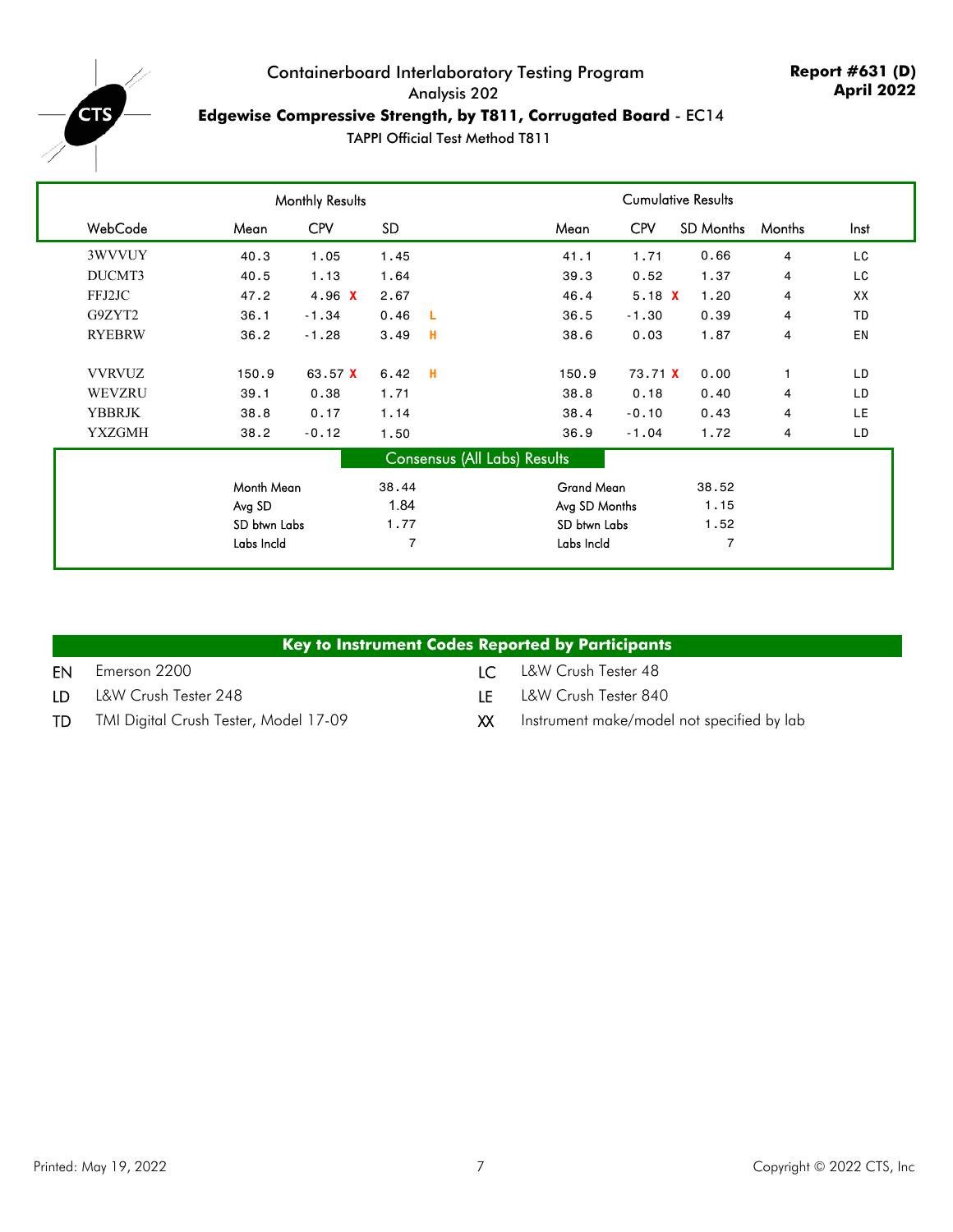# Containerboard Interlaboratory Testing Program

Analysis 202

**Edgewise Compressive Strength, by T811, Corrugated Board** - EC14

TAPPI Official Test Method T811

**Report #631 (D)**
**April 2022**

| | Monthly Results | | | | Cumulative Results | | | | |
|---|---|---|---|---|---|---|---|---|---|
| WebCode | Mean | CPV | SD | | Mean | CPV | SD Months | Months | Inst |
| 3WVVUY | 40.3 | 1.05 | 1.45 | | 41.1 | 1.71 | 0.66 | 4 | LC |
| DUCMT3 | 40.5 | 1.13 | 1.64 | | 39.3 | 0.52 | 1.37 | 4 | LC |
| FFJ2JC | 47.2 | 4.96 X | 2.67 | | 46.4 | 5.18 X | 1.20 | 4 | XX |
| G9ZYT2 | 36.1 | -1.34 | 0.46 | L | 36.5 | -1.30 | 0.39 | 4 | TD |
| RYEBRW | 36.2 | -1.28 | 3.49 | H | 38.6 | 0.03 | 1.87 | 4 | EN |
| VVRVUZ | 150.9 | 63.57 X | 6.42 | H | 150.9 | 73.71 X | 0.00 | 1 | LD |
| WEVZRU | 39.1 | 0.38 | 1.71 | | 38.8 | 0.18 | 0.40 | 4 | LD |
| YBBRJK | 38.8 | 0.17 | 1.14 | | 38.4 | -0.10 | 0.43 | 4 | LE |
| YXZGMH | 38.2 | -0.12 | 1.50 | | 36.9 | -1.04 | 1.72 | 4 | LD |

**Consensus (All Labs) Results**

| | | | |
|---|---|---|---|
| Month Mean | 38.44 | Grand Mean | 38.52 |
| Avg SD | 1.84 | Avg SD Months | 1.15 |
| SD btwn Labs | 1.77 | SD btwn Labs | 1.52 |
| Labs Incld | 7 | Labs Incld | 7 |

**Key to Instrument Codes Reported by Participants**

| Code | Instrument | Code | Instrument |
|---|---|---|---|
| EN | Emerson 2200 | LC | L&W Crush Tester 48 |
| LD | L&W Crush Tester 248 | LE | L&W Crush Tester 840 |
| TD | TMI Digital Crush Tester, Model 17-09 | XX | Instrument make/model not specified by lab |

Printed: May 19, 2022

Copyright © 2022 CTS, Inc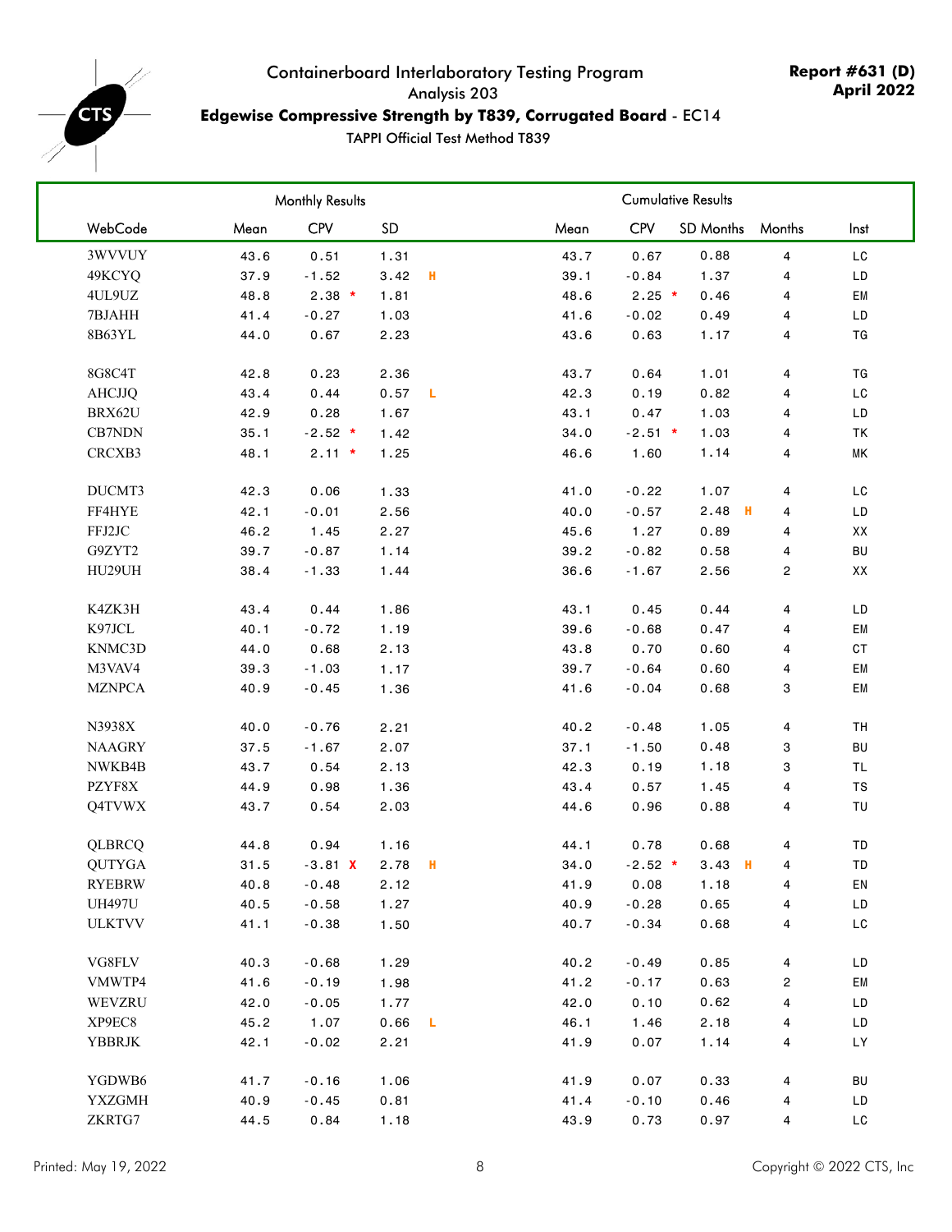# Containerboard Interlaboratory Testing Program

Analysis 203

**Edgewise Compressive Strength by T839, Corrugated Board** - EC14

TAPPI Official Test Method T839

**Report #631 (D)**
**April 2022**

| | Monthly Results | | | Cumulative Results | | | | |
|---|---|---|---|---|---|---|---|---|
| WebCode | Mean | CPV | SD | Mean | CPV | SD Months | Months | Inst |
| 3WVVUY | 43.6 | 0.51 | 1.31 | 43.7 | 0.67 | 0.88 | 4 | LC |
| 49KCYQ | 37.9 | -1.52 | 3.42 H | 39.1 | -0.84 | 1.37 | 4 | LD |
| 4UL9UZ | 48.8 | 2.38 * | 1.81 | 48.6 | 2.25 * | 0.46 | 4 | EM |
| 7BJAHH | 41.4 | -0.27 | 1.03 | 41.6 | -0.02 | 0.49 | 4 | LD |
| 8B63YL | 44.0 | 0.67 | 2.23 | 43.6 | 0.63 | 1.17 | 4 | TG |
| 8G8C4T | 42.8 | 0.23 | 2.36 | 43.7 | 0.64 | 1.01 | 4 | TG |
| AHCJJQ | 43.4 | 0.44 | 0.57 L | 42.3 | 0.19 | 0.82 | 4 | LC |
| BRX62U | 42.9 | 0.28 | 1.67 | 43.1 | 0.47 | 1.03 | 4 | LD |
| CB7NDN | 35.1 | -2.52 * | 1.42 | 34.0 | -2.51 * | 1.03 | 4 | TK |
| CRCXB3 | 48.1 | 2.11 * | 1.25 | 46.6 | 1.60 | 1.14 | 4 | MK |
| DUCMT3 | 42.3 | 0.06 | 1.33 | 41.0 | -0.22 | 1.07 | 4 | LC |
| FF4HYE | 42.1 | -0.01 | 2.56 | 40.0 | -0.57 | 2.48 H | 4 | LD |
| FFJ2JC | 46.2 | 1.45 | 2.27 | 45.6 | 1.27 | 0.89 | 4 | XX |
| G9ZYT2 | 39.7 | -0.87 | 1.14 | 39.2 | -0.82 | 0.58 | 4 | BU |
| HU29UH | 38.4 | -1.33 | 1.44 | 36.6 | -1.67 | 2.56 | 2 | XX |
| K4ZK3H | 43.4 | 0.44 | 1.86 | 43.1 | 0.45 | 0.44 | 4 | LD |
| K97JCL | 40.1 | -0.72 | 1.19 | 39.6 | -0.68 | 0.47 | 4 | EM |
| KNMC3D | 44.0 | 0.68 | 2.13 | 43.8 | 0.70 | 0.60 | 4 | CT |
| M3VAV4 | 39.3 | -1.03 | 1.17 | 39.7 | -0.64 | 0.60 | 4 | EM |
| MZNPCA | 40.9 | -0.45 | 1.36 | 41.6 | -0.04 | 0.68 | 3 | EM |
| N3938X | 40.0 | -0.76 | 2.21 | 40.2 | -0.48 | 1.05 | 4 | TH |
| NAAGRY | 37.5 | -1.67 | 2.07 | 37.1 | -1.50 | 0.48 | 3 | BU |
| NWKB4B | 43.7 | 0.54 | 2.13 | 42.3 | 0.19 | 1.18 | 3 | TL |
| PZYF8X | 44.9 | 0.98 | 1.36 | 43.4 | 0.57 | 1.45 | 4 | TS |
| Q4TVWX | 43.7 | 0.54 | 2.03 | 44.6 | 0.96 | 0.88 | 4 | TU |
| QLBRCQ | 44.8 | 0.94 | 1.16 | 44.1 | 0.78 | 0.68 | 4 | TD |
| QUTYGA | 31.5 | -3.81 X | 2.78 H | 34.0 | -2.52 * | 3.43 H | 4 | TD |
| RYEBRW | 40.8 | -0.48 | 2.12 | 41.9 | 0.08 | 1.18 | 4 | EN |
| UH497U | 40.5 | -0.58 | 1.27 | 40.9 | -0.28 | 0.65 | 4 | LD |
| ULKTVV | 41.1 | -0.38 | 1.50 | 40.7 | -0.34 | 0.68 | 4 | LC |
| VG8FLV | 40.3 | -0.68 | 1.29 | 40.2 | -0.49 | 0.85 | 4 | LD |
| VMWTP4 | 41.6 | -0.19 | 1.98 | 41.2 | -0.17 | 0.63 | 2 | EM |
| WEVZRU | 42.0 | -0.05 | 1.77 | 42.0 | 0.10 | 0.62 | 4 | LD |
| XP9EC8 | 45.2 | 1.07 | 0.66 L | 46.1 | 1.46 | 2.18 | 4 | LD |
| YBBRJK | 42.1 | -0.02 | 2.21 | 41.9 | 0.07 | 1.14 | 4 | LY |
| YGDWB6 | 41.7 | -0.16 | 1.06 | 41.9 | 0.07 | 0.33 | 4 | BU |
| YXZGMH | 40.9 | -0.45 | 0.81 | 41.4 | -0.10 | 0.46 | 4 | LD |
| ZKRTG7 | 44.5 | 0.84 | 1.18 | 43.9 | 0.73 | 0.97 | 4 | LC |

Printed: May 19, 2022

Copyright © 2022 CTS, Inc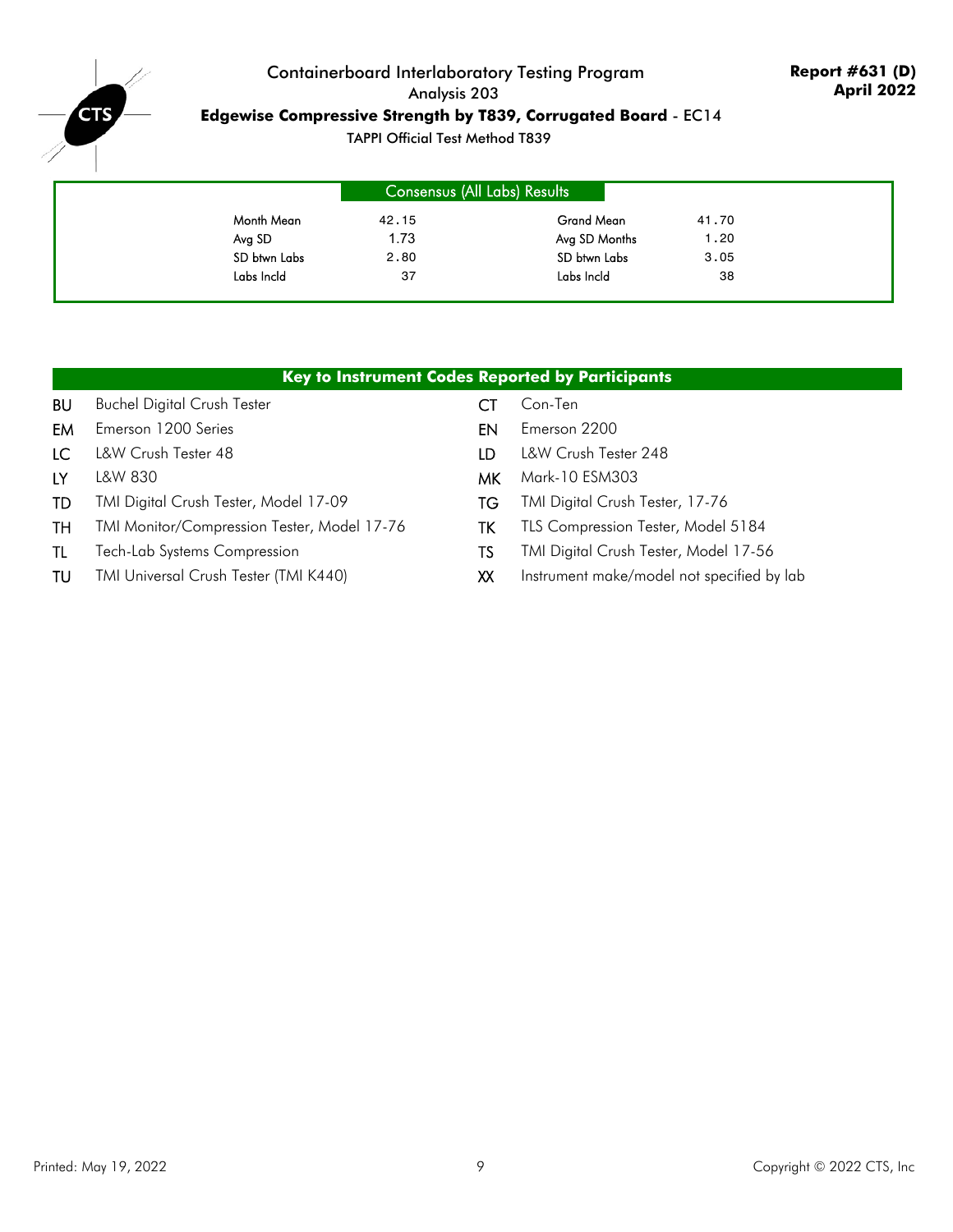# Containerboard Interlaboratory Testing Program

Analysis 203

**Edgewise Compressive Strength by T839, Corrugated Board** - EC14

TAPPI Official Test Method T839

**Report #631 (D)**
**April 2022**

## Consensus (All Labs) Results

| | | | |
|---|---|---|---|
| Month Mean | 42.15 | Grand Mean | 41.70 |
| Avg SD | 1.73 | Avg SD Months | 1.20 |
| SD btwn Labs | 2.80 | SD btwn Labs | 3.05 |
| Labs Incld | 37 | Labs Incld | 38 |

## Key to Instrument Codes Reported by Participants

| Code | Instrument | Code | Instrument |
|---|---|---|---|
| BU | Buchel Digital Crush Tester | CT | Con-Ten |
| EM | Emerson 1200 Series | EN | Emerson 2200 |
| LC | L&W Crush Tester 48 | LD | L&W Crush Tester 248 |
| LY | L&W 830 | MK | Mark-10 ESM303 |
| TD | TMI Digital Crush Tester, Model 17-09 | TG | TMI Digital Crush Tester, 17-76 |
| TH | TMI Monitor/Compression Tester, Model 17-76 | TK | TLS Compression Tester, Model 5184 |
| TL | Tech-Lab Systems Compression | TS | TMI Digital Crush Tester, Model 17-56 |
| TU | TMI Universal Crush Tester (TMI K440) | XX | Instrument make/model not specified by lab |

Printed: May 19, 2022

Copyright © 2022 CTS, Inc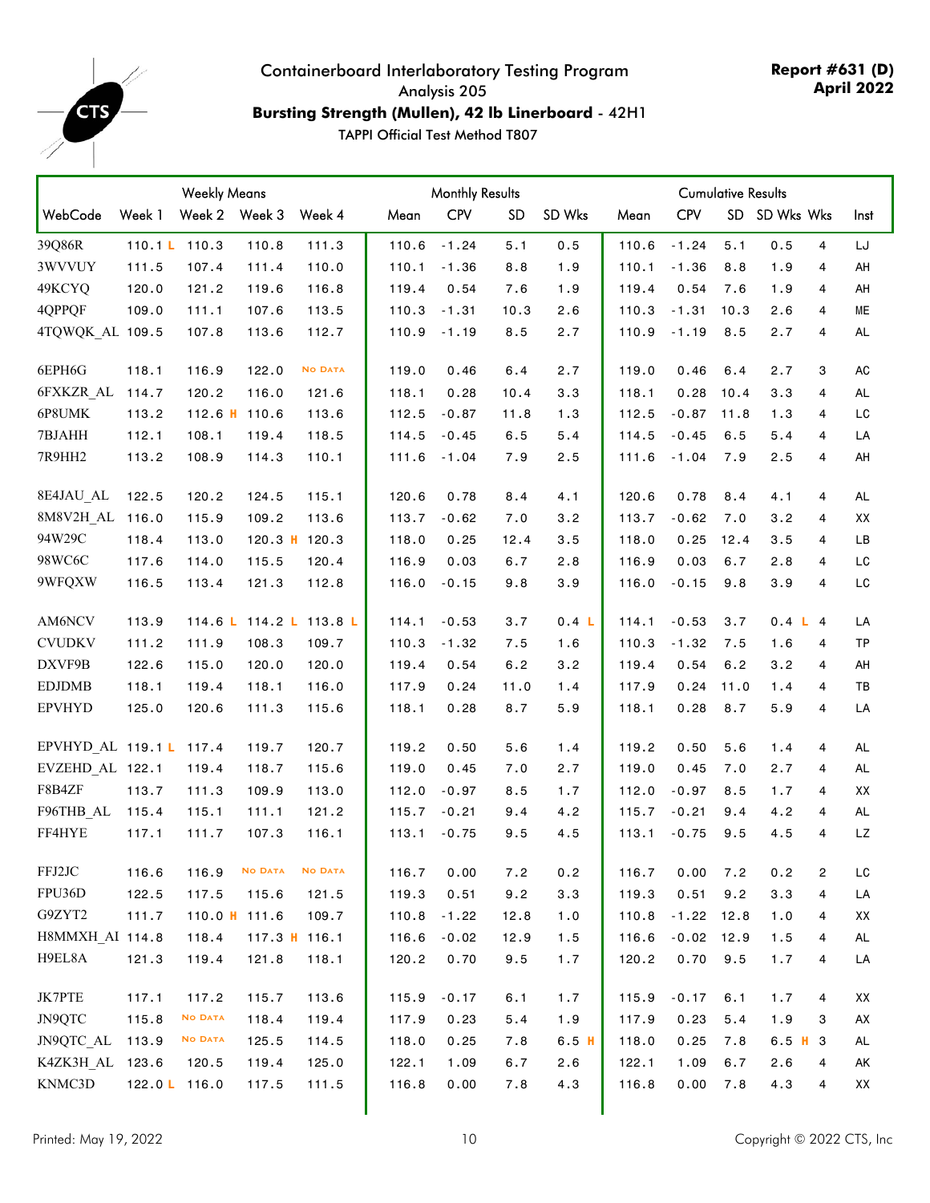# Containerboard Interlaboratory Testing Program

Analysis 205

**Bursting Strength (Mullen), 42 lb Linerboard** - 42H1

TAPPI Official Test Method T807

**Report #631 (D)**
**April 2022**

| | Weekly Means | | | | Monthly Results | | | | Cumulative Results | | | | | |
|---|---|---|---|---|---|---|---|---|---|---|---|---|---|---|
| WebCode | Week 1 | Week 2 | Week 3 | Week 4 | Mean | CPV | SD | SD Wks | Mean | CPV | SD | SD Wks | Wks | Inst |
| 39Q86R | 110.1 L | 110.3 | 110.8 | 111.3 | 110.6 | -1.24 | 5.1 | 0.5 | 110.6 | -1.24 | 5.1 | 0.5 | 4 | LJ |
| 3WVVUY | 111.5 | 107.4 | 111.4 | 110.0 | 110.1 | -1.36 | 8.8 | 1.9 | 110.1 | -1.36 | 8.8 | 1.9 | 4 | AH |
| 49KCYQ | 120.0 | 121.2 | 119.6 | 116.8 | 119.4 | 0.54 | 7.6 | 1.9 | 119.4 | 0.54 | 7.6 | 1.9 | 4 | AH |
| 4QPPQF | 109.0 | 111.1 | 107.6 | 113.5 | 110.3 | -1.31 | 10.3 | 2.6 | 110.3 | -1.31 | 10.3 | 2.6 | 4 | ME |
| 4TQWQK_AL | 109.5 | 107.8 | 113.6 | 112.7 | 110.9 | -1.19 | 8.5 | 2.7 | 110.9 | -1.19 | 8.5 | 2.7 | 4 | AL |
| 6EPH6G | 118.1 | 116.9 | 122.0 | No Data | 119.0 | 0.46 | 6.4 | 2.7 | 119.0 | 0.46 | 6.4 | 2.7 | 3 | AC |
| 6FXKZR_AL | 114.7 | 120.2 | 116.0 | 121.6 | 118.1 | 0.28 | 10.4 | 3.3 | 118.1 | 0.28 | 10.4 | 3.3 | 4 | AL |
| 6P8UMK | 113.2 | 112.6 H | 110.6 | 113.6 | 112.5 | -0.87 | 11.8 | 1.3 | 112.5 | -0.87 | 11.8 | 1.3 | 4 | LC |
| 7BJAHH | 112.1 | 108.1 | 119.4 | 118.5 | 114.5 | -0.45 | 6.5 | 5.4 | 114.5 | -0.45 | 6.5 | 5.4 | 4 | LA |
| 7R9HH2 | 113.2 | 108.9 | 114.3 | 110.1 | 111.6 | -1.04 | 7.9 | 2.5 | 111.6 | -1.04 | 7.9 | 2.5 | 4 | AH |
| 8E4JAU_AL | 122.5 | 120.2 | 124.5 | 115.1 | 120.6 | 0.78 | 8.4 | 4.1 | 120.6 | 0.78 | 8.4 | 4.1 | 4 | AL |
| 8M8V2H_AL | 116.0 | 115.9 | 109.2 | 113.6 | 113.7 | -0.62 | 7.0 | 3.2 | 113.7 | -0.62 | 7.0 | 3.2 | 4 | XX |
| 94W29C | 118.4 | 113.0 | 120.3 H | 120.3 | 118.0 | 0.25 | 12.4 | 3.5 | 118.0 | 0.25 | 12.4 | 3.5 | 4 | LB |
| 98WC6C | 117.6 | 114.0 | 115.5 | 120.4 | 116.9 | 0.03 | 6.7 | 2.8 | 116.9 | 0.03 | 6.7 | 2.8 | 4 | LC |
| 9WFQXW | 116.5 | 113.4 | 121.3 | 112.8 | 116.0 | -0.15 | 9.8 | 3.9 | 116.0 | -0.15 | 9.8 | 3.9 | 4 | LC |
| AM6NCV | 113.9 | 114.6 L | 114.2 L | 113.8 L | 114.1 | -0.53 | 3.7 | 0.4 L | 114.1 | -0.53 | 3.7 | 0.4 L | 4 | LA |
| CVUDKV | 111.2 | 111.9 | 108.3 | 109.7 | 110.3 | -1.32 | 7.5 | 1.6 | 110.3 | -1.32 | 7.5 | 1.6 | 4 | TP |
| DXVF9B | 122.6 | 115.0 | 120.0 | 120.0 | 119.4 | 0.54 | 6.2 | 3.2 | 119.4 | 0.54 | 6.2 | 3.2 | 4 | AH |
| EDJDMB | 118.1 | 119.4 | 118.1 | 116.0 | 117.9 | 0.24 | 11.0 | 1.4 | 117.9 | 0.24 | 11.0 | 1.4 | 4 | TB |
| EPVHYD | 125.0 | 120.6 | 111.3 | 115.6 | 118.1 | 0.28 | 8.7 | 5.9 | 118.1 | 0.28 | 8.7 | 5.9 | 4 | LA |
| EPVHYD_AL | 119.1 L | 117.4 | 119.7 | 120.7 | 119.2 | 0.50 | 5.6 | 1.4 | 119.2 | 0.50 | 5.6 | 1.4 | 4 | AL |
| EVZEHD_AL | 122.1 | 119.4 | 118.7 | 115.6 | 119.0 | 0.45 | 7.0 | 2.7 | 119.0 | 0.45 | 7.0 | 2.7 | 4 | AL |
| F8B4ZF | 113.7 | 111.3 | 109.9 | 113.0 | 112.0 | -0.97 | 8.5 | 1.7 | 112.0 | -0.97 | 8.5 | 1.7 | 4 | XX |
| F96THB_AL | 115.4 | 115.1 | 111.1 | 121.2 | 115.7 | -0.21 | 9.4 | 4.2 | 115.7 | -0.21 | 9.4 | 4.2 | 4 | AL |
| FF4HYE | 117.1 | 111.7 | 107.3 | 116.1 | 113.1 | -0.75 | 9.5 | 4.5 | 113.1 | -0.75 | 9.5 | 4.5 | 4 | LZ |
| FFJ2JC | 116.6 | 116.9 | No Data | No Data | 116.7 | 0.00 | 7.2 | 0.2 | 116.7 | 0.00 | 7.2 | 0.2 | 2 | LC |
| FPU36D | 122.5 | 117.5 | 115.6 | 121.5 | 119.3 | 0.51 | 9.2 | 3.3 | 119.3 | 0.51 | 9.2 | 3.3 | 4 | LA |
| G9ZYT2 | 111.7 | 110.0 H | 111.6 | 109.7 | 110.8 | -1.22 | 12.8 | 1.0 | 110.8 | -1.22 | 12.8 | 1.0 | 4 | XX |
| H8MMXH_AI | 114.8 | 118.4 | 117.3 H | 116.1 | 116.6 | -0.02 | 12.9 | 1.5 | 116.6 | -0.02 | 12.9 | 1.5 | 4 | AL |
| H9EL8A | 121.3 | 119.4 | 121.8 | 118.1 | 120.2 | 0.70 | 9.5 | 1.7 | 120.2 | 0.70 | 9.5 | 1.7 | 4 | LA |
| JK7PTE | 117.1 | 117.2 | 115.7 | 113.6 | 115.9 | -0.17 | 6.1 | 1.7 | 115.9 | -0.17 | 6.1 | 1.7 | 4 | XX |
| JN9QTC | 115.8 | No Data | 118.4 | 119.4 | 117.9 | 0.23 | 5.4 | 1.9 | 117.9 | 0.23 | 5.4 | 1.9 | 3 | AX |
| JN9QTC_AL | 113.9 | No Data | 125.5 | 114.5 | 118.0 | 0.25 | 7.8 | 6.5 H | 118.0 | 0.25 | 7.8 | 6.5 H | 3 | AL |
| K4ZK3H_AL | 123.6 | 120.5 | 119.4 | 125.0 | 122.1 | 1.09 | 6.7 | 2.6 | 122.1 | 1.09 | 6.7 | 2.6 | 4 | AK |
| KNMC3D | 122.0 L | 116.0 | 117.5 | 111.5 | 116.8 | 0.00 | 7.8 | 4.3 | 116.8 | 0.00 | 7.8 | 4.3 | 4 | XX |

Printed: May 19, 2022

Copyright © 2022 CTS, Inc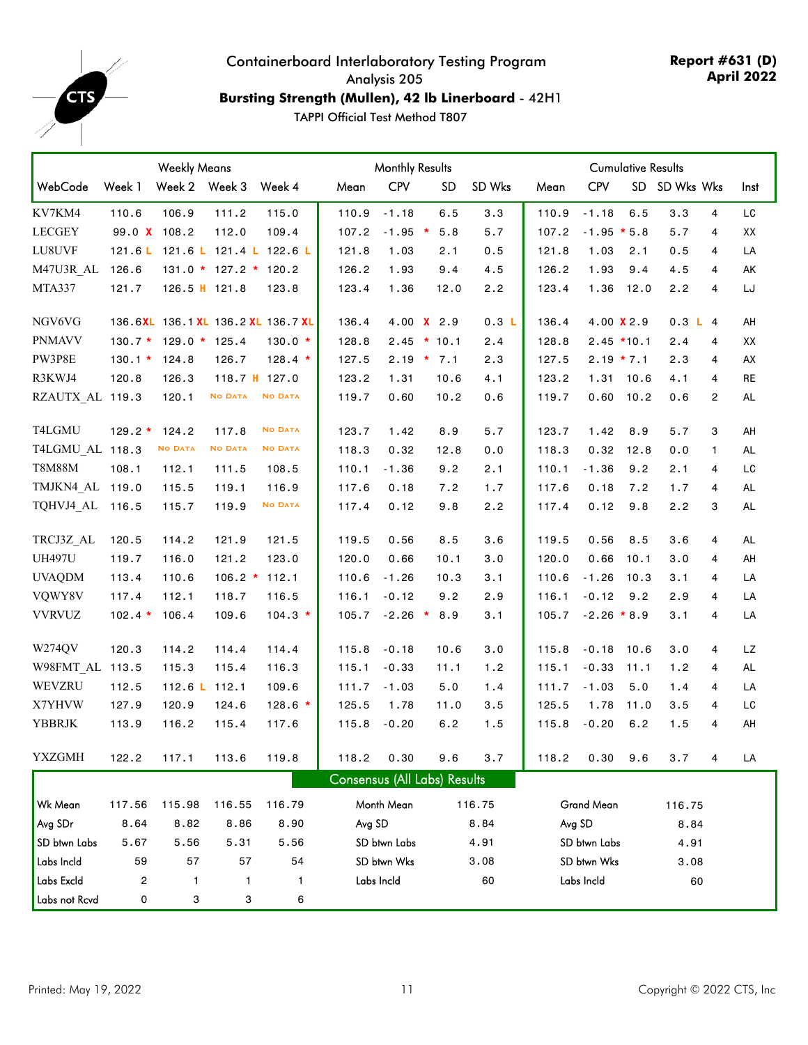# Containerboard Interlaboratory Testing Program

Analysis 205

**Bursting Strength (Mullen), 42 lb Linerboard** - 42H1

TAPPI Official Test Method T807

**Report #631 (D)**
**April 2022**

| | Weekly Means | | | | Monthly Results | | | | Cumulative Results | | | | | |
|---|---|---|---|---|---|---|---|---|---|---|---|---|---|---|
| WebCode | Week 1 | Week 2 | Week 3 | Week 4 | Mean | CPV | SD | SD Wks | Mean | CPV | SD | SD Wks | Wks | Inst |
| KV7KM4 | 110.6 | 106.9 | 111.2 | 115.0 | 110.9 | -1.18 | 6.5 | 3.3 | 110.9 | -1.18 | 6.5 | 3.3 | 4 | LC |
| LECGEY | 99.0 X | 108.2 | 112.0 | 109.4 | 107.2 | -1.95 * | 5.8 | 5.7 | 107.2 | -1.95 * | 5.8 | 5.7 | 4 | XX |
| LU8UVF | 121.6 L | 121.6 L | 121.4 L | 122.6 L | 121.8 | 1.03 | 2.1 | 0.5 | 121.8 | 1.03 | 2.1 | 0.5 | 4 | LA |
| M47U3R_AL | 126.6 | 131.0 * | 127.2 * | 120.2 | 126.2 | 1.93 | 9.4 | 4.5 | 126.2 | 1.93 | 9.4 | 4.5 | 4 | AK |
| MTA337 | 121.7 | 126.5 H | 121.8 | 123.8 | 123.4 | 1.36 | 12.0 | 2.2 | 123.4 | 1.36 | 12.0 | 2.2 | 4 | LJ |
| NGV6VG | 136.6 XL | 136.1 XL | 136.2 XL | 136.7 XL | 136.4 | 4.00 X | 2.9 | 0.3 L | 136.4 | 4.00 X | 2.9 | 0.3 L | 4 | AH |
| PNMAVV | 130.7 * | 129.0 * | 125.4 | 130.0 * | 128.8 | 2.45 * | 10.1 | 2.4 | 128.8 | 2.45 * | 10.1 | 2.4 | 4 | XX |
| PW3P8E | 130.1 * | 124.8 | 126.7 | 128.4 * | 127.5 | 2.19 * | 7.1 | 2.3 | 127.5 | 2.19 * | 7.1 | 2.3 | 4 | AX |
| R3KWJ4 | 120.8 | 126.3 | 118.7 H | 127.0 | 123.2 | 1.31 | 10.6 | 4.1 | 123.2 | 1.31 | 10.6 | 4.1 | 4 | RE |
| RZAUTX_AL | 119.3 | 120.1 | No Data | No Data | 119.7 | 0.60 | 10.2 | 0.6 | 119.7 | 0.60 | 10.2 | 0.6 | 2 | AL |
| T4LGMU | 129.2 * | 124.2 | 117.8 | No Data | 123.7 | 1.42 | 8.9 | 5.7 | 123.7 | 1.42 | 8.9 | 5.7 | 3 | AH |
| T4LGMU_AL | 118.3 | No Data | No Data | No Data | 118.3 | 0.32 | 12.8 | 0.0 | 118.3 | 0.32 | 12.8 | 0.0 | 1 | AL |
| T8M88M | 108.1 | 112.1 | 111.5 | 108.5 | 110.1 | -1.36 | 9.2 | 2.1 | 110.1 | -1.36 | 9.2 | 2.1 | 4 | LC |
| TMJKN4_AL | 119.0 | 115.5 | 119.1 | 116.9 | 117.6 | 0.18 | 7.2 | 1.7 | 117.6 | 0.18 | 7.2 | 1.7 | 4 | AL |
| TQHVJ4_AL | 116.5 | 115.7 | 119.9 | No Data | 117.4 | 0.12 | 9.8 | 2.2 | 117.4 | 0.12 | 9.8 | 2.2 | 3 | AL |
| TRCJ3Z_AL | 120.5 | 114.2 | 121.9 | 121.5 | 119.5 | 0.56 | 8.5 | 3.6 | 119.5 | 0.56 | 8.5 | 3.6 | 4 | AL |
| UH497U | 119.7 | 116.0 | 121.2 | 123.0 | 120.0 | 0.66 | 10.1 | 3.0 | 120.0 | 0.66 | 10.1 | 3.0 | 4 | AH |
| UVAQDM | 113.4 | 110.6 | 106.2 * | 112.1 | 110.6 | -1.26 | 10.3 | 3.1 | 110.6 | -1.26 | 10.3 | 3.1 | 4 | LA |
| VQWY8V | 117.4 | 112.1 | 118.7 | 116.5 | 116.1 | -0.12 | 9.2 | 2.9 | 116.1 | -0.12 | 9.2 | 2.9 | 4 | LA |
| VVRVUZ | 102.4 * | 106.4 | 109.6 | 104.3 * | 105.7 | -2.26 * | 8.9 | 3.1 | 105.7 | -2.26 * | 8.9 | 3.1 | 4 | LA |
| W274QV | 120.3 | 114.2 | 114.4 | 114.4 | 115.8 | -0.18 | 10.6 | 3.0 | 115.8 | -0.18 | 10.6 | 3.0 | 4 | LZ |
| W98FMT_AL | 113.5 | 115.3 | 115.4 | 116.3 | 115.1 | -0.33 | 11.1 | 1.2 | 115.1 | -0.33 | 11.1 | 1.2 | 4 | AL |
| WEVZRU | 112.5 | 112.6 L | 112.1 | 109.6 | 111.7 | -1.03 | 5.0 | 1.4 | 111.7 | -1.03 | 5.0 | 1.4 | 4 | LA |
| X7YHVW | 127.9 | 120.9 | 124.6 | 128.6 * | 125.5 | 1.78 | 11.0 | 3.5 | 125.5 | 1.78 | 11.0 | 3.5 | 4 | LC |
| YBBRJK | 113.9 | 116.2 | 115.4 | 117.6 | 115.8 | -0.20 | 6.2 | 1.5 | 115.8 | -0.20 | 6.2 | 1.5 | 4 | AH |
| YXZGMH | 122.2 | 117.1 | 113.6 | 119.8 | 118.2 | 0.30 | 9.6 | 3.7 | 118.2 | 0.30 | 9.6 | 3.7 | 4 | LA |

**Consensus (All Labs) Results**

| | Week 1 | Week 2 | Week 3 | Week 4 | Monthly | | Cumulative | |
|---|---|---|---|---|---|---|---|---|
| Wk Mean | 117.56 | 115.98 | 116.55 | 116.79 | Month Mean | 116.75 | Grand Mean | 116.75 |
| Avg SDr | 8.64 | 8.82 | 8.86 | 8.90 | Avg SD | 8.84 | Avg SD | 8.84 |
| SD btwn Labs | 5.67 | 5.56 | 5.31 | 5.56 | SD btwn Labs | 4.91 | SD btwn Labs | 4.91 |
| Labs Incld | 59 | 57 | 57 | 54 | SD btwn Wks | 3.08 | SD btwn Wks | 3.08 |
| Labs Excld | 2 | 1 | 1 | 1 | Labs Incld | 60 | Labs Incld | 60 |
| Labs not Rcvd | 0 | 3 | 3 | 6 | | | | |

Printed: May 19, 2022

Copyright © 2022 CTS, Inc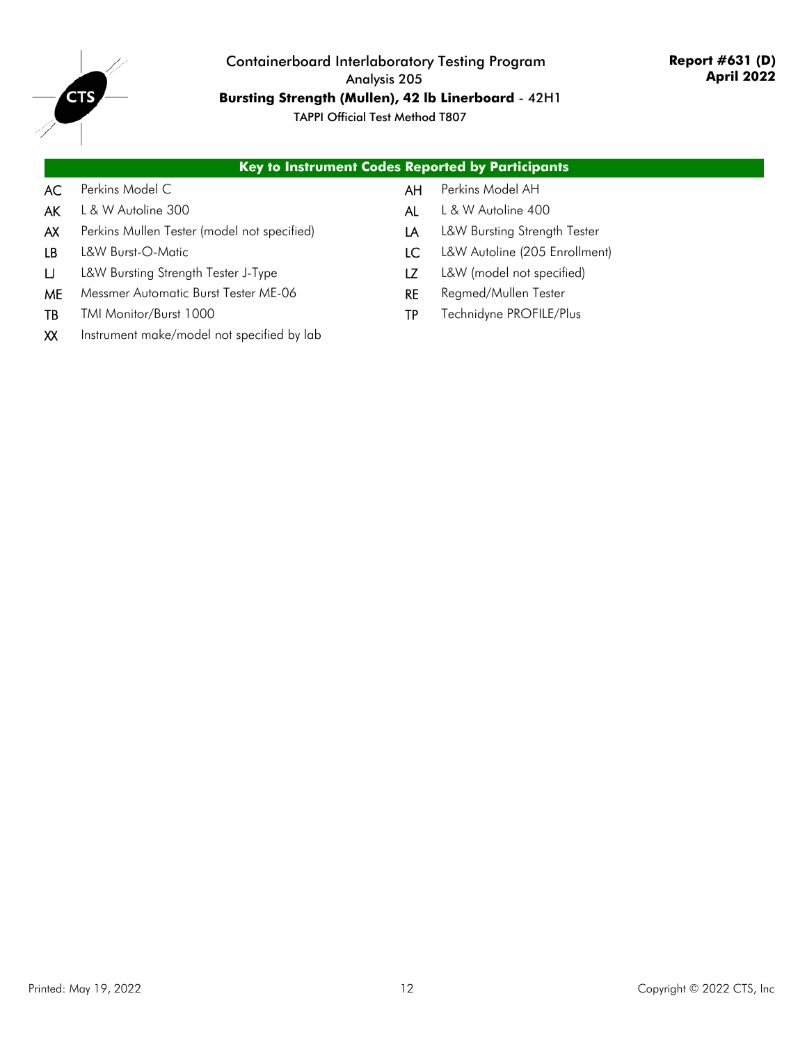Containerboard Interlaboratory Testing Program

Analysis 205

**Bursting Strength (Mullen), 42 lb Linerboard** - 42H1

TAPPI Official Test Method T807

**Report #631 (D)**
**April 2022**

## Key to Instrument Codes Reported by Participants

| Code | Instrument | Code | Instrument |
|---|---|---|---|
| AC | Perkins Model C | AH | Perkins Model AH |
| AK | L & W Autoline 300 | AL | L & W Autoline 400 |
| AX | Perkins Mullen Tester (model not specified) | LA | L&W Bursting Strength Tester |
| LB | L&W Burst-O-Matic | LC | L&W Autoline (205 Enrollment) |
| LJ | L&W Bursting Strength Tester J-Type | LZ | L&W (model not specified) |
| ME | Messmer Automatic Burst Tester ME-06 | RE | Regmed/Mullen Tester |
| TB | TMI Monitor/Burst 1000 | TP | Technidyne PROFILE/Plus |
| XX | Instrument make/model not specified by lab | | |

Printed: May 19, 2022

Copyright © 2022 CTS, Inc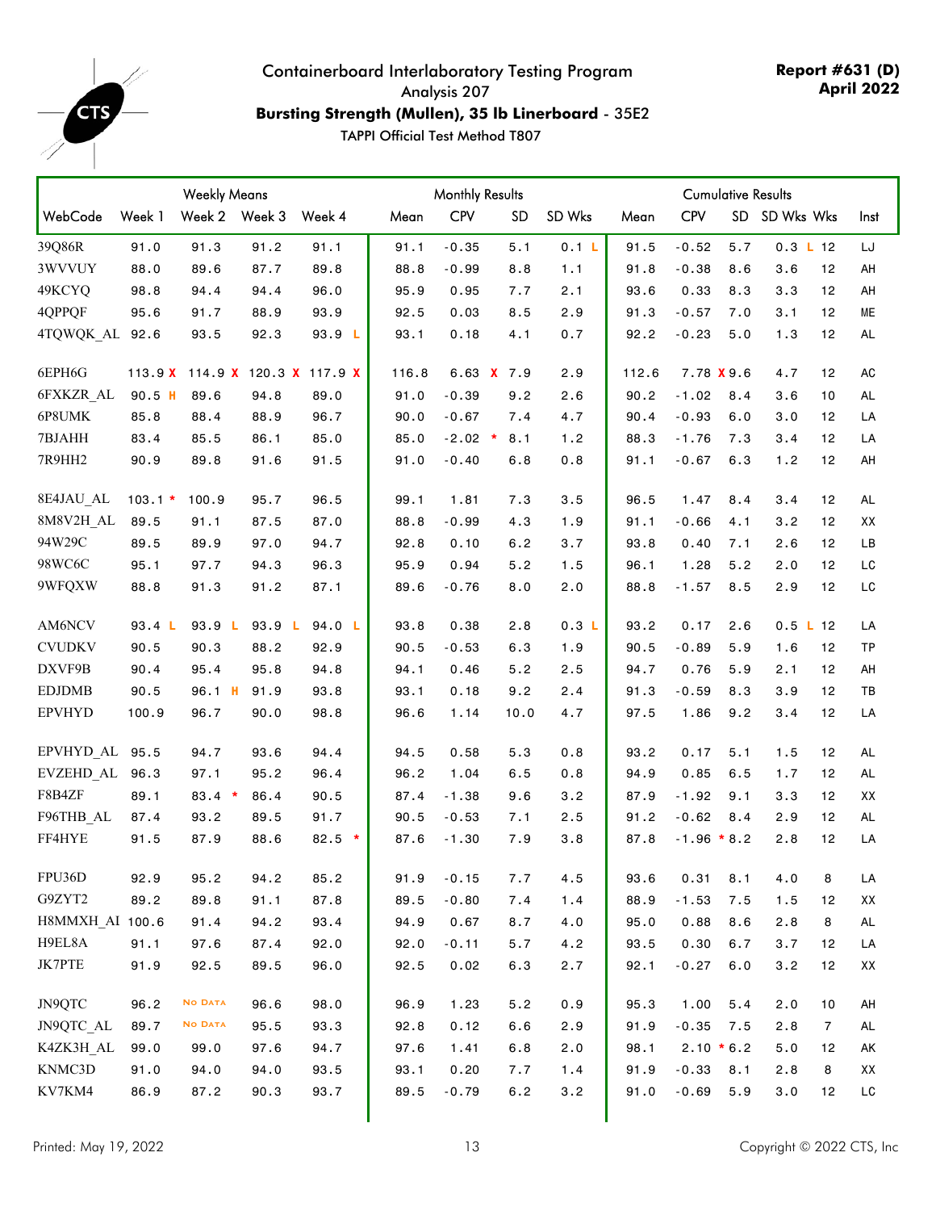# Containerboard Interlaboratory Testing Program

Analysis 207

**Bursting Strength (Mullen), 35 lb Linerboard** - 35E2

TAPPI Official Test Method T807

**Report #631 (D)**
**April 2022**

| | Weekly Means | | | | Monthly Results | | | | Cumulative Results | | | | | |
|---|---|---|---|---|---|---|---|---|---|---|---|---|---|---|
| WebCode | Week 1 | Week 2 | Week 3 | Week 4 | Mean | CPV | SD | SD Wks | Mean | CPV | SD | SD Wks | Wks | Inst |
| 39Q86R | 91.0 | 91.3 | 91.2 | 91.1 | 91.1 | -0.35 | 5.1 | 0.1 L | 91.5 | -0.52 | 5.7 | 0.3 L | 12 | LJ |
| 3WVVUY | 88.0 | 89.6 | 87.7 | 89.8 | 88.8 | -0.99 | 8.8 | 1.1 | 91.8 | -0.38 | 8.6 | 3.6 | 12 | AH |
| 49KCYQ | 98.8 | 94.4 | 94.4 | 96.0 | 95.9 | 0.95 | 7.7 | 2.1 | 93.6 | 0.33 | 8.3 | 3.3 | 12 | AH |
| 4QPPQF | 95.6 | 91.7 | 88.9 | 93.9 | 92.5 | 0.03 | 8.5 | 2.9 | 91.3 | -0.57 | 7.0 | 3.1 | 12 | ME |
| 4TQWQK_AL | 92.6 | 93.5 | 92.3 | 93.9 L | 93.1 | 0.18 | 4.1 | 0.7 | 92.2 | -0.23 | 5.0 | 1.3 | 12 | AL |
| 6EPH6G | 113.9 X | 114.9 X | 120.3 X | 117.9 X | 116.8 | 6.63 X | 7.9 | 2.9 | 112.6 | 7.78 X | 9.6 | 4.7 | 12 | AC |
| 6FXKZR_AL | 90.5 H | 89.6 | 94.8 | 89.0 | 91.0 | -0.39 | 9.2 | 2.6 | 90.2 | -1.02 | 8.4 | 3.6 | 10 | AL |
| 6P8UMK | 85.8 | 88.4 | 88.9 | 96.7 | 90.0 | -0.67 | 7.4 | 4.7 | 90.4 | -0.93 | 6.0 | 3.0 | 12 | LA |
| 7BJAHH | 83.4 | 85.5 | 86.1 | 85.0 | 85.0 | -2.02 * | 8.1 | 1.2 | 88.3 | -1.76 | 7.3 | 3.4 | 12 | LA |
| 7R9HH2 | 90.9 | 89.8 | 91.6 | 91.5 | 91.0 | -0.40 | 6.8 | 0.8 | 91.1 | -0.67 | 6.3 | 1.2 | 12 | AH |
| 8E4JAU_AL | 103.1 * | 100.9 | 95.7 | 96.5 | 99.1 | 1.81 | 7.3 | 3.5 | 96.5 | 1.47 | 8.4 | 3.4 | 12 | AL |
| 8M8V2H_AL | 89.5 | 91.1 | 87.5 | 87.0 | 88.8 | -0.99 | 4.3 | 1.9 | 91.1 | -0.66 | 4.1 | 3.2 | 12 | XX |
| 94W29C | 89.5 | 89.9 | 97.0 | 94.7 | 92.8 | 0.10 | 6.2 | 3.7 | 93.8 | 0.40 | 7.1 | 2.6 | 12 | LB |
| 98WC6C | 95.1 | 97.7 | 94.3 | 96.3 | 95.9 | 0.94 | 5.2 | 1.5 | 96.1 | 1.28 | 5.2 | 2.0 | 12 | LC |
| 9WFQXW | 88.8 | 91.3 | 91.2 | 87.1 | 89.6 | -0.76 | 8.0 | 2.0 | 88.8 | -1.57 | 8.5 | 2.9 | 12 | LC |
| AM6NCV | 93.4 L | 93.9 L | 93.9 L | 94.0 L | 93.8 | 0.38 | 2.8 | 0.3 L | 93.2 | 0.17 | 2.6 | 0.5 L | 12 | LA |
| CVUDKV | 90.5 | 90.3 | 88.2 | 92.9 | 90.5 | -0.53 | 6.3 | 1.9 | 90.5 | -0.89 | 5.9 | 1.6 | 12 | TP |
| DXVF9B | 90.4 | 95.4 | 95.8 | 94.8 | 94.1 | 0.46 | 5.2 | 2.5 | 94.7 | 0.76 | 5.9 | 2.1 | 12 | AH |
| EDJDMB | 90.5 | 96.1 H | 91.9 | 93.8 | 93.1 | 0.18 | 9.2 | 2.4 | 91.3 | -0.59 | 8.3 | 3.9 | 12 | TB |
| EPVHYD | 100.9 | 96.7 | 90.0 | 98.8 | 96.6 | 1.14 | 10.0 | 4.7 | 97.5 | 1.86 | 9.2 | 3.4 | 12 | LA |
| EPVHYD_AL | 95.5 | 94.7 | 93.6 | 94.4 | 94.5 | 0.58 | 5.3 | 0.8 | 93.2 | 0.17 | 5.1 | 1.5 | 12 | AL |
| EVZEHD_AL | 96.3 | 97.1 | 95.2 | 96.4 | 96.2 | 1.04 | 6.5 | 0.8 | 94.9 | 0.85 | 6.5 | 1.7 | 12 | AL |
| F8B4ZF | 89.1 | 83.4 * | 86.4 | 90.5 | 87.4 | -1.38 | 9.6 | 3.2 | 87.9 | -1.92 | 9.1 | 3.3 | 12 | XX |
| F96THB_AL | 87.4 | 93.2 | 89.5 | 91.7 | 90.5 | -0.53 | 7.1 | 2.5 | 91.2 | -0.62 | 8.4 | 2.9 | 12 | AL |
| FF4HYE | 91.5 | 87.9 | 88.6 | 82.5 * | 87.6 | -1.30 | 7.9 | 3.8 | 87.8 | -1.96 * | 8.2 | 2.8 | 12 | LA |
| FPU36D | 92.9 | 95.2 | 94.2 | 85.2 | 91.9 | -0.15 | 7.7 | 4.5 | 93.6 | 0.31 | 8.1 | 4.0 | 8 | LA |
| G9ZYT2 | 89.2 | 89.8 | 91.1 | 87.8 | 89.5 | -0.80 | 7.4 | 1.4 | 88.9 | -1.53 | 7.5 | 1.5 | 12 | XX |
| H8MMXH_AI | 100.6 | 91.4 | 94.2 | 93.4 | 94.9 | 0.67 | 8.7 | 4.0 | 95.0 | 0.88 | 8.6 | 2.8 | 8 | AL |
| H9EL8A | 91.1 | 97.6 | 87.4 | 92.0 | 92.0 | -0.11 | 5.7 | 4.2 | 93.5 | 0.30 | 6.7 | 3.7 | 12 | LA |
| JK7PTE | 91.9 | 92.5 | 89.5 | 96.0 | 92.5 | 0.02 | 6.3 | 2.7 | 92.1 | -0.27 | 6.0 | 3.2 | 12 | XX |
| JN9QTC | 96.2 | No Data | 96.6 | 98.0 | 96.9 | 1.23 | 5.2 | 0.9 | 95.3 | 1.00 | 5.4 | 2.0 | 10 | AH |
| JN9QTC_AL | 89.7 | No Data | 95.5 | 93.3 | 92.8 | 0.12 | 6.6 | 2.9 | 91.9 | -0.35 | 7.5 | 2.8 | 7 | AL |
| K4ZK3H_AL | 99.0 | 99.0 | 97.6 | 94.7 | 97.6 | 1.41 | 6.8 | 2.0 | 98.1 | 2.10 * | 6.2 | 5.0 | 12 | AK |
| KNMC3D | 91.0 | 94.0 | 94.0 | 93.5 | 93.1 | 0.20 | 7.7 | 1.4 | 91.9 | -0.33 | 8.1 | 2.8 | 8 | XX |
| KV7KM4 | 86.9 | 87.2 | 90.3 | 93.7 | 89.5 | -0.79 | 6.2 | 3.2 | 91.0 | -0.69 | 5.9 | 3.0 | 12 | LC |

Printed: May 19, 2022

Copyright © 2022 CTS, Inc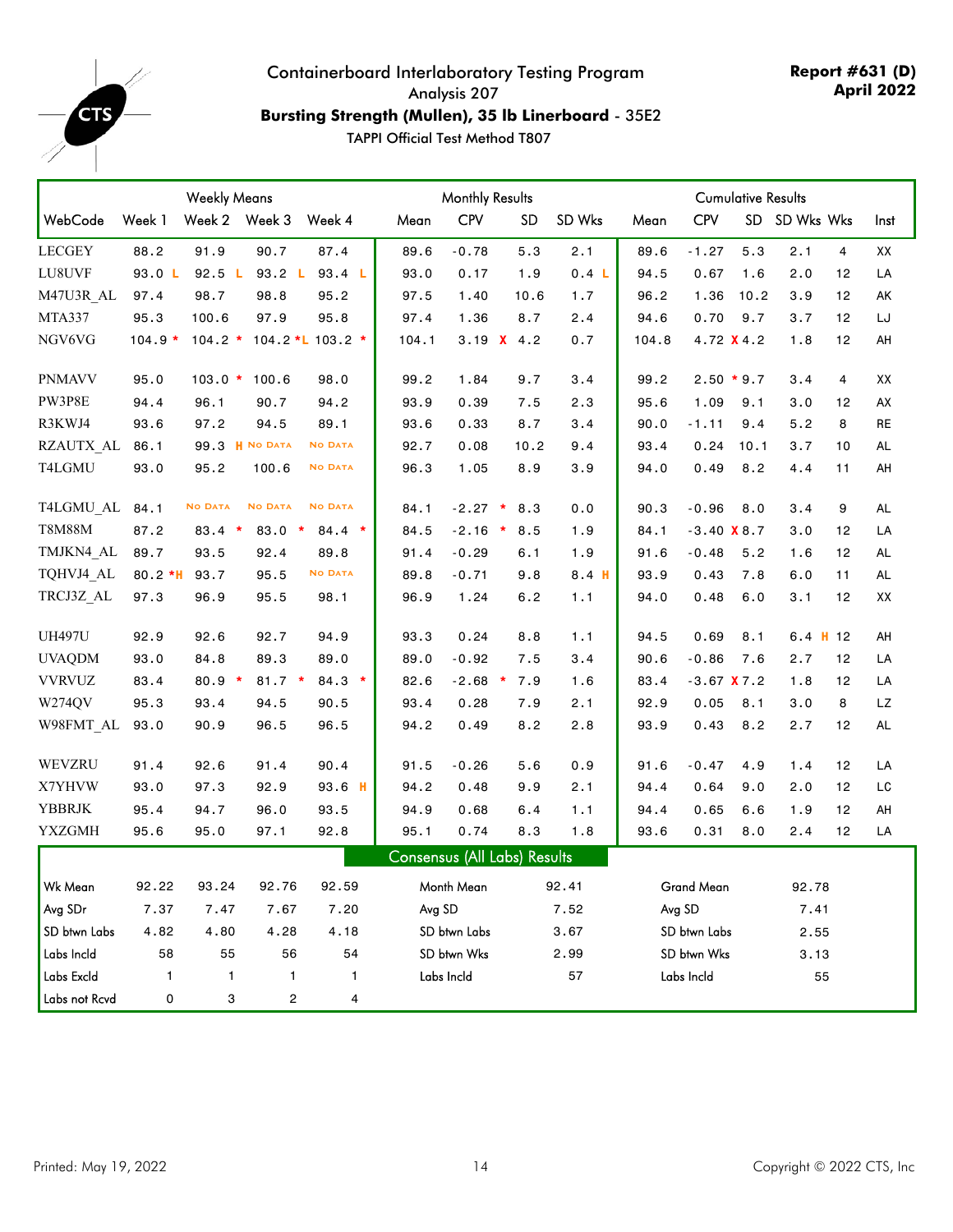# Containerboard Interlaboratory Testing Program

Analysis 207

**Bursting Strength (Mullen), 35 lb Linerboard** - 35E2

TAPPI Official Test Method T807

**Report #631 (D)**
**April 2022**

| WebCode | Weekly Means: Week 1 | Week 2 | Week 3 | Week 4 | Monthly Results: Mean | CPV | SD | SD Wks | Cumulative Results: Mean | CPV | SD | SD Wks | Wks | Inst |
|---|---|---|---|---|---|---|---|---|---|---|---|---|---|---|
| LECGEY | 88.2 | 91.9 | 90.7 | 87.4 | 89.6 | -0.78 | 5.3 | 2.1 | 89.6 | -1.27 | 5.3 | 2.1 | 4 | XX |
| LU8UVF | 93.0 L | 92.5 L | 93.2 L | 93.4 L | 93.0 | 0.17 | 1.9 | 0.4 L | 94.5 | 0.67 | 1.6 | 2.0 | 12 | LA |
| M47U3R_AL | 97.4 | 98.7 | 98.8 | 95.2 | 97.5 | 1.40 | 10.6 | 1.7 | 96.2 | 1.36 | 10.2 | 3.9 | 12 | AK |
| MTA337 | 95.3 | 100.6 | 97.9 | 95.8 | 97.4 | 1.36 | 8.7 | 2.4 | 94.6 | 0.70 | 9.7 | 3.7 | 12 | LJ |
| NGV6VG | 104.9 * | 104.2 * | 104.2 *L | 103.2 * | 104.1 | 3.19 X | 4.2 | 0.7 | 104.8 | 4.72 X | 4.2 | 1.8 | 12 | AH |
| PNMAVV | 95.0 | 103.0 * | 100.6 | 98.0 | 99.2 | 1.84 | 9.7 | 3.4 | 99.2 | 2.50 * | 9.7 | 3.4 | 4 | XX |
| PW3P8E | 94.4 | 96.1 | 90.7 | 94.2 | 93.9 | 0.39 | 7.5 | 2.3 | 95.6 | 1.09 | 9.1 | 3.0 | 12 | AX |
| R3KWJ4 | 93.6 | 97.2 | 94.5 | 89.1 | 93.6 | 0.33 | 8.7 | 3.4 | 90.0 | -1.11 | 9.4 | 5.2 | 8 | RE |
| RZAUTX_AL | 86.1 | 99.3 H | No Data | No Data | 92.7 | 0.08 | 10.2 | 9.4 | 93.4 | 0.24 | 10.1 | 3.7 | 10 | AL |
| T4LGMU | 93.0 | 95.2 | 100.6 | No Data | 96.3 | 1.05 | 8.9 | 3.9 | 94.0 | 0.49 | 8.2 | 4.4 | 11 | AH |
| T4LGMU_AL | 84.1 | No Data | No Data | No Data | 84.1 | -2.27 * | 8.3 | 0.0 | 90.3 | -0.96 | 8.0 | 3.4 | 9 | AL |
| T8M88M | 87.2 | 83.4 * | 83.0 * | 84.4 * | 84.5 | -2.16 * | 8.5 | 1.9 | 84.1 | -3.40 X | 8.7 | 3.0 | 12 | LA |
| TMJKN4_AL | 89.7 | 93.5 | 92.4 | 89.8 | 91.4 | -0.29 | 6.1 | 1.9 | 91.6 | -0.48 | 5.2 | 1.6 | 12 | AL |
| TQHVJ4_AL | 80.2 *H | 93.7 | 95.5 | No Data | 89.8 | -0.71 | 9.8 | 8.4 H | 93.9 | 0.43 | 7.8 | 6.0 | 11 | AL |
| TRCJ3Z_AL | 97.3 | 96.9 | 95.5 | 98.1 | 96.9 | 1.24 | 6.2 | 1.1 | 94.0 | 0.48 | 6.0 | 3.1 | 12 | XX |
| UH497U | 92.9 | 92.6 | 92.7 | 94.9 | 93.3 | 0.24 | 8.8 | 1.1 | 94.5 | 0.69 | 8.1 | 6.4 H | 12 | AH |
| UVAQDM | 93.0 | 84.8 | 89.3 | 89.0 | 89.0 | -0.92 | 7.5 | 3.4 | 90.6 | -0.86 | 7.6 | 2.7 | 12 | LA |
| VVRVUZ | 83.4 | 80.9 * | 81.7 * | 84.3 * | 82.6 | -2.68 * | 7.9 | 1.6 | 83.4 | -3.67 X | 7.2 | 1.8 | 12 | LA |
| W274QV | 95.3 | 93.4 | 94.5 | 90.5 | 93.4 | 0.28 | 7.9 | 2.1 | 92.9 | 0.05 | 8.1 | 3.0 | 8 | LZ |
| W98FMT_AL | 93.0 | 90.9 | 96.5 | 96.5 | 94.2 | 0.49 | 8.2 | 2.8 | 93.9 | 0.43 | 8.2 | 2.7 | 12 | AL |
| WEVZRU | 91.4 | 92.6 | 91.4 | 90.4 | 91.5 | -0.26 | 5.6 | 0.9 | 91.6 | -0.47 | 4.9 | 1.4 | 12 | LA |
| X7YHVW | 93.0 | 97.3 | 92.9 | 93.6 H | 94.2 | 0.48 | 9.9 | 2.1 | 94.4 | 0.64 | 9.0 | 2.0 | 12 | LC |
| YBBRJK | 95.4 | 94.7 | 96.0 | 93.5 | 94.9 | 0.68 | 6.4 | 1.1 | 94.4 | 0.65 | 6.6 | 1.9 | 12 | AH |
| YXZGMH | 95.6 | 95.0 | 97.1 | 92.8 | 95.1 | 0.74 | 8.3 | 1.8 | 93.6 | 0.31 | 8.0 | 2.4 | 12 | LA |

**Consensus (All Labs) Results**

| | Week 1 | Week 2 | Week 3 | Week 4 |
|---|---|---|---|---|
| Wk Mean | 92.22 | 93.24 | 92.76 | 92.59 |
| Avg SDr | 7.37 | 7.47 | 7.67 | 7.20 |
| SD btwn Labs | 4.82 | 4.80 | 4.28 | 4.18 |
| Labs Incld | 58 | 55 | 56 | 54 |
| Labs Excld | 1 | 1 | 1 | 1 |
| Labs not Rcvd | 0 | 3 | 2 | 4 |

| Monthly | |
|---|---|
| Month Mean | 92.41 |
| Avg SD | 7.52 |
| SD btwn Labs | 3.67 |
| SD btwn Wks | 2.99 |
| Labs Incld | 57 |

| Cumulative | |
|---|---|
| Grand Mean | 92.78 |
| Avg SD | 7.41 |
| SD btwn Labs | 2.55 |
| SD btwn Wks | 3.13 |
| Labs Incld | 55 |

Printed: May 19, 2022

Copyright © 2022 CTS, Inc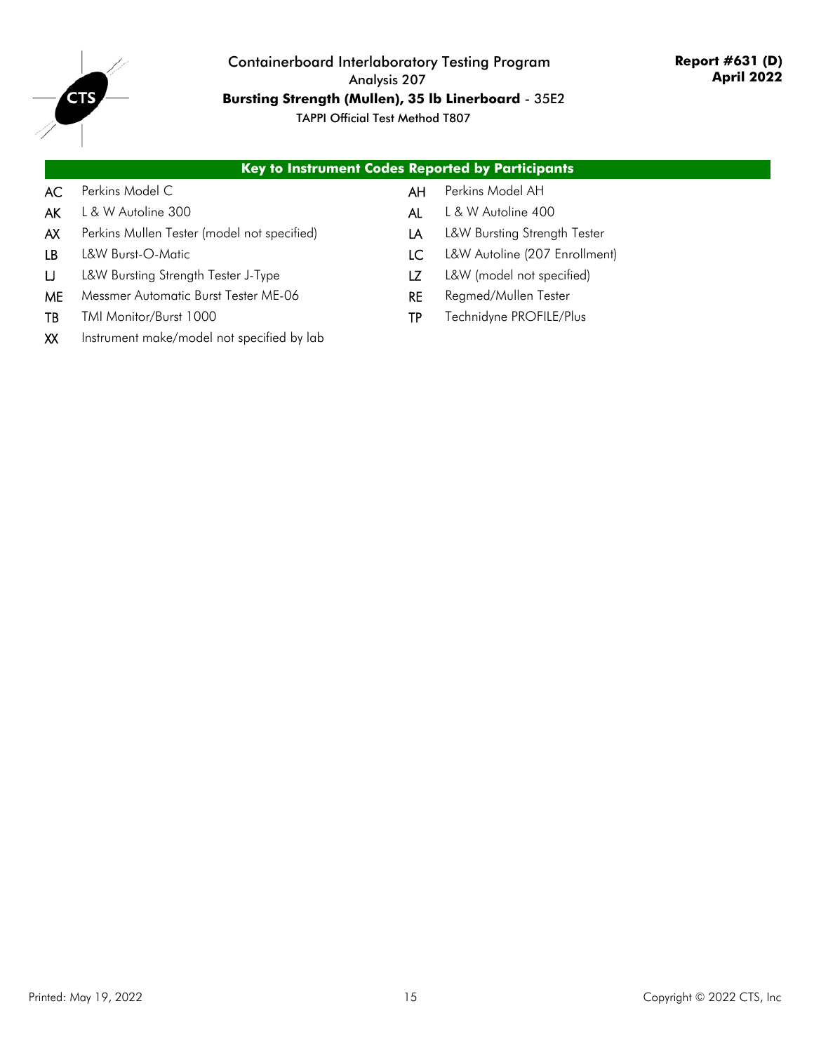## Key to Instrument Codes Reported by Participants

| Code | Instrument | Code | Instrument |
|---|---|---|---|
| AC | Perkins Model C | AH | Perkins Model AH |
| AK | L & W Autoline 300 | AL | L & W Autoline 400 |
| AX | Perkins Mullen Tester (model not specified) | LA | L&W Bursting Strength Tester |
| LB | L&W Burst-O-Matic | LC | L&W Autoline (207 Enrollment) |
| LJ | L&W Bursting Strength Tester J-Type | LZ | L&W (model not specified) |
| ME | Messmer Automatic Burst Tester ME-06 | RE | Regmed/Mullen Tester |
| TB | TMI Monitor/Burst 1000 | TP | Technidyne PROFILE/Plus |
| XX | Instrument make/model not specified by lab | | |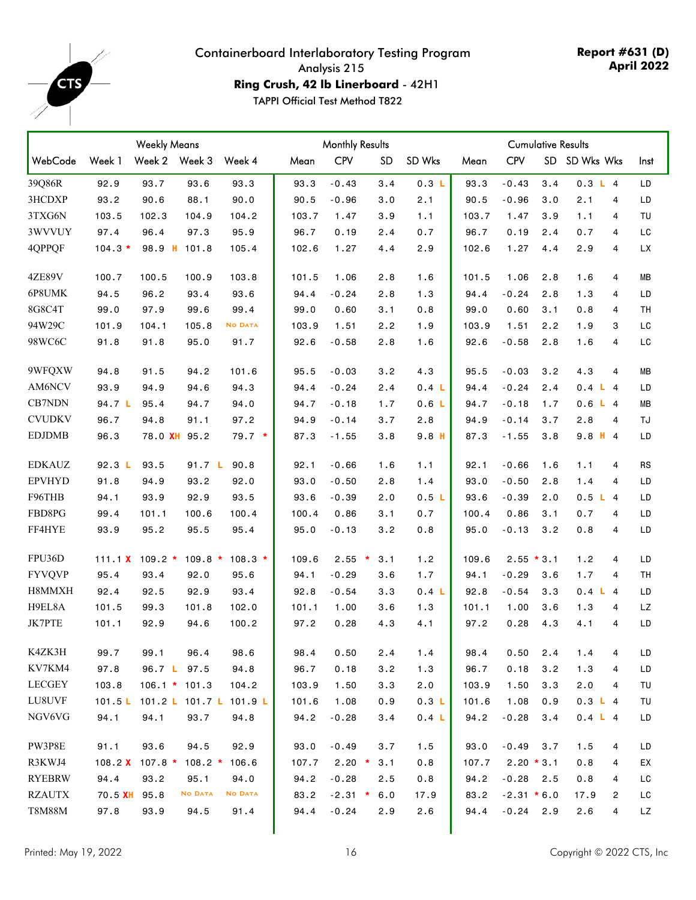# Containerboard Interlaboratory Testing Program

Analysis 215

**Ring Crush, 42 lb Linerboard** - 42H1

TAPPI Official Test Method T822

**Report #631 (D)**
**April 2022**

| | Weekly Means | | | | Monthly Results | | | | Cumulative Results | | | | | |
|---|---|---|---|---|---|---|---|---|---|---|---|---|---|---|
| WebCode | Week 1 | Week 2 | Week 3 | Week 4 | Mean | CPV | SD | SD Wks | Mean | CPV | SD | SD Wks | Wks | Inst |
| 39Q86R | 92.9 | 93.7 | 93.6 | 93.3 | 93.3 | -0.43 | 3.4 | 0.3 L | 93.3 | -0.43 | 3.4 | 0.3 L | 4 | LD |
| 3HCDXP | 93.2 | 90.6 | 88.1 | 90.0 | 90.5 | -0.96 | 3.0 | 2.1 | 90.5 | -0.96 | 3.0 | 2.1 | 4 | LD |
| 3TXG6N | 103.5 | 102.3 | 104.9 | 104.2 | 103.7 | 1.47 | 3.9 | 1.1 | 103.7 | 1.47 | 3.9 | 1.1 | 4 | TU |
| 3WVVUY | 97.4 | 96.4 | 97.3 | 95.9 | 96.7 | 0.19 | 2.4 | 0.7 | 96.7 | 0.19 | 2.4 | 0.7 | 4 | LC |
| 4QPPQF | 104.3 * | 98.9 H | 101.8 | 105.4 | 102.6 | 1.27 | 4.4 | 2.9 | 102.6 | 1.27 | 4.4 | 2.9 | 4 | LX |
| 4ZE89V | 100.7 | 100.5 | 100.9 | 103.8 | 101.5 | 1.06 | 2.8 | 1.6 | 101.5 | 1.06 | 2.8 | 1.6 | 4 | MB |
| 6P8UMK | 94.5 | 96.2 | 93.4 | 93.6 | 94.4 | -0.24 | 2.8 | 1.3 | 94.4 | -0.24 | 2.8 | 1.3 | 4 | LD |
| 8G8C4T | 99.0 | 97.9 | 99.6 | 99.4 | 99.0 | 0.60 | 3.1 | 0.8 | 99.0 | 0.60 | 3.1 | 0.8 | 4 | TH |
| 94W29C | 101.9 | 104.1 | 105.8 | No Data | 103.9 | 1.51 | 2.2 | 1.9 | 103.9 | 1.51 | 2.2 | 1.9 | 3 | LC |
| 98WC6C | 91.8 | 91.8 | 95.0 | 91.7 | 92.6 | -0.58 | 2.8 | 1.6 | 92.6 | -0.58 | 2.8 | 1.6 | 4 | LC |
| 9WFQXW | 94.8 | 91.5 | 94.2 | 101.6 | 95.5 | -0.03 | 3.2 | 4.3 | 95.5 | -0.03 | 3.2 | 4.3 | 4 | MB |
| AM6NCV | 93.9 | 94.9 | 94.6 | 94.3 | 94.4 | -0.24 | 2.4 | 0.4 L | 94.4 | -0.24 | 2.4 | 0.4 L | 4 | LD |
| CB7NDN | 94.7 L | 95.4 | 94.7 | 94.0 | 94.7 | -0.18 | 1.7 | 0.6 L | 94.7 | -0.18 | 1.7 | 0.6 L | 4 | MB |
| CVUDKV | 96.7 | 94.8 | 91.1 | 97.2 | 94.9 | -0.14 | 3.7 | 2.8 | 94.9 | -0.14 | 3.7 | 2.8 | 4 | TJ |
| EDJDMB | 96.3 | 78.0 XH | 95.2 | 79.7 * | 87.3 | -1.55 | 3.8 | 9.8 H | 87.3 | -1.55 | 3.8 | 9.8 H | 4 | LD |
| EDKAUZ | 92.3 L | 93.5 | 91.7 L | 90.8 | 92.1 | -0.66 | 1.6 | 1.1 | 92.1 | -0.66 | 1.6 | 1.1 | 4 | RS |
| EPVHYD | 91.8 | 94.9 | 93.2 | 92.0 | 93.0 | -0.50 | 2.8 | 1.4 | 93.0 | -0.50 | 2.8 | 1.4 | 4 | LD |
| F96THB | 94.1 | 93.9 | 92.9 | 93.5 | 93.6 | -0.39 | 2.0 | 0.5 L | 93.6 | -0.39 | 2.0 | 0.5 L | 4 | LD |
| FBD8PG | 99.4 | 101.1 | 100.6 | 100.4 | 100.4 | 0.86 | 3.1 | 0.7 | 100.4 | 0.86 | 3.1 | 0.7 | 4 | LD |
| FF4HYE | 93.9 | 95.2 | 95.5 | 95.4 | 95.0 | -0.13 | 3.2 | 0.8 | 95.0 | -0.13 | 3.2 | 0.8 | 4 | LD |
| FPU36D | 111.1 X | 109.2 * | 109.8 * | 108.3 * | 109.6 | 2.55 * | 3.1 | 1.2 | 109.6 | 2.55 * | 3.1 | 1.2 | 4 | LD |
| FYVQVP | 95.4 | 93.4 | 92.0 | 95.6 | 94.1 | -0.29 | 3.6 | 1.7 | 94.1 | -0.29 | 3.6 | 1.7 | 4 | TH |
| H8MMXH | 92.4 | 92.5 | 92.9 | 93.4 | 92.8 | -0.54 | 3.3 | 0.4 L | 92.8 | -0.54 | 3.3 | 0.4 L | 4 | LD |
| H9EL8A | 101.5 | 99.3 | 101.8 | 102.0 | 101.1 | 1.00 | 3.6 | 1.3 | 101.1 | 1.00 | 3.6 | 1.3 | 4 | LZ |
| JK7PTE | 101.1 | 92.9 | 94.6 | 100.2 | 97.2 | 0.28 | 4.3 | 4.1 | 97.2 | 0.28 | 4.3 | 4.1 | 4 | LD |
| K4ZK3H | 99.7 | 99.1 | 96.4 | 98.6 | 98.4 | 0.50 | 2.4 | 1.4 | 98.4 | 0.50 | 2.4 | 1.4 | 4 | LD |
| KV7KM4 | 97.8 | 96.7 L | 97.5 | 94.8 | 96.7 | 0.18 | 3.2 | 1.3 | 96.7 | 0.18 | 3.2 | 1.3 | 4 | LD |
| LECGEY | 103.8 | 106.1 * | 101.3 | 104.2 | 103.9 | 1.50 | 3.3 | 2.0 | 103.9 | 1.50 | 3.3 | 2.0 | 4 | TU |
| LU8UVF | 101.5 L | 101.2 L | 101.7 L | 101.9 L | 101.6 | 1.08 | 0.9 | 0.3 L | 101.6 | 1.08 | 0.9 | 0.3 L | 4 | TU |
| NGV6VG | 94.1 | 94.1 | 93.7 | 94.8 | 94.2 | -0.28 | 3.4 | 0.4 L | 94.2 | -0.28 | 3.4 | 0.4 L | 4 | LD |
| PW3P8E | 91.1 | 93.6 | 94.5 | 92.9 | 93.0 | -0.49 | 3.7 | 1.5 | 93.0 | -0.49 | 3.7 | 1.5 | 4 | LD |
| R3KWJ4 | 108.2 X | 107.8 * | 108.2 * | 106.6 | 107.7 | 2.20 * | 3.1 | 0.8 | 107.7 | 2.20 * | 3.1 | 0.8 | 4 | EX |
| RYEBRW | 94.4 | 93.2 | 95.1 | 94.0 | 94.2 | -0.28 | 2.5 | 0.8 | 94.2 | -0.28 | 2.5 | 0.8 | 4 | LC |
| RZAUTX | 70.5 XH | 95.8 | No Data | No Data | 83.2 | -2.31 * | 6.0 | 17.9 | 83.2 | -2.31 * | 6.0 | 17.9 | 2 | LC |
| T8M88M | 97.8 | 93.9 | 94.5 | 91.4 | 94.4 | -0.24 | 2.9 | 2.6 | 94.4 | -0.24 | 2.9 | 2.6 | 4 | LZ |

Printed: May 19, 2022

Copyright © 2022 CTS, Inc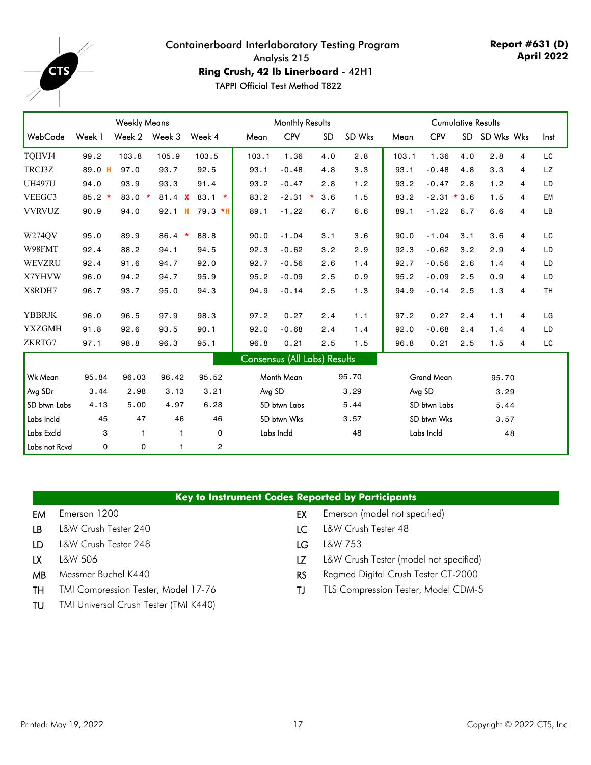# Containerboard Interlaboratory Testing Program

Analysis 215

**Ring Crush, 42 lb Linerboard** - 42H1

TAPPI Official Test Method T822

**Report #631 (D)**
**April 2022**

| | Weekly Means | | | | Monthly Results | | | | Cumulative Results | | | | | |
|---|---|---|---|---|---|---|---|---|---|---|---|---|---|---|
| WebCode | Week 1 | Week 2 | Week 3 | Week 4 | Mean | CPV | SD | SD Wks | Mean | CPV | SD | SD Wks | Wks | Inst |
| TQHVJ4 | 99.2 | 103.8 | 105.9 | 103.5 | 103.1 | 1.36 | 4.0 | 2.8 | 103.1 | 1.36 | 4.0 | 2.8 | 4 | LC |
| TRCJ3Z | 89.0 H | 97.0 | 93.7 | 92.5 | 93.1 | -0.48 | 4.8 | 3.3 | 93.1 | -0.48 | 4.8 | 3.3 | 4 | LZ |
| UH497U | 94.0 | 93.9 | 93.3 | 91.4 | 93.2 | -0.47 | 2.8 | 1.2 | 93.2 | -0.47 | 2.8 | 1.2 | 4 | LD |
| VEEGC3 | 85.2 * | 83.0 * | 81.4 X | 83.1 * | 83.2 | -2.31 * | 3.6 | 1.5 | 83.2 | -2.31 * | 3.6 | 1.5 | 4 | EM |
| VVRVUZ | 90.9 | 94.0 | 92.1 H | 79.3 *H | 89.1 | -1.22 | 6.7 | 6.6 | 89.1 | -1.22 | 6.7 | 6.6 | 4 | LB |
| W274QV | 95.0 | 89.9 | 86.4 * | 88.8 | 90.0 | -1.04 | 3.1 | 3.6 | 90.0 | -1.04 | 3.1 | 3.6 | 4 | LC |
| W98FMT | 92.4 | 88.2 | 94.1 | 94.5 | 92.3 | -0.62 | 3.2 | 2.9 | 92.3 | -0.62 | 3.2 | 2.9 | 4 | LD |
| WEVZRU | 92.4 | 91.6 | 94.7 | 92.0 | 92.7 | -0.56 | 2.6 | 1.4 | 92.7 | -0.56 | 2.6 | 1.4 | 4 | LD |
| X7YHVW | 96.0 | 94.2 | 94.7 | 95.9 | 95.2 | -0.09 | 2.5 | 0.9 | 95.2 | -0.09 | 2.5 | 0.9 | 4 | LD |
| X8RDH7 | 96.7 | 93.7 | 95.0 | 94.3 | 94.9 | -0.14 | 2.5 | 1.3 | 94.9 | -0.14 | 2.5 | 1.3 | 4 | TH |
| YBBRJK | 96.0 | 96.5 | 97.9 | 98.3 | 97.2 | 0.27 | 2.4 | 1.1 | 97.2 | 0.27 | 2.4 | 1.1 | 4 | LG |
| YXZGMH | 91.8 | 92.6 | 93.5 | 90.1 | 92.0 | -0.68 | 2.4 | 1.4 | 92.0 | -0.68 | 2.4 | 1.4 | 4 | LD |
| ZKRTG7 | 97.1 | 98.8 | 96.3 | 95.1 | 96.8 | 0.21 | 2.5 | 1.5 | 96.8 | 0.21 | 2.5 | 1.5 | 4 | LC |

**Consensus (All Labs) Results**

| | Week 1 | Week 2 | Week 3 | Week 4 | | | | |
|---|---|---|---|---|---|---|---|---|
| Wk Mean | 95.84 | 96.03 | 96.42 | 95.52 | Month Mean | 95.70 | Grand Mean | 95.70 |
| Avg SDr | 3.44 | 2.98 | 3.13 | 3.21 | Avg SD | 3.29 | Avg SD | 3.29 |
| SD btwn Labs | 4.13 | 5.00 | 4.97 | 6.28 | SD btwn Labs | 5.44 | SD btwn Labs | 5.44 |
| Labs Incld | 45 | 47 | 46 | 46 | SD btwn Wks | 3.57 | SD btwn Wks | 3.57 |
| Labs Excld | 3 | 1 | 1 | 0 | Labs Incld | 48 | Labs Incld | 48 |
| Labs not Rcvd | 0 | 0 | 1 | 2 | | | | |

## Key to Instrument Codes Reported by Participants

| Code | Instrument | Code | Instrument |
|---|---|---|---|
| EM | Emerson 1200 | EX | Emerson (model not specified) |
| LB | L&W Crush Tester 240 | LC | L&W Crush Tester 48 |
| LD | L&W Crush Tester 248 | LG | L&W 753 |
| LX | L&W 506 | LZ | L&W Crush Tester (model not specified) |
| MB | Messmer Buchel K440 | RS | Regmed Digital Crush Tester CT-2000 |
| TH | TMI Compression Tester, Model 17-76 | TJ | TLS Compression Tester, Model CDM-5 |
| TU | TMI Universal Crush Tester (TMI K440) | | |

Printed: May 19, 2022

Copyright © 2022 CTS, Inc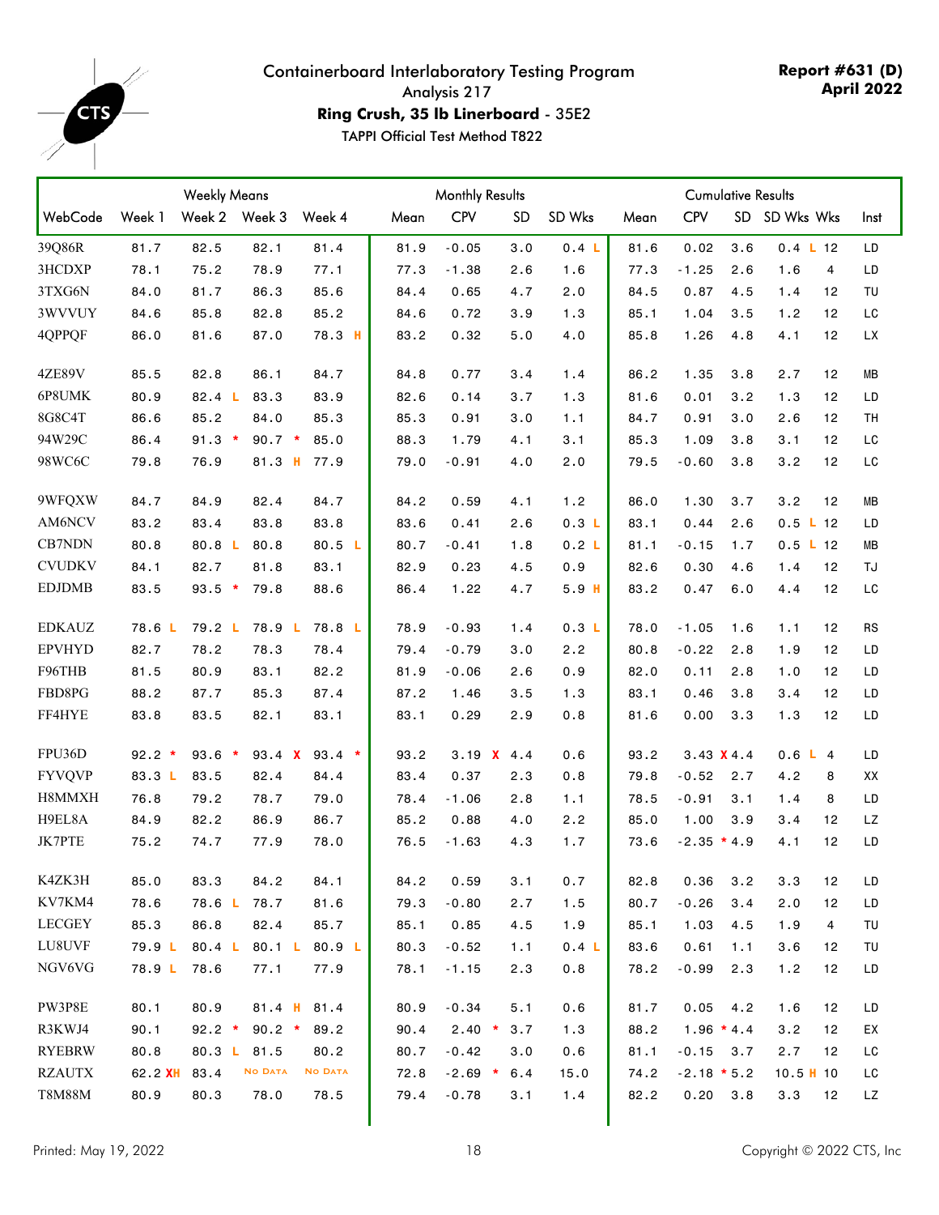# Containerboard Interlaboratory Testing Program

Analysis 217

**Ring Crush, 35 lb Linerboard** - 35E2

TAPPI Official Test Method T822

**Report #631 (D)**
**April 2022**

| | Weekly Means | | | | Monthly Results | | | | Cumulative Results | | | | | |
|---|---|---|---|---|---|---|---|---|---|---|---|---|---|---|
| WebCode | Week 1 | Week 2 | Week 3 | Week 4 | Mean | CPV | SD | SD Wks | Mean | CPV | SD | SD Wks | Wks | Inst |
| 39Q86R | 81.7 | 82.5 | 82.1 | 81.4 | 81.9 | -0.05 | 3.0 | 0.4 L | 81.6 | 0.02 | 3.6 | 0.4 L | 12 | LD |
| 3HCDXP | 78.1 | 75.2 | 78.9 | 77.1 | 77.3 | -1.38 | 2.6 | 1.6 | 77.3 | -1.25 | 2.6 | 1.6 | 4 | LD |
| 3TXG6N | 84.0 | 81.7 | 86.3 | 85.6 | 84.4 | 0.65 | 4.7 | 2.0 | 84.5 | 0.87 | 4.5 | 1.4 | 12 | TU |
| 3WVVUY | 84.6 | 85.8 | 82.8 | 85.2 | 84.6 | 0.72 | 3.9 | 1.3 | 85.1 | 1.04 | 3.5 | 1.2 | 12 | LC |
| 4QPPQF | 86.0 | 81.6 | 87.0 | 78.3 H | 83.2 | 0.32 | 5.0 | 4.0 | 85.8 | 1.26 | 4.8 | 4.1 | 12 | LX |
| 4ZE89V | 85.5 | 82.8 | 86.1 | 84.7 | 84.8 | 0.77 | 3.4 | 1.4 | 86.2 | 1.35 | 3.8 | 2.7 | 12 | MB |
| 6P8UMK | 80.9 | 82.4 L | 83.3 | 83.9 | 82.6 | 0.14 | 3.7 | 1.3 | 81.6 | 0.01 | 3.2 | 1.3 | 12 | LD |
| 8G8C4T | 86.6 | 85.2 | 84.0 | 85.3 | 85.3 | 0.91 | 3.0 | 1.1 | 84.7 | 0.91 | 3.0 | 2.6 | 12 | TH |
| 94W29C | 86.4 | 91.3 * | 90.7 * | 85.0 | 88.3 | 1.79 | 4.1 | 3.1 | 85.3 | 1.09 | 3.8 | 3.1 | 12 | LC |
| 98WC6C | 79.8 | 76.9 | 81.3 H | 77.9 | 79.0 | -0.91 | 4.0 | 2.0 | 79.5 | -0.60 | 3.8 | 3.2 | 12 | LC |
| 9WFQXW | 84.7 | 84.9 | 82.4 | 84.7 | 84.2 | 0.59 | 4.1 | 1.2 | 86.0 | 1.30 | 3.7 | 3.2 | 12 | MB |
| AM6NCV | 83.2 | 83.4 | 83.8 | 83.8 | 83.6 | 0.41 | 2.6 | 0.3 L | 83.1 | 0.44 | 2.6 | 0.5 L | 12 | LD |
| CB7NDN | 80.8 | 80.8 L | 80.8 | 80.5 L | 80.7 | -0.41 | 1.8 | 0.2 L | 81.1 | -0.15 | 1.7 | 0.5 L | 12 | MB |
| CVUDKV | 84.1 | 82.7 | 81.8 | 83.1 | 82.9 | 0.23 | 4.5 | 0.9 | 82.6 | 0.30 | 4.6 | 1.4 | 12 | TJ |
| EDJDMB | 83.5 | 93.5 * | 79.8 | 88.6 | 86.4 | 1.22 | 4.7 | 5.9 H | 83.2 | 0.47 | 6.0 | 4.4 | 12 | LC |
| EDKAUZ | 78.6 L | 79.2 L | 78.9 L | 78.8 L | 78.9 | -0.93 | 1.4 | 0.3 L | 78.0 | -1.05 | 1.6 | 1.1 | 12 | RS |
| EPVHYD | 82.7 | 78.2 | 78.3 | 78.4 | 79.4 | -0.79 | 3.0 | 2.2 | 80.8 | -0.22 | 2.8 | 1.9 | 12 | LD |
| F96THB | 81.5 | 80.9 | 83.1 | 82.2 | 81.9 | -0.06 | 2.6 | 0.9 | 82.0 | 0.11 | 2.8 | 1.0 | 12 | LD |
| FBD8PG | 88.2 | 87.7 | 85.3 | 87.4 | 87.2 | 1.46 | 3.5 | 1.3 | 83.1 | 0.46 | 3.8 | 3.4 | 12 | LD |
| FF4HYE | 83.8 | 83.5 | 82.1 | 83.1 | 83.1 | 0.29 | 2.9 | 0.8 | 81.6 | 0.00 | 3.3 | 1.3 | 12 | LD |
| FPU36D | 92.2 * | 93.6 * | 93.4 X | 93.4 * | 93.2 | 3.19 X | 4.4 | 0.6 | 93.2 | 3.43 X | 4.4 | 0.6 L | 4 | LD |
| FYVQVP | 83.3 L | 83.5 | 82.4 | 84.4 | 83.4 | 0.37 | 2.3 | 0.8 | 79.8 | -0.52 | 2.7 | 4.2 | 8 | XX |
| H8MMXH | 76.8 | 79.2 | 78.7 | 79.0 | 78.4 | -1.06 | 2.8 | 1.1 | 78.5 | -0.91 | 3.1 | 1.4 | 8 | LD |
| H9EL8A | 84.9 | 82.2 | 86.9 | 86.7 | 85.2 | 0.88 | 4.0 | 2.2 | 85.0 | 1.00 | 3.9 | 3.4 | 12 | LZ |
| JK7PTE | 75.2 | 74.7 | 77.9 | 78.0 | 76.5 | -1.63 | 4.3 | 1.7 | 73.6 | -2.35 * | 4.9 | 4.1 | 12 | LD |
| K4ZK3H | 85.0 | 83.3 | 84.2 | 84.1 | 84.2 | 0.59 | 3.1 | 0.7 | 82.8 | 0.36 | 3.2 | 3.3 | 12 | LD |
| KV7KM4 | 78.6 | 78.6 L | 78.7 | 81.6 | 79.3 | -0.80 | 2.7 | 1.5 | 80.7 | -0.26 | 3.4 | 2.0 | 12 | LD |
| LECGEY | 85.3 | 86.8 | 82.4 | 85.7 | 85.1 | 0.85 | 4.5 | 1.9 | 85.1 | 1.03 | 4.5 | 1.9 | 4 | TU |
| LU8UVF | 79.9 L | 80.4 L | 80.1 L | 80.9 L | 80.3 | -0.52 | 1.1 | 0.4 L | 83.6 | 0.61 | 1.1 | 3.6 | 12 | TU |
| NGV6VG | 78.9 L | 78.6 | 77.1 | 77.9 | 78.1 | -1.15 | 2.3 | 0.8 | 78.2 | -0.99 | 2.3 | 1.2 | 12 | LD |
| PW3P8E | 80.1 | 80.9 | 81.4 H | 81.4 | 80.9 | -0.34 | 5.1 | 0.6 | 81.7 | 0.05 | 4.2 | 1.6 | 12 | LD |
| R3KWJ4 | 90.1 | 92.2 * | 90.2 * | 89.2 | 90.4 | 2.40 * | 3.7 | 1.3 | 88.2 | 1.96 * | 4.4 | 3.2 | 12 | EX |
| RYEBRW | 80.8 | 80.3 L | 81.5 | 80.2 | 80.7 | -0.42 | 3.0 | 0.6 | 81.1 | -0.15 | 3.7 | 2.7 | 12 | LC |
| RZAUTX | 62.2 XH | 83.4 | No Data | No Data | 72.8 | -2.69 * | 6.4 | 15.0 | 74.2 | -2.18 * | 5.2 | 10.5 H | 10 | LC |
| T8M88M | 80.9 | 80.3 | 78.0 | 78.5 | 79.4 | -0.78 | 3.1 | 1.4 | 82.2 | 0.20 | 3.8 | 3.3 | 12 | LZ |

Printed: May 19, 2022

Copyright © 2022 CTS, Inc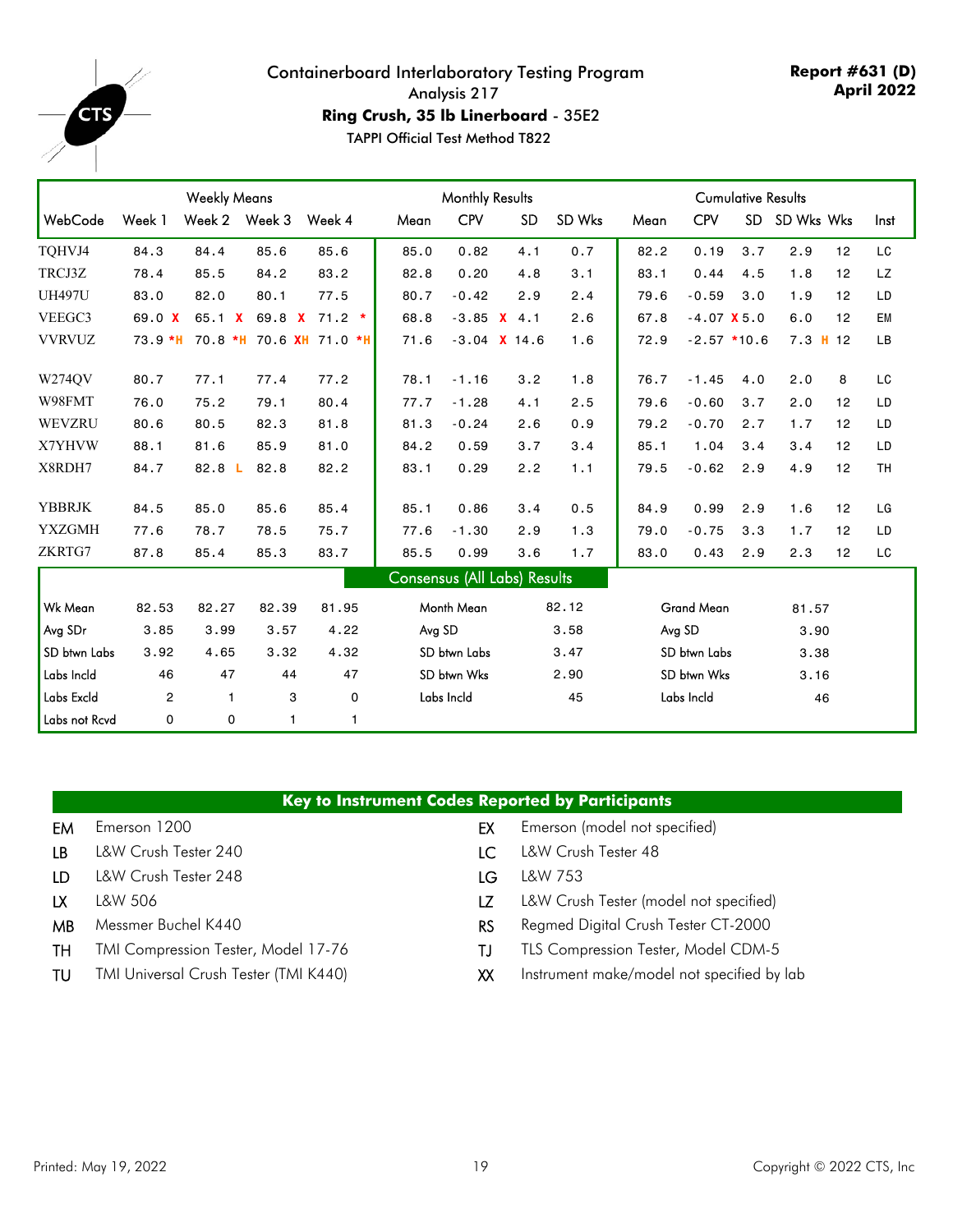# Containerboard Interlaboratory Testing Program

Analysis 217

**Ring Crush, 35 lb Linerboard** - 35E2

TAPPI Official Test Method T822

**Report #631 (D)**
**April 2022**

| | Weekly Means | | | | Monthly Results | | | | Cumulative Results | | | | | |
|---|---|---|---|---|---|---|---|---|---|---|---|---|---|---|
| WebCode | Week 1 | Week 2 | Week 3 | Week 4 | Mean | CPV | SD | SD Wks | Mean | CPV | SD | SD Wks | Wks | Inst |
| TQHVJ4 | 84.3 | 84.4 | 85.6 | 85.6 | 85.0 | 0.82 | 4.1 | 0.7 | 82.2 | 0.19 | 3.7 | 2.9 | 12 | LC |
| TRCJ3Z | 78.4 | 85.5 | 84.2 | 83.2 | 82.8 | 0.20 | 4.8 | 3.1 | 83.1 | 0.44 | 4.5 | 1.8 | 12 | LZ |
| UH497U | 83.0 | 82.0 | 80.1 | 77.5 | 80.7 | -0.42 | 2.9 | 2.4 | 79.6 | -0.59 | 3.0 | 1.9 | 12 | LD |
| VEEGC3 | 69.0 X | 65.1 X | 69.8 X | 71.2 * | 68.8 | -3.85 X | 4.1 | 2.6 | 67.8 | -4.07 X | 5.0 | 6.0 | 12 | EM |
| VVRVUZ | 73.9 *H | 70.8 *H | 70.6 XH | 71.0 *H | 71.6 | -3.04 X | 14.6 | 1.6 | 72.9 | -2.57 * | 10.6 | 7.3 H | 12 | LB |
| W274QV | 80.7 | 77.1 | 77.4 | 77.2 | 78.1 | -1.16 | 3.2 | 1.8 | 76.7 | -1.45 | 4.0 | 2.0 | 8 | LC |
| W98FMT | 76.0 | 75.2 | 79.1 | 80.4 | 77.7 | -1.28 | 4.1 | 2.5 | 79.6 | -0.60 | 3.7 | 2.0 | 12 | LD |
| WEVZRU | 80.6 | 80.5 | 82.3 | 81.8 | 81.3 | -0.24 | 2.6 | 0.9 | 79.2 | -0.70 | 2.7 | 1.7 | 12 | LD |
| X7YHVW | 88.1 | 81.6 | 85.9 | 81.0 | 84.2 | 0.59 | 3.7 | 3.4 | 85.1 | 1.04 | 3.4 | 3.4 | 12 | LD |
| X8RDH7 | 84.7 | 82.8 L | 82.8 | 82.2 | 83.1 | 0.29 | 2.2 | 1.1 | 79.5 | -0.62 | 2.9 | 4.9 | 12 | TH |
| YBBRJK | 84.5 | 85.0 | 85.6 | 85.4 | 85.1 | 0.86 | 3.4 | 0.5 | 84.9 | 0.99 | 2.9 | 1.6 | 12 | LG |
| YXZGMH | 77.6 | 78.7 | 78.5 | 75.7 | 77.6 | -1.30 | 2.9 | 1.3 | 79.0 | -0.75 | 3.3 | 1.7 | 12 | LD |
| ZKRTG7 | 87.8 | 85.4 | 85.3 | 83.7 | 85.5 | 0.99 | 3.6 | 1.7 | 83.0 | 0.43 | 2.9 | 2.3 | 12 | LC |

**Consensus (All Labs) Results**

| | Week 1 | Week 2 | Week 3 | Week 4 | | Monthly | | Cumulative |
|---|---|---|---|---|---|---|---|---|
| Wk Mean | 82.53 | 82.27 | 82.39 | 81.95 | Month Mean | 82.12 | Grand Mean | 81.57 |
| Avg SDr | 3.85 | 3.99 | 3.57 | 4.22 | Avg SD | 3.58 | Avg SD | 3.90 |
| SD btwn Labs | 3.92 | 4.65 | 3.32 | 4.32 | SD btwn Labs | 3.47 | SD btwn Labs | 3.38 |
| Labs Incld | 46 | 47 | 44 | 47 | SD btwn Wks | 2.90 | SD btwn Wks | 3.16 |
| Labs Excld | 2 | 1 | 3 | 0 | Labs Incld | 45 | Labs Incld | 46 |
| Labs not Rcvd | 0 | 0 | 1 | 1 | | | | |

## Key to Instrument Codes Reported by Participants

| Code | Instrument | Code | Instrument |
|---|---|---|---|
| EM | Emerson 1200 | EX | Emerson (model not specified) |
| LB | L&W Crush Tester 240 | LC | L&W Crush Tester 48 |
| LD | L&W Crush Tester 248 | LG | L&W 753 |
| LX | L&W 506 | LZ | L&W Crush Tester (model not specified) |
| MB | Messmer Buchel K440 | RS | Regmed Digital Crush Tester CT-2000 |
| TH | TMI Compression Tester, Model 17-76 | TJ | TLS Compression Tester, Model CDM-5 |
| TU | TMI Universal Crush Tester (TMI K440) | XX | Instrument make/model not specified by lab |

Printed: May 19, 2022 | Copyright © 2022 CTS, Inc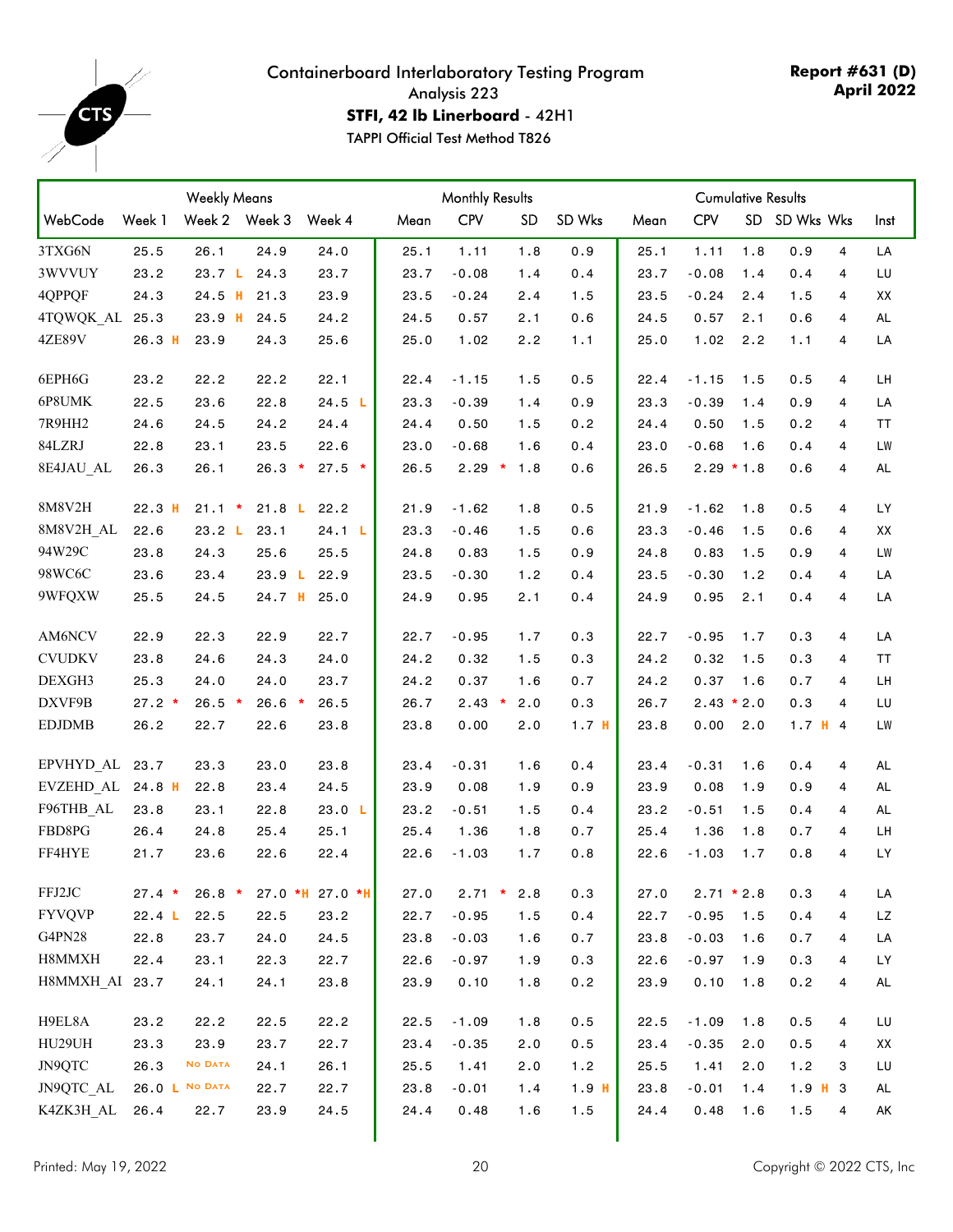Containerboard Interlaboratory Testing Program
Analysis 223
**STFI, 42 lb Linerboard** - 42H1
TAPPI Official Test Method T826

**Report #631 (D)**
**April 2022**

| | Weekly Means | | | | Monthly Results | | | | Cumulative Results | | | | | |
|---|---|---|---|---|---|---|---|---|---|---|---|---|---|---|
| WebCode | Week 1 | Week 2 | Week 3 | Week 4 | Mean | CPV | SD | SD Wks | Mean | CPV | SD | SD Wks | Wks | Inst |
| 3TXG6N | 25.5 | 26.1 | 24.9 | 24.0 | 25.1 | 1.11 | 1.8 | 0.9 | 25.1 | 1.11 | 1.8 | 0.9 | 4 | LA |
| 3WVVUY | 23.2 | 23.7 L | 24.3 | 23.7 | 23.7 | -0.08 | 1.4 | 0.4 | 23.7 | -0.08 | 1.4 | 0.4 | 4 | LU |
| 4QPPQF | 24.3 | 24.5 H | 21.3 | 23.9 | 23.5 | -0.24 | 2.4 | 1.5 | 23.5 | -0.24 | 2.4 | 1.5 | 4 | XX |
| 4TQWQK_AL | 25.3 | 23.9 H | 24.5 | 24.2 | 24.5 | 0.57 | 2.1 | 0.6 | 24.5 | 0.57 | 2.1 | 0.6 | 4 | AL |
| 4ZE89V | 26.3 H | 23.9 | 24.3 | 25.6 | 25.0 | 1.02 | 2.2 | 1.1 | 25.0 | 1.02 | 2.2 | 1.1 | 4 | LA |
| 6EPH6G | 23.2 | 22.2 | 22.2 | 22.1 | 22.4 | -1.15 | 1.5 | 0.5 | 22.4 | -1.15 | 1.5 | 0.5 | 4 | LH |
| 6P8UMK | 22.5 | 23.6 | 22.8 | 24.5 L | 23.3 | -0.39 | 1.4 | 0.9 | 23.3 | -0.39 | 1.4 | 0.9 | 4 | LA |
| 7R9HH2 | 24.6 | 24.5 | 24.2 | 24.4 | 24.4 | 0.50 | 1.5 | 0.2 | 24.4 | 0.50 | 1.5 | 0.2 | 4 | TT |
| 84LZRJ | 22.8 | 23.1 | 23.5 | 22.6 | 23.0 | -0.68 | 1.6 | 0.4 | 23.0 | -0.68 | 1.6 | 0.4 | 4 | LW |
| 8E4JAU_AL | 26.3 | 26.1 | 26.3 * | 27.5 * | 26.5 | 2.29 * | 1.8 | 0.6 | 26.5 | 2.29 * | 1.8 | 0.6 | 4 | AL |
| 8M8V2H | 22.3 H | 21.1 * | 21.8 L | 22.2 | 21.9 | -1.62 | 1.8 | 0.5 | 21.9 | -1.62 | 1.8 | 0.5 | 4 | LY |
| 8M8V2H_AL | 22.6 | 23.2 L | 23.1 | 24.1 L | 23.3 | -0.46 | 1.5 | 0.6 | 23.3 | -0.46 | 1.5 | 0.6 | 4 | XX |
| 94W29C | 23.8 | 24.3 | 25.6 | 25.5 | 24.8 | 0.83 | 1.5 | 0.9 | 24.8 | 0.83 | 1.5 | 0.9 | 4 | LW |
| 98WC6C | 23.6 | 23.4 | 23.9 L | 22.9 | 23.5 | -0.30 | 1.2 | 0.4 | 23.5 | -0.30 | 1.2 | 0.4 | 4 | LA |
| 9WFQXW | 25.5 | 24.5 | 24.7 H | 25.0 | 24.9 | 0.95 | 2.1 | 0.4 | 24.9 | 0.95 | 2.1 | 0.4 | 4 | LA |
| AM6NCV | 22.9 | 22.3 | 22.9 | 22.7 | 22.7 | -0.95 | 1.7 | 0.3 | 22.7 | -0.95 | 1.7 | 0.3 | 4 | LA |
| CVUDKV | 23.8 | 24.6 | 24.3 | 24.0 | 24.2 | 0.32 | 1.5 | 0.3 | 24.2 | 0.32 | 1.5 | 0.3 | 4 | TT |
| DEXGH3 | 25.3 | 24.0 | 24.0 | 23.7 | 24.2 | 0.37 | 1.6 | 0.7 | 24.2 | 0.37 | 1.6 | 0.7 | 4 | LH |
| DXVF9B | 27.2 * | 26.5 * | 26.6 * | 26.5 | 26.7 | 2.43 * | 2.0 | 0.3 | 26.7 | 2.43 * | 2.0 | 0.3 | 4 | LU |
| EDJDMB | 26.2 | 22.7 | 22.6 | 23.8 | 23.8 | 0.00 | 2.0 | 1.7 H | 23.8 | 0.00 | 2.0 | 1.7 H | 4 | LW |
| EPVHYD_AL | 23.7 | 23.3 | 23.0 | 23.8 | 23.4 | -0.31 | 1.6 | 0.4 | 23.4 | -0.31 | 1.6 | 0.4 | 4 | AL |
| EVZEHD_AL | 24.8 H | 22.8 | 23.4 | 24.5 | 23.9 | 0.08 | 1.9 | 0.9 | 23.9 | 0.08 | 1.9 | 0.9 | 4 | AL |
| F96THB_AL | 23.8 | 23.1 | 22.8 | 23.0 L | 23.2 | -0.51 | 1.5 | 0.4 | 23.2 | -0.51 | 1.5 | 0.4 | 4 | AL |
| FBD8PG | 26.4 | 24.8 | 25.4 | 25.1 | 25.4 | 1.36 | 1.8 | 0.7 | 25.4 | 1.36 | 1.8 | 0.7 | 4 | LH |
| FF4HYE | 21.7 | 23.6 | 22.6 | 22.4 | 22.6 | -1.03 | 1.7 | 0.8 | 22.6 | -1.03 | 1.7 | 0.8 | 4 | LY |
| FFJ2JC | 27.4 * | 26.8 * | 27.0 *H | 27.0 *H | 27.0 | 2.71 * | 2.8 | 0.3 | 27.0 | 2.71 * | 2.8 | 0.3 | 4 | LA |
| FYVQVP | 22.4 L | 22.5 | 22.5 | 23.2 | 22.7 | -0.95 | 1.5 | 0.4 | 22.7 | -0.95 | 1.5 | 0.4 | 4 | LZ |
| G4PN28 | 22.8 | 23.7 | 24.0 | 24.5 | 23.8 | -0.03 | 1.6 | 0.7 | 23.8 | -0.03 | 1.6 | 0.7 | 4 | LA |
| H8MMXH | 22.4 | 23.1 | 22.3 | 22.7 | 22.6 | -0.97 | 1.9 | 0.3 | 22.6 | -0.97 | 1.9 | 0.3 | 4 | LY |
| H8MMXH_AI | 23.7 | 24.1 | 24.1 | 23.8 | 23.9 | 0.10 | 1.8 | 0.2 | 23.9 | 0.10 | 1.8 | 0.2 | 4 | AL |
| H9EL8A | 23.2 | 22.2 | 22.5 | 22.2 | 22.5 | -1.09 | 1.8 | 0.5 | 22.5 | -1.09 | 1.8 | 0.5 | 4 | LU |
| HU29UH | 23.3 | 23.9 | 23.7 | 22.7 | 23.4 | -0.35 | 2.0 | 0.5 | 23.4 | -0.35 | 2.0 | 0.5 | 4 | XX |
| JN9QTC | 26.3 | No Data | 24.1 | 26.1 | 25.5 | 1.41 | 2.0 | 1.2 | 25.5 | 1.41 | 2.0 | 1.2 | 3 | LU |
| JN9QTC_AL | 26.0 L | No Data | 22.7 | 22.7 | 23.8 | -0.01 | 1.4 | 1.9 H | 23.8 | -0.01 | 1.4 | 1.9 H | 3 | AL |
| K4ZK3H_AL | 26.4 | 22.7 | 23.9 | 24.5 | 24.4 | 0.48 | 1.6 | 1.5 | 24.4 | 0.48 | 1.6 | 1.5 | 4 | AK |

Printed: May 19, 2022

Copyright © 2022 CTS, Inc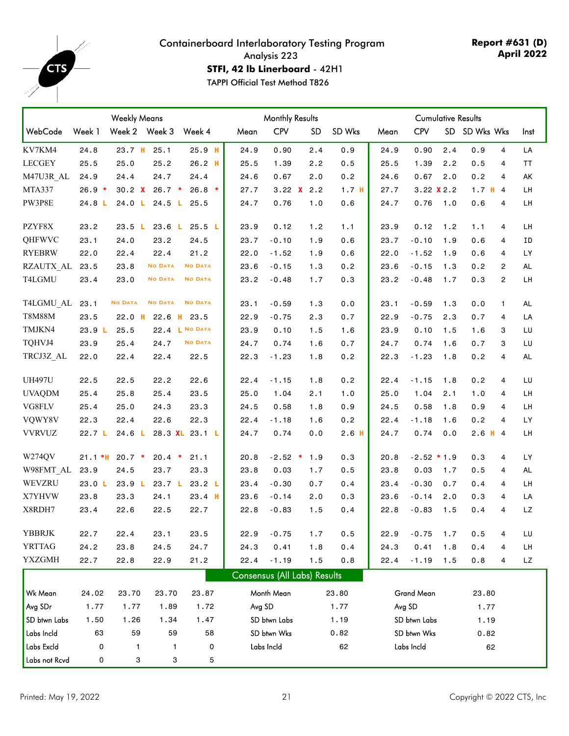# Containerboard Interlaboratory Testing Program

Analysis 223

**STFI, 42 lb Linerboard** - 42H1

TAPPI Official Test Method T826

**Report #631 (D)**
**April 2022**

| WebCode | Weekly Means Week 1 | Week 2 | Week 3 | Week 4 | Monthly Results Mean | CPV | SD | SD Wks | Cumulative Results Mean | CPV | SD | SD Wks | Wks | Inst |
|---|---|---|---|---|---|---|---|---|---|---|---|---|---|---|
| KV7KM4 | 24.8 | 23.7 H | 25.1 | 25.9 H | 24.9 | 0.90 | 2.4 | 0.9 | 24.9 | 0.90 | 2.4 | 0.9 | 4 | LA |
| LECGEY | 25.5 | 25.0 | 25.2 | 26.2 H | 25.5 | 1.39 | 2.2 | 0.5 | 25.5 | 1.39 | 2.2 | 0.5 | 4 | TT |
| M47U3R_AL | 24.9 | 24.4 | 24.7 | 24.4 | 24.6 | 0.67 | 2.0 | 0.2 | 24.6 | 0.67 | 2.0 | 0.2 | 4 | AK |
| MTA337 | 26.9 * | 30.2 X | 26.7 * | 26.8 * | 27.7 | 3.22 X | 2.2 | 1.7 H | 27.7 | 3.22 X | 2.2 | 1.7 H | 4 | LH |
| PW3P8E | 24.8 L | 24.0 L | 24.5 L | 25.5 | 24.7 | 0.76 | 1.0 | 0.6 | 24.7 | 0.76 | 1.0 | 0.6 | 4 | LH |
| PZYF8X | 23.2 | 23.5 L | 23.6 L | 25.5 L | 23.9 | 0.12 | 1.2 | 1.1 | 23.9 | 0.12 | 1.2 | 1.1 | 4 | LH |
| QHFWVC | 23.1 | 24.0 | 23.2 | 24.5 | 23.7 | -0.10 | 1.9 | 0.6 | 23.7 | -0.10 | 1.9 | 0.6 | 4 | ID |
| RYEBRW | 22.0 | 22.4 | 22.4 | 21.2 | 22.0 | -1.52 | 1.9 | 0.6 | 22.0 | -1.52 | 1.9 | 0.6 | 4 | LY |
| RZAUTX_AL | 23.5 | 23.8 | No Data | No Data | 23.6 | -0.15 | 1.3 | 0.2 | 23.6 | -0.15 | 1.3 | 0.2 | 2 | AL |
| T4LGMU | 23.4 | 23.0 | No Data | No Data | 23.2 | -0.48 | 1.7 | 0.3 | 23.2 | -0.48 | 1.7 | 0.3 | 2 | LH |
| T4LGMU_AL | 23.1 | No Data | No Data | No Data | 23.1 | -0.59 | 1.3 | 0.0 | 23.1 | -0.59 | 1.3 | 0.0 | 1 | AL |
| T8M88M | 23.5 | 22.0 H | 22.6 H | 23.5 | 22.9 | -0.75 | 2.3 | 0.7 | 22.9 | -0.75 | 2.3 | 0.7 | 4 | LA |
| TMJKN4 | 23.9 L | 25.5 | 22.4 L | No Data | 23.9 | 0.10 | 1.5 | 1.6 | 23.9 | 0.10 | 1.5 | 1.6 | 3 | LU |
| TQHVJ4 | 23.9 | 25.4 | 24.7 | No Data | 24.7 | 0.74 | 1.6 | 0.7 | 24.7 | 0.74 | 1.6 | 0.7 | 3 | LU |
| TRCJ3Z_AL | 22.0 | 22.4 | 22.4 | 22.5 | 22.3 | -1.23 | 1.8 | 0.2 | 22.3 | -1.23 | 1.8 | 0.2 | 4 | AL |
| UH497U | 22.5 | 22.5 | 22.2 | 22.6 | 22.4 | -1.15 | 1.8 | 0.2 | 22.4 | -1.15 | 1.8 | 0.2 | 4 | LU |
| UVAQDM | 25.4 | 25.8 | 25.4 | 23.5 | 25.0 | 1.04 | 2.1 | 1.0 | 25.0 | 1.04 | 2.1 | 1.0 | 4 | LH |
| VG8FLV | 25.4 | 25.0 | 24.3 | 23.3 | 24.5 | 0.58 | 1.8 | 0.9 | 24.5 | 0.58 | 1.8 | 0.9 | 4 | LH |
| VQWY8V | 22.3 | 22.4 | 22.6 | 22.3 | 22.4 | -1.18 | 1.6 | 0.2 | 22.4 | -1.18 | 1.6 | 0.2 | 4 | LY |
| VVRVUZ | 22.7 L | 24.6 L | 28.3 XL | 23.1 L | 24.7 | 0.74 | 0.0 | 2.6 H | 24.7 | 0.74 | 0.0 | 2.6 H | 4 | LH |
| W274QV | 21.1 *H | 20.7 * | 20.4 * | 21.1 | 20.8 | -2.52 * | 1.9 | 0.3 | 20.8 | -2.52 * | 1.9 | 0.3 | 4 | LY |
| W98FMT_AL | 23.9 | 24.5 | 23.7 | 23.3 | 23.8 | 0.03 | 1.7 | 0.5 | 23.8 | 0.03 | 1.7 | 0.5 | 4 | AL |
| WEVZRU | 23.0 L | 23.9 L | 23.7 L | 23.2 L | 23.4 | -0.30 | 0.7 | 0.4 | 23.4 | -0.30 | 0.7 | 0.4 | 4 | LH |
| X7YHVW | 23.8 | 23.3 | 24.1 | 23.4 H | 23.6 | -0.14 | 2.0 | 0.3 | 23.6 | -0.14 | 2.0 | 0.3 | 4 | LA |
| X8RDH7 | 23.4 | 22.6 | 22.5 | 22.7 | 22.8 | -0.83 | 1.5 | 0.4 | 22.8 | -0.83 | 1.5 | 0.4 | 4 | LZ |
| YBBRJK | 22.7 | 22.4 | 23.1 | 23.5 | 22.9 | -0.75 | 1.7 | 0.5 | 22.9 | -0.75 | 1.7 | 0.5 | 4 | LU |
| YRTTAG | 24.2 | 23.8 | 24.5 | 24.7 | 24.3 | 0.41 | 1.8 | 0.4 | 24.3 | 0.41 | 1.8 | 0.4 | 4 | LH |
| YXZGMH | 22.7 | 22.8 | 22.9 | 21.2 | 22.4 | -1.19 | 1.5 | 0.8 | 22.4 | -1.19 | 1.5 | 0.8 | 4 | LZ |

## Consensus (All Labs) Results

| | Week 1 | Week 2 | Week 3 | Week 4 | | Monthly | | Cumulative |
|---|---|---|---|---|---|---|---|---|
| Wk Mean | 24.02 | 23.70 | 23.70 | 23.87 | Month Mean | 23.80 | Grand Mean | 23.80 |
| Avg SDr | 1.77 | 1.77 | 1.89 | 1.72 | Avg SD | 1.77 | Avg SD | 1.77 |
| SD btwn Labs | 1.50 | 1.26 | 1.34 | 1.47 | SD btwn Labs | 1.19 | SD btwn Labs | 1.19 |
| Labs Incld | 63 | 59 | 59 | 58 | SD btwn Wks | 0.82 | SD btwn Wks | 0.82 |
| Labs Excld | 0 | 1 | 1 | 0 | Labs Incld | 62 | Labs Incld | 62 |
| Labs not Rcvd | 0 | 3 | 3 | 5 | | | | |

Printed: May 19, 2022

Copyright © 2022 CTS, Inc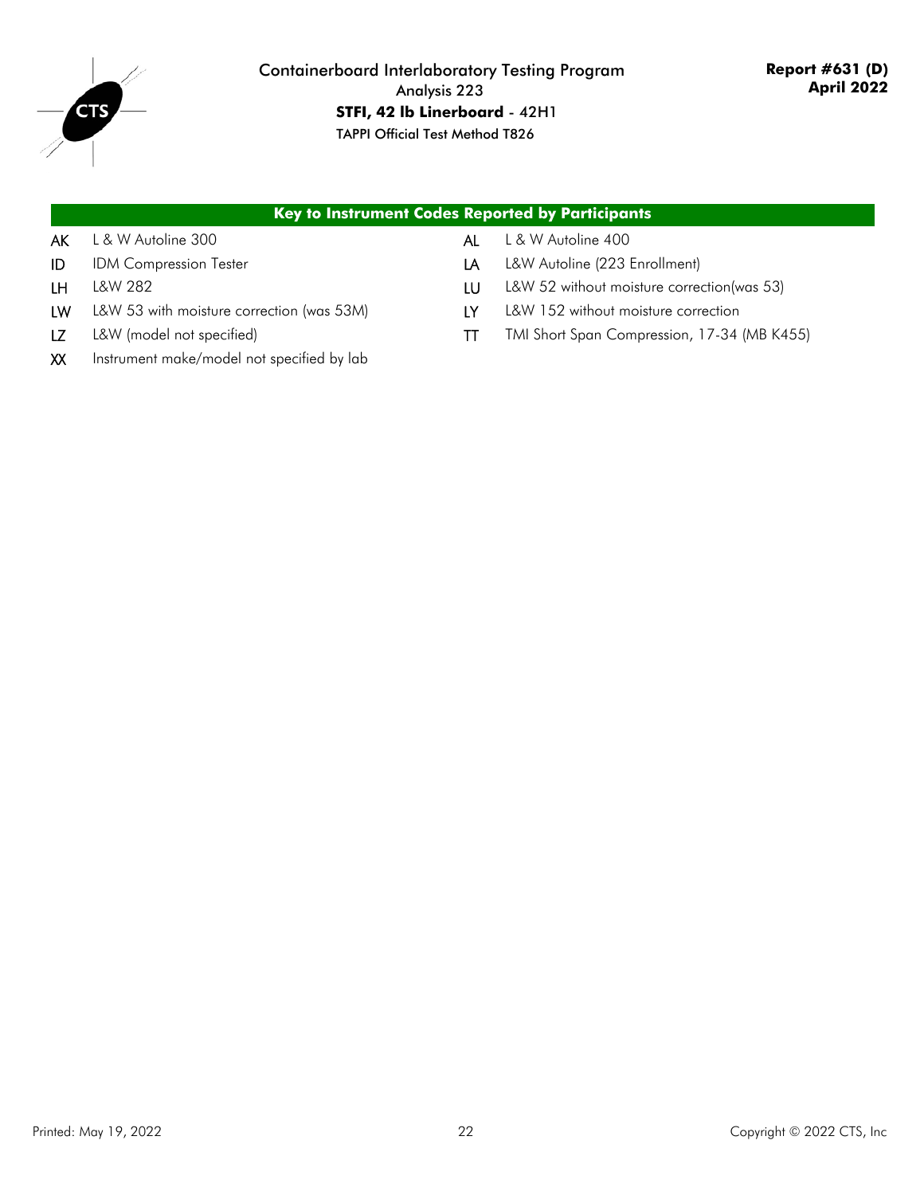Containerboard Interlaboratory Testing Program

Analysis 223

**STFI, 42 lb Linerboard** - 42H1

TAPPI Official Test Method T826

**Report #631 (D)**
**April 2022**

## Key to Instrument Codes Reported by Participants

| Code | Instrument | Code | Instrument |
|---|---|---|---|
| AK | L & W Autoline 300 | AL | L & W Autoline 400 |
| ID | IDM Compression Tester | LA | L&W Autoline (223 Enrollment) |
| LH | L&W 282 | LU | L&W 52 without moisture correction(was 53) |
| LW | L&W 53 with moisture correction (was 53M) | LY | L&W 152 without moisture correction |
| LZ | L&W (model not specified) | TT | TMI Short Span Compression, 17-34 (MB K455) |
| XX | Instrument make/model not specified by lab | | |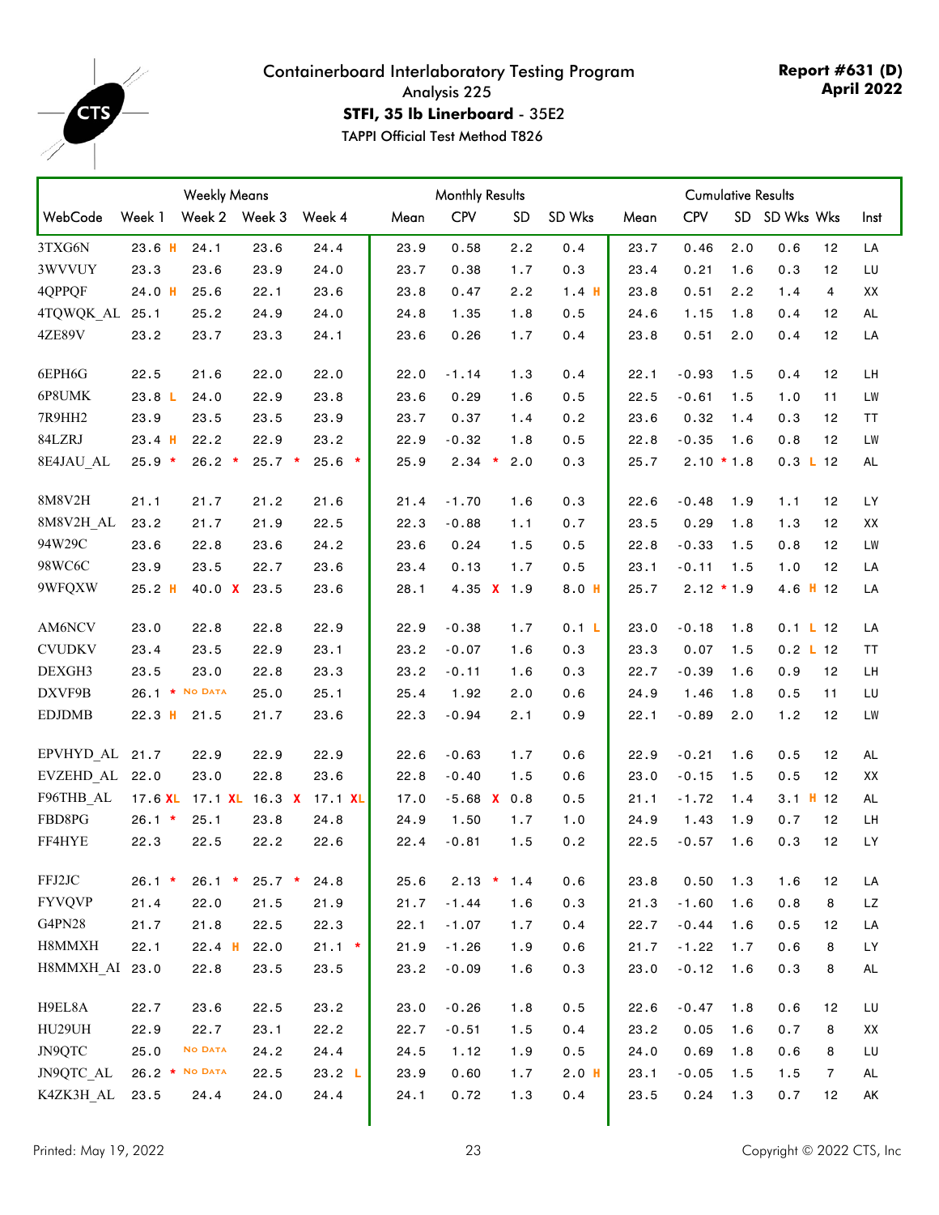# Containerboard Interlaboratory Testing Program

Analysis 225

**STFI, 35 lb Linerboard** - 35E2

TAPPI Official Test Method T826

**Report #631 (D)**
**April 2022**

| WebCode | Weekly Means | | | | Monthly Results | | | | Cumulative Results | | | | | Inst |
|---|---|---|---|---|---|---|---|---|---|---|---|---|---|---|
| | Week 1 | Week 2 | Week 3 | Week 4 | Mean | CPV | SD | SD Wks | Mean | CPV | SD | SD Wks | Wks | |
| 3TXG6N | 23.6 H | 24.1 | 23.6 | 24.4 | 23.9 | 0.58 | 2.2 | 0.4 | 23.7 | 0.46 | 2.0 | 0.6 | 12 | LA |
| 3WVVUY | 23.3 | 23.6 | 23.9 | 24.0 | 23.7 | 0.38 | 1.7 | 0.3 | 23.4 | 0.21 | 1.6 | 0.3 | 12 | LU |
| 4QPPQF | 24.0 H | 25.6 | 22.1 | 23.6 | 23.8 | 0.47 | 2.2 | 1.4 H | 23.8 | 0.51 | 2.2 | 1.4 | 4 | XX |
| 4TQWQK_AL | 25.1 | 25.2 | 24.9 | 24.0 | 24.8 | 1.35 | 1.8 | 0.5 | 24.6 | 1.15 | 1.8 | 0.4 | 12 | AL |
| 4ZE89V | 23.2 | 23.7 | 23.3 | 24.1 | 23.6 | 0.26 | 1.7 | 0.4 | 23.8 | 0.51 | 2.0 | 0.4 | 12 | LA |
| 6EPH6G | 22.5 | 21.6 | 22.0 | 22.0 | 22.0 | -1.14 | 1.3 | 0.4 | 22.1 | -0.93 | 1.5 | 0.4 | 12 | LH |
| 6P8UMK | 23.8 L | 24.0 | 22.9 | 23.8 | 23.6 | 0.29 | 1.6 | 0.5 | 22.5 | -0.61 | 1.5 | 1.0 | 11 | LW |
| 7R9HH2 | 23.9 | 23.5 | 23.5 | 23.9 | 23.7 | 0.37 | 1.4 | 0.2 | 23.6 | 0.32 | 1.4 | 0.3 | 12 | TT |
| 84LZRJ | 23.4 H | 22.2 | 22.9 | 23.2 | 22.9 | -0.32 | 1.8 | 0.5 | 22.8 | -0.35 | 1.6 | 0.8 | 12 | LW |
| 8E4JAU_AL | 25.9 * | 26.2 * | 25.7 * | 25.6 * | 25.9 | 2.34 * | 2.0 | 0.3 | 25.7 | 2.10 * | 1.8 | 0.3 L | 12 | AL |
| 8M8V2H | 21.1 | 21.7 | 21.2 | 21.6 | 21.4 | -1.70 | 1.6 | 0.3 | 22.6 | -0.48 | 1.9 | 1.1 | 12 | LY |
| 8M8V2H_AL | 23.2 | 21.7 | 21.9 | 22.5 | 22.3 | -0.88 | 1.1 | 0.7 | 23.5 | 0.29 | 1.8 | 1.3 | 12 | XX |
| 94W29C | 23.6 | 22.8 | 23.6 | 24.2 | 23.6 | 0.24 | 1.5 | 0.5 | 22.8 | -0.33 | 1.5 | 0.8 | 12 | LW |
| 98WC6C | 23.9 | 23.5 | 22.7 | 23.6 | 23.4 | 0.13 | 1.7 | 0.5 | 23.1 | -0.11 | 1.5 | 1.0 | 12 | LA |
| 9WFQXW | 25.2 H | 40.0 X | 23.5 | 23.6 | 28.1 | 4.35 X | 1.9 | 8.0 H | 25.7 | 2.12 * | 1.9 | 4.6 H | 12 | LA |
| AM6NCV | 23.0 | 22.8 | 22.8 | 22.9 | 22.9 | -0.38 | 1.7 | 0.1 L | 23.0 | -0.18 | 1.8 | 0.1 L | 12 | LA |
| CVUDKV | 23.4 | 23.5 | 22.9 | 23.1 | 23.2 | -0.07 | 1.6 | 0.3 | 23.3 | 0.07 | 1.5 | 0.2 L | 12 | TT |
| DEXGH3 | 23.5 | 23.0 | 22.8 | 23.3 | 23.2 | -0.11 | 1.6 | 0.3 | 22.7 | -0.39 | 1.6 | 0.9 | 12 | LH |
| DXVF9B | 26.1 * | No Data | 25.0 | 25.1 | 25.4 | 1.92 | 2.0 | 0.6 | 24.9 | 1.46 | 1.8 | 0.5 | 11 | LU |
| EDJDMB | 22.3 H | 21.5 | 21.7 | 23.6 | 22.3 | -0.94 | 2.1 | 0.9 | 22.1 | -0.89 | 2.0 | 1.2 | 12 | LW |
| EPVHYD_AL | 21.7 | 22.9 | 22.9 | 22.9 | 22.6 | -0.63 | 1.7 | 0.6 | 22.9 | -0.21 | 1.6 | 0.5 | 12 | AL |
| EVZEHD_AL | 22.0 | 23.0 | 22.8 | 23.6 | 22.8 | -0.40 | 1.5 | 0.6 | 23.0 | -0.15 | 1.5 | 0.5 | 12 | XX |
| F96THB_AL | 17.6 XL | 17.1 XL | 16.3 X | 17.1 XL | 17.0 | -5.68 X | 0.8 | 0.5 | 21.1 | -1.72 | 1.4 | 3.1 H | 12 | AL |
| FBD8PG | 26.1 * | 25.1 | 23.8 | 24.8 | 24.9 | 1.50 | 1.7 | 1.0 | 24.9 | 1.43 | 1.9 | 0.7 | 12 | LH |
| FF4HYE | 22.3 | 22.5 | 22.2 | 22.6 | 22.4 | -0.81 | 1.5 | 0.2 | 22.5 | -0.57 | 1.6 | 0.3 | 12 | LY |
| FFJ2JC | 26.1 * | 26.1 * | 25.7 * | 24.8 | 25.6 | 2.13 * | 1.4 | 0.6 | 23.8 | 0.50 | 1.3 | 1.6 | 12 | LA |
| FYVQVP | 21.4 | 22.0 | 21.5 | 21.9 | 21.7 | -1.44 | 1.6 | 0.3 | 21.3 | -1.60 | 1.6 | 0.8 | 8 | LZ |
| G4PN28 | 21.7 | 21.8 | 22.5 | 22.3 | 22.1 | -1.07 | 1.7 | 0.4 | 22.7 | -0.44 | 1.6 | 0.5 | 12 | LA |
| H8MMXH | 22.1 | 22.4 H | 22.0 | 21.1 * | 21.9 | -1.26 | 1.9 | 0.6 | 21.7 | -1.22 | 1.7 | 0.6 | 8 | LY |
| H8MMXH_AI | 23.0 | 22.8 | 23.5 | 23.5 | 23.2 | -0.09 | 1.6 | 0.3 | 23.0 | -0.12 | 1.6 | 0.3 | 8 | AL |
| H9EL8A | 22.7 | 23.6 | 22.5 | 23.2 | 23.0 | -0.26 | 1.8 | 0.5 | 22.6 | -0.47 | 1.8 | 0.6 | 12 | LU |
| HU29UH | 22.9 | 22.7 | 23.1 | 22.2 | 22.7 | -0.51 | 1.5 | 0.4 | 23.2 | 0.05 | 1.6 | 0.7 | 8 | XX |
| JN9QTC | 25.0 | No Data | 24.2 | 24.4 | 24.5 | 1.12 | 1.9 | 0.5 | 24.0 | 0.69 | 1.8 | 0.6 | 8 | LU |
| JN9QTC_AL | 26.2 * | No Data | 22.5 | 23.2 L | 23.9 | 0.60 | 1.7 | 2.0 H | 23.1 | -0.05 | 1.5 | 1.5 | 7 | AL |
| K4ZK3H_AL | 23.5 | 24.4 | 24.0 | 24.4 | 24.1 | 0.72 | 1.3 | 0.4 | 23.5 | 0.24 | 1.3 | 0.7 | 12 | AK |

Printed: May 19, 2022

Copyright © 2022 CTS, Inc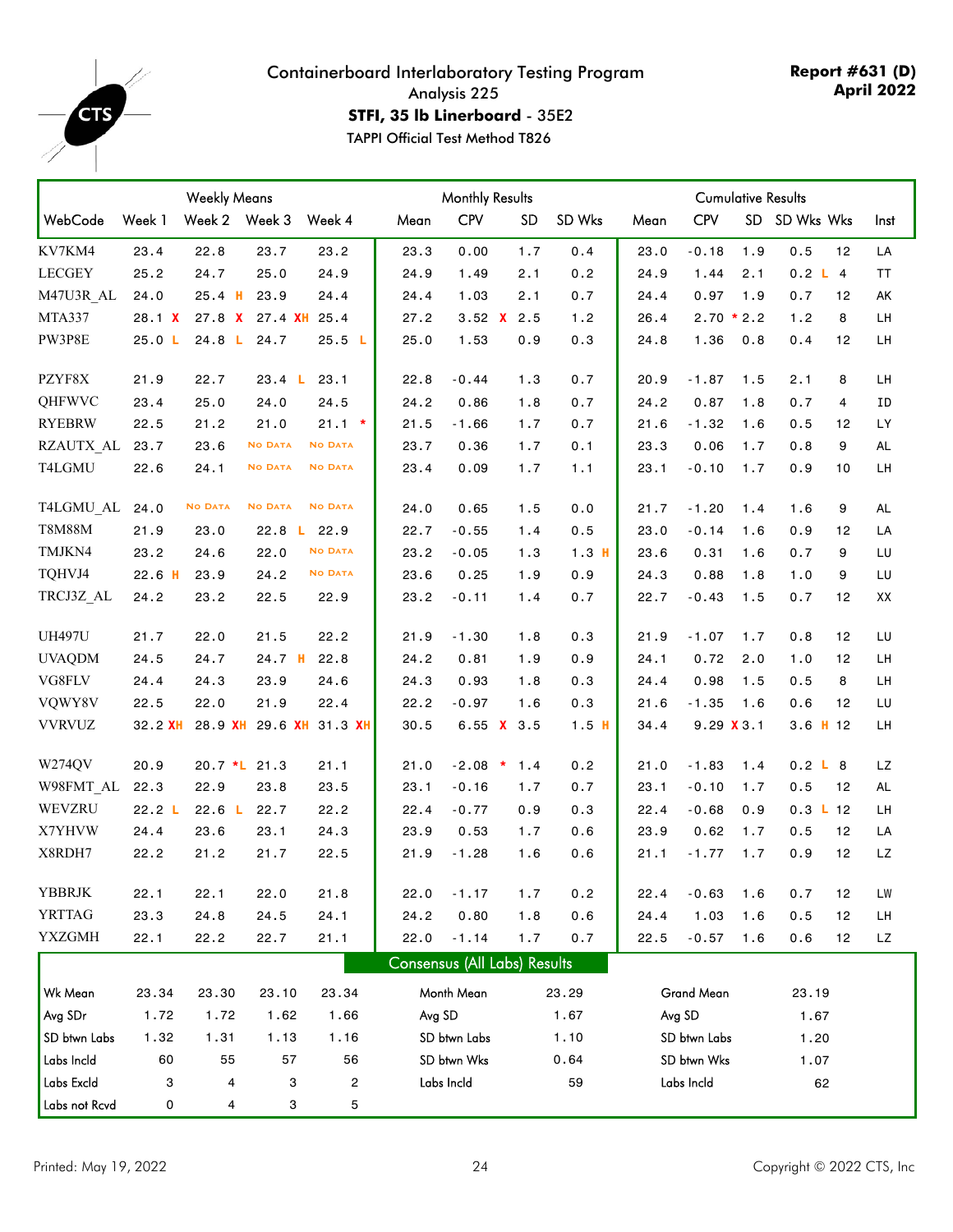# Containerboard Interlaboratory Testing Program

Analysis 225

**STFI, 35 lb Linerboard** - 35E2

TAPPI Official Test Method T826

**Report #631 (D)**
**April 2022**

| WebCode | Weekly Means Week 1 | Week 2 | Week 3 | Week 4 | Monthly Results Mean | CPV | SD | SD Wks | Cumulative Results Mean | CPV | SD | SD Wks | Wks | Inst |
|---|---|---|---|---|---|---|---|---|---|---|---|---|---|---|
| KV7KM4 | 23.4 | 22.8 | 23.7 | 23.2 | 23.3 | 0.00 | 1.7 | 0.4 | 23.0 | -0.18 | 1.9 | 0.5 | 12 | LA |
| LECGEY | 25.2 | 24.7 | 25.0 | 24.9 | 24.9 | 1.49 | 2.1 | 0.2 | 24.9 | 1.44 | 2.1 | 0.2 L | 4 | TT |
| M47U3R_AL | 24.0 | 25.4 H | 23.9 | 24.4 | 24.4 | 1.03 | 2.1 | 0.7 | 24.4 | 0.97 | 1.9 | 0.7 | 12 | AK |
| MTA337 | 28.1 X | 27.8 X | 27.4 XH | 25.4 | 27.2 | 3.52 X | 2.5 | 1.2 | 26.4 | 2.70 * | 2.2 | 1.2 | 8 | LH |
| PW3P8E | 25.0 L | 24.8 L | 24.7 | 25.5 L | 25.0 | 1.53 | 0.9 | 0.3 | 24.8 | 1.36 | 0.8 | 0.4 | 12 | LH |
| PZYF8X | 21.9 | 22.7 | 23.4 L | 23.1 | 22.8 | -0.44 | 1.3 | 0.7 | 20.9 | -1.87 | 1.5 | 2.1 | 8 | LH |
| QHFWVC | 23.4 | 25.0 | 24.0 | 24.5 | 24.2 | 0.86 | 1.8 | 0.7 | 24.2 | 0.87 | 1.8 | 0.7 | 4 | ID |
| RYEBRW | 22.5 | 21.2 | 21.0 | 21.1 * | 21.5 | -1.66 | 1.7 | 0.7 | 21.6 | -1.32 | 1.6 | 0.5 | 12 | LY |
| RZAUTX_AL | 23.7 | 23.6 | No Data | No Data | 23.7 | 0.36 | 1.7 | 0.1 | 23.3 | 0.06 | 1.7 | 0.8 | 9 | AL |
| T4LGMU | 22.6 | 24.1 | No Data | No Data | 23.4 | 0.09 | 1.7 | 1.1 | 23.1 | -0.10 | 1.7 | 0.9 | 10 | LH |
| T4LGMU_AL | 24.0 | No Data | No Data | No Data | 24.0 | 0.65 | 1.5 | 0.0 | 21.7 | -1.20 | 1.4 | 1.6 | 9 | AL |
| T8M88M | 21.9 | 23.0 | 22.8 L | 22.9 | 22.7 | -0.55 | 1.4 | 0.5 | 23.0 | -0.14 | 1.6 | 0.9 | 12 | LA |
| TMJKN4 | 23.2 | 24.6 | 22.0 | No Data | 23.2 | -0.05 | 1.3 | 1.3 H | 23.6 | 0.31 | 1.6 | 0.7 | 9 | LU |
| TQHVJ4 | 22.6 H | 23.9 | 24.2 | No Data | 23.6 | 0.25 | 1.9 | 0.9 | 24.3 | 0.88 | 1.8 | 1.0 | 9 | LU |
| TRCJ3Z_AL | 24.2 | 23.2 | 22.5 | 22.9 | 23.2 | -0.11 | 1.4 | 0.7 | 22.7 | -0.43 | 1.5 | 0.7 | 12 | XX |
| UH497U | 21.7 | 22.0 | 21.5 | 22.2 | 21.9 | -1.30 | 1.8 | 0.3 | 21.9 | -1.07 | 1.7 | 0.8 | 12 | LU |
| UVAQDM | 24.5 | 24.7 | 24.7 H | 22.8 | 24.2 | 0.81 | 1.9 | 0.9 | 24.1 | 0.72 | 2.0 | 1.0 | 12 | LH |
| VG8FLV | 24.4 | 24.3 | 23.9 | 24.6 | 24.3 | 0.93 | 1.8 | 0.3 | 24.4 | 0.98 | 1.5 | 0.5 | 8 | LH |
| VQWY8V | 22.5 | 22.0 | 21.9 | 22.4 | 22.2 | -0.97 | 1.6 | 0.3 | 21.6 | -1.35 | 1.6 | 0.6 | 12 | LU |
| VVRVUZ | 32.2 XH | 28.9 XH | 29.6 XH | 31.3 XH | 30.5 | 6.55 X | 3.5 | 1.5 H | 34.4 | 9.29 X | 3.1 | 3.6 H | 12 | LH |
| W274QV | 20.9 | 20.7 *L | 21.3 | 21.1 | 21.0 | -2.08 * | 1.4 | 0.2 | 21.0 | -1.83 | 1.4 | 0.2 L | 8 | LZ |
| W98FMT_AL | 22.3 | 22.9 | 23.8 | 23.5 | 23.1 | -0.16 | 1.7 | 0.7 | 23.1 | -0.10 | 1.7 | 0.5 | 12 | AL |
| WEVZRU | 22.2 L | 22.6 L | 22.7 | 22.2 | 22.4 | -0.77 | 0.9 | 0.3 | 22.4 | -0.68 | 0.9 | 0.3 L | 12 | LH |
| X7YHVW | 24.4 | 23.6 | 23.1 | 24.3 | 23.9 | 0.53 | 1.7 | 0.6 | 23.9 | 0.62 | 1.7 | 0.5 | 12 | LA |
| X8RDH7 | 22.2 | 21.2 | 21.7 | 22.5 | 21.9 | -1.28 | 1.6 | 0.6 | 21.1 | -1.77 | 1.7 | 0.9 | 12 | LZ |
| YBBRJK | 22.1 | 22.1 | 22.0 | 21.8 | 22.0 | -1.17 | 1.7 | 0.2 | 22.4 | -0.63 | 1.6 | 0.7 | 12 | LW |
| YRTTAG | 23.3 | 24.8 | 24.5 | 24.1 | 24.2 | 0.80 | 1.8 | 0.6 | 24.4 | 1.03 | 1.6 | 0.5 | 12 | LH |
| YXZGMH | 22.1 | 22.2 | 22.7 | 21.1 | 22.0 | -1.14 | 1.7 | 0.7 | 22.5 | -0.57 | 1.6 | 0.6 | 12 | LZ |

## Consensus (All Labs) Results

| | Week 1 | Week 2 | Week 3 | Week 4 | | Monthly | | Cumulative |
|---|---|---|---|---|---|---|---|---|
| Wk Mean | 23.34 | 23.30 | 23.10 | 23.34 | Month Mean | 23.29 | Grand Mean | 23.19 |
| Avg SDr | 1.72 | 1.72 | 1.62 | 1.66 | Avg SD | 1.67 | Avg SD | 1.67 |
| SD btwn Labs | 1.32 | 1.31 | 1.13 | 1.16 | SD btwn Labs | 1.10 | SD btwn Labs | 1.20 |
| Labs Incld | 60 | 55 | 57 | 56 | SD btwn Wks | 0.64 | SD btwn Wks | 1.07 |
| Labs Excld | 3 | 4 | 3 | 2 | Labs Incld | 59 | Labs Incld | 62 |
| Labs not Rcvd | 0 | 4 | 3 | 5 | | | | |

Printed: May 19, 2022 · Copyright © 2022 CTS, Inc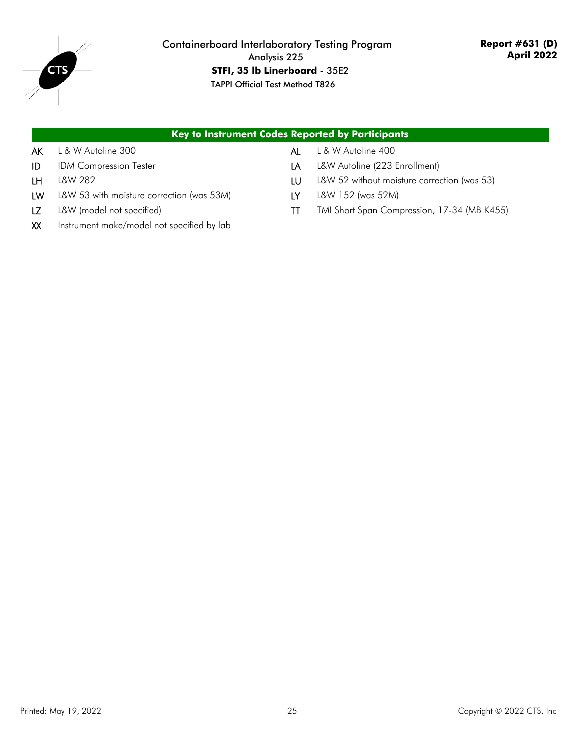## Key to Instrument Codes Reported by Participants

| Code | Instrument | Code | Instrument |
|---|---|---|---|
| AK | L & W Autoline 300 | AL | L & W Autoline 400 |
| ID | IDM Compression Tester | LA | L&W Autoline (223 Enrollment) |
| LH | L&W 282 | LU | L&W 52 without moisture correction (was 53) |
| LW | L&W 53 with moisture correction (was 53M) | LY | L&W 152 (was 52M) |
| LZ | L&W (model not specified) | TT | TMI Short Span Compression, 17-34 (MB K455) |
| XX | Instrument make/model not specified by lab | | |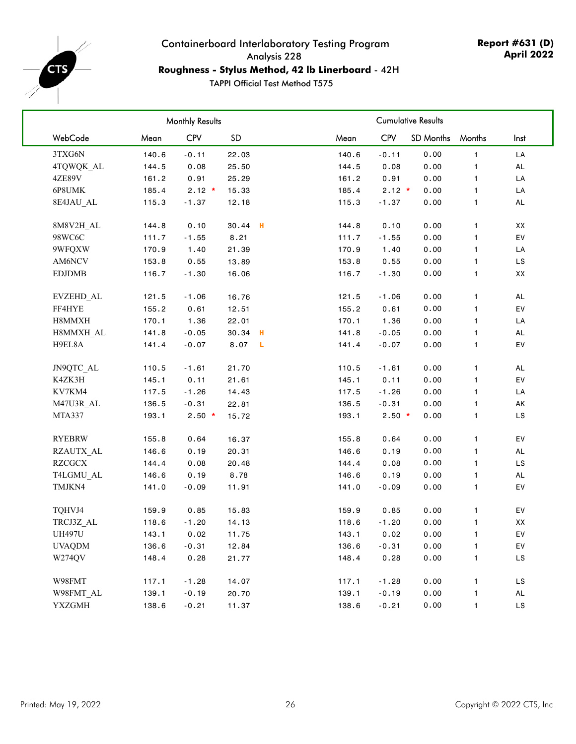# Containerboard Interlaboratory Testing Program

Analysis 228

**Roughness - Stylus Method, 42 lb Linerboard** - 42H

TAPPI Official Test Method T575

**Report #631 (D)**
**April 2022**

| | Monthly Results | | | Cumulative Results | | | | |
|---|---|---|---|---|---|---|---|---|
| WebCode | Mean | CPV | SD | Mean | CPV | SD Months | Months | Inst |
| 3TXG6N | 140.6 | -0.11 | 22.03 | 140.6 | -0.11 | 0.00 | 1 | LA |
| 4TQWQK_AL | 144.5 | 0.08 | 25.50 | 144.5 | 0.08 | 0.00 | 1 | AL |
| 4ZE89V | 161.2 | 0.91 | 25.29 | 161.2 | 0.91 | 0.00 | 1 | LA |
| 6P8UMK | 185.4 | 2.12 * | 15.33 | 185.4 | 2.12 * | 0.00 | 1 | LA |
| 8E4JAU_AL | 115.3 | -1.37 | 12.18 | 115.3 | -1.37 | 0.00 | 1 | AL |
| 8M8V2H_AL | 144.8 | 0.10 | 30.44 H | 144.8 | 0.10 | 0.00 | 1 | XX |
| 98WC6C | 111.7 | -1.55 | 8.21 | 111.7 | -1.55 | 0.00 | 1 | EV |
| 9WFQXW | 170.9 | 1.40 | 21.39 | 170.9 | 1.40 | 0.00 | 1 | LA |
| AM6NCV | 153.8 | 0.55 | 13.89 | 153.8 | 0.55 | 0.00 | 1 | LS |
| EDJDMB | 116.7 | -1.30 | 16.06 | 116.7 | -1.30 | 0.00 | 1 | XX |
| EVZEHD_AL | 121.5 | -1.06 | 16.76 | 121.5 | -1.06 | 0.00 | 1 | AL |
| FF4HYE | 155.2 | 0.61 | 12.51 | 155.2 | 0.61 | 0.00 | 1 | EV |
| H8MMXH | 170.1 | 1.36 | 22.01 | 170.1 | 1.36 | 0.00 | 1 | LA |
| H8MMXH_AL | 141.8 | -0.05 | 30.34 H | 141.8 | -0.05 | 0.00 | 1 | AL |
| H9EL8A | 141.4 | -0.07 | 8.07 L | 141.4 | -0.07 | 0.00 | 1 | EV |
| JN9QTC_AL | 110.5 | -1.61 | 21.70 | 110.5 | -1.61 | 0.00 | 1 | AL |
| K4ZK3H | 145.1 | 0.11 | 21.61 | 145.1 | 0.11 | 0.00 | 1 | EV |
| KV7KM4 | 117.5 | -1.26 | 14.43 | 117.5 | -1.26 | 0.00 | 1 | LA |
| M47U3R_AL | 136.5 | -0.31 | 22.81 | 136.5 | -0.31 | 0.00 | 1 | AK |
| MTA337 | 193.1 | 2.50 * | 15.72 | 193.1 | 2.50 * | 0.00 | 1 | LS |
| RYEBRW | 155.8 | 0.64 | 16.37 | 155.8 | 0.64 | 0.00 | 1 | EV |
| RZAUTX_AL | 146.6 | 0.19 | 20.31 | 146.6 | 0.19 | 0.00 | 1 | AL |
| RZCGCX | 144.4 | 0.08 | 20.48 | 144.4 | 0.08 | 0.00 | 1 | LS |
| T4LGMU_AL | 146.6 | 0.19 | 8.78 | 146.6 | 0.19 | 0.00 | 1 | AL |
| TMJKN4 | 141.0 | -0.09 | 11.91 | 141.0 | -0.09 | 0.00 | 1 | EV |
| TQHVJ4 | 159.9 | 0.85 | 15.83 | 159.9 | 0.85 | 0.00 | 1 | EV |
| TRCJ3Z_AL | 118.6 | -1.20 | 14.13 | 118.6 | -1.20 | 0.00 | 1 | XX |
| UH497U | 143.1 | 0.02 | 11.75 | 143.1 | 0.02 | 0.00 | 1 | EV |
| UVAQDM | 136.6 | -0.31 | 12.84 | 136.6 | -0.31 | 0.00 | 1 | EV |
| W274QV | 148.4 | 0.28 | 21.77 | 148.4 | 0.28 | 0.00 | 1 | LS |
| W98FMT | 117.1 | -1.28 | 14.07 | 117.1 | -1.28 | 0.00 | 1 | LS |
| W98FMT_AL | 139.1 | -0.19 | 20.70 | 139.1 | -0.19 | 0.00 | 1 | AL |
| YXZGMH | 138.6 | -0.21 | 11.37 | 138.6 | -0.21 | 0.00 | 1 | LS |

Printed: May 19, 2022

Copyright © 2022 CTS, Inc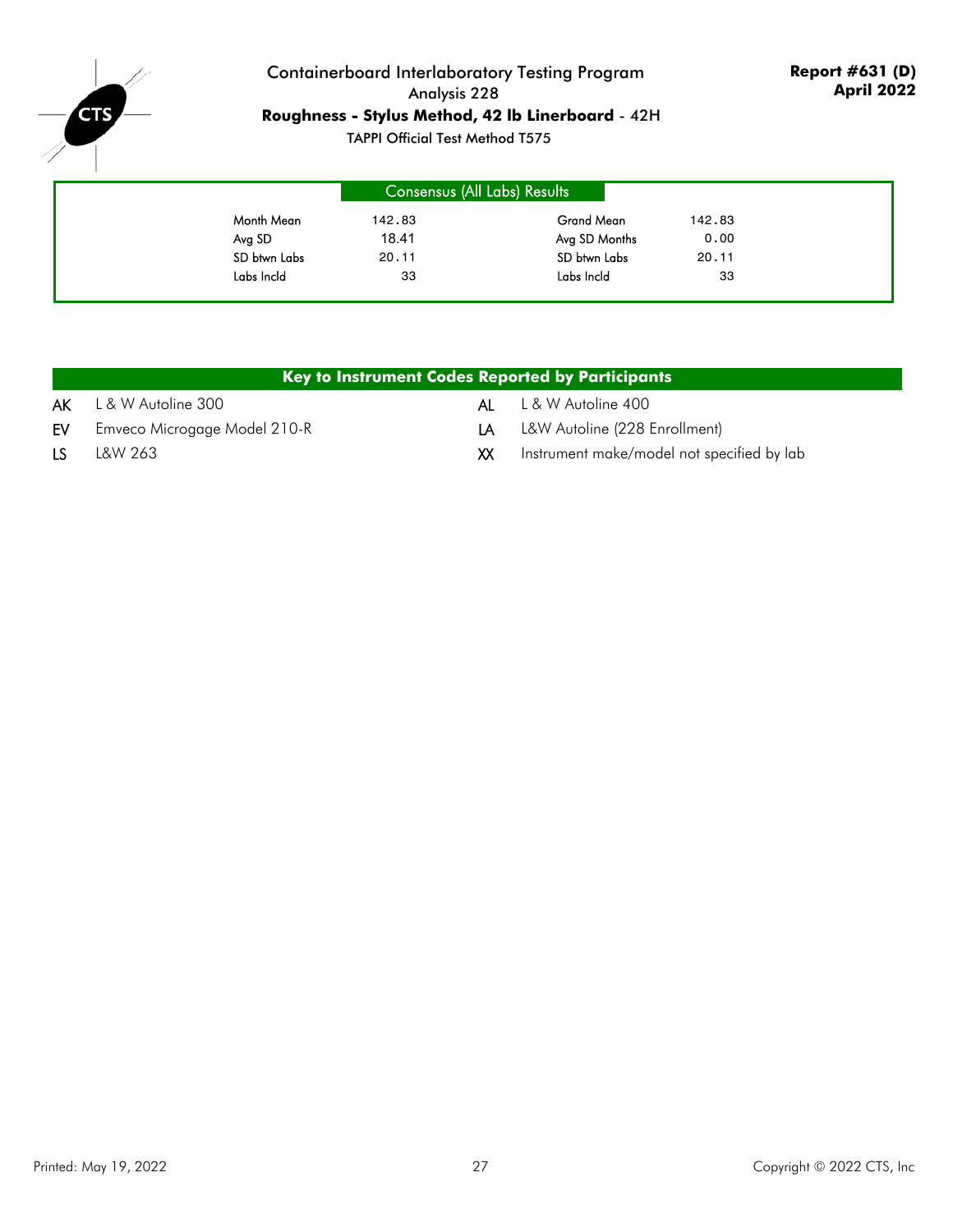# Containerboard Interlaboratory Testing Program

Analysis 228

**Roughness - Stylus Method, 42 lb Linerboard** - 42H

TAPPI Official Test Method T575

**Report #631 (D)**
**April 2022**

## Consensus (All Labs) Results

| | | | |
|---|---|---|---|
| Month Mean | 142.83 | Grand Mean | 142.83 |
| Avg SD | 18.41 | Avg SD Months | 0.00 |
| SD btwn Labs | 20.11 | SD btwn Labs | 20.11 |
| Labs Incld | 33 | Labs Incld | 33 |

## Key to Instrument Codes Reported by Participants

| Code | Instrument | Code | Instrument |
|---|---|---|---|
| AK | L & W Autoline 300 | AL | L & W Autoline 400 |
| EV | Emveco Microgage Model 210-R | LA | L&W Autoline (228 Enrollment) |
| LS | L&W 263 | XX | Instrument make/model not specified by lab |

Printed: May 19, 2022

Copyright © 2022 CTS, Inc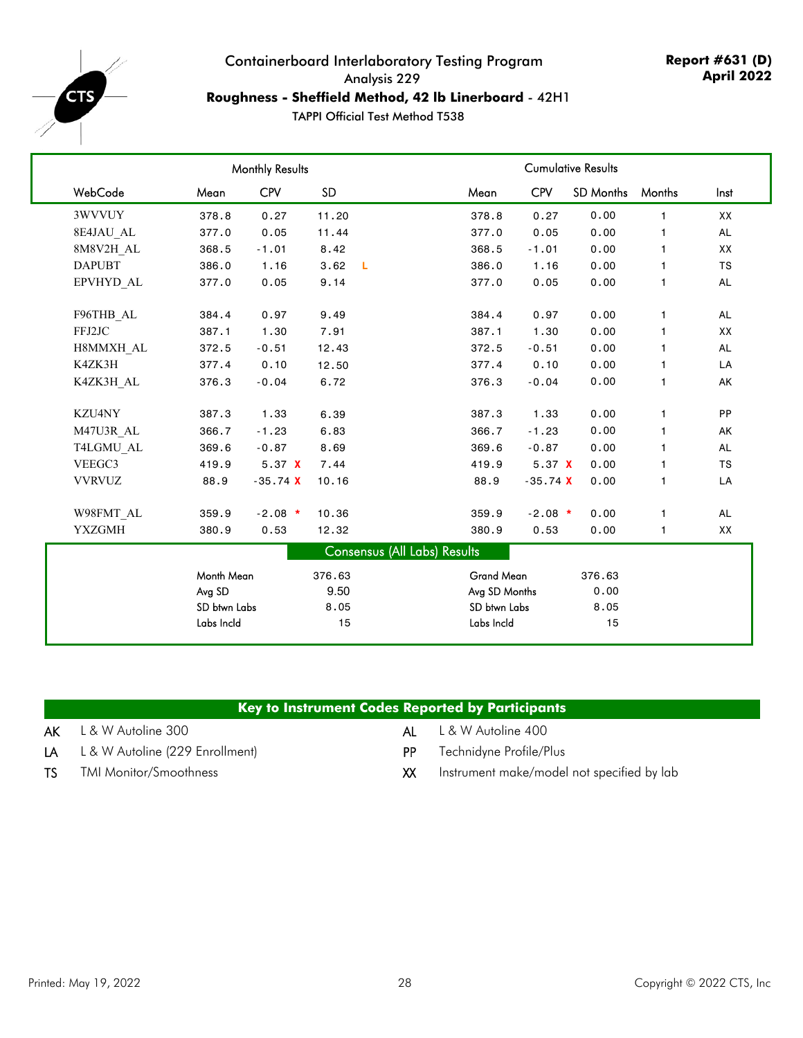# Containerboard Interlaboratory Testing Program

Analysis 229

**Roughness - Sheffield Method, 42 lb Linerboard** - 42H1

TAPPI Official Test Method T538

**Report #631 (D)**
**April 2022**

| | Monthly Results | | | Cumulative Results | | | | |
|---|---|---|---|---|---|---|---|---|
| WebCode | Mean | CPV | SD | Mean | CPV | SD Months | Months | Inst |
| 3WVVUY | 378.8 | 0.27 | 11.20 | 378.8 | 0.27 | 0.00 | 1 | XX |
| 8E4JAU_AL | 377.0 | 0.05 | 11.44 | 377.0 | 0.05 | 0.00 | 1 | AL |
| 8M8V2H_AL | 368.5 | -1.01 | 8.42 | 368.5 | -1.01 | 0.00 | 1 | XX |
| DAPUBT | 386.0 | 1.16 | 3.62 L | 386.0 | 1.16 | 0.00 | 1 | TS |
| EPVHYD_AL | 377.0 | 0.05 | 9.14 | 377.0 | 0.05 | 0.00 | 1 | AL |
| F96THB_AL | 384.4 | 0.97 | 9.49 | 384.4 | 0.97 | 0.00 | 1 | AL |
| FFJ2JC | 387.1 | 1.30 | 7.91 | 387.1 | 1.30 | 0.00 | 1 | XX |
| H8MMXH_AL | 372.5 | -0.51 | 12.43 | 372.5 | -0.51 | 0.00 | 1 | AL |
| K4ZK3H | 377.4 | 0.10 | 12.50 | 377.4 | 0.10 | 0.00 | 1 | LA |
| K4ZK3H_AL | 376.3 | -0.04 | 6.72 | 376.3 | -0.04 | 0.00 | 1 | AK |
| KZU4NY | 387.3 | 1.33 | 6.39 | 387.3 | 1.33 | 0.00 | 1 | PP |
| M47U3R_AL | 366.7 | -1.23 | 6.83 | 366.7 | -1.23 | 0.00 | 1 | AK |
| T4LGMU_AL | 369.6 | -0.87 | 8.69 | 369.6 | -0.87 | 0.00 | 1 | AL |
| VEEGC3 | 419.9 | 5.37 X | 7.44 | 419.9 | 5.37 X | 0.00 | 1 | TS |
| VVRVUZ | 88.9 | -35.74 X | 10.16 | 88.9 | -35.74 X | 0.00 | 1 | LA |
| W98FMT_AL | 359.9 | -2.08 * | 10.36 | 359.9 | -2.08 * | 0.00 | 1 | AL |
| YXZGMH | 380.9 | 0.53 | 12.32 | 380.9 | 0.53 | 0.00 | 1 | XX |

**Consensus (All Labs) Results**

| | | | |
|---|---|---|---|
| Month Mean | 376.63 | Grand Mean | 376.63 |
| Avg SD | 9.50 | Avg SD Months | 0.00 |
| SD btwn Labs | 8.05 | SD btwn Labs | 8.05 |
| Labs Incld | 15 | Labs Incld | 15 |

**Key to Instrument Codes Reported by Participants**

| Code | Instrument | Code | Instrument |
|---|---|---|---|
| AK | L & W Autoline 300 | AL | L & W Autoline 400 |
| LA | L & W Autoline (229 Enrollment) | PP | Technidyne Profile/Plus |
| TS | TMI Monitor/Smoothness | XX | Instrument make/model not specified by lab |

Printed: May 19, 2022

Copyright © 2022 CTS, Inc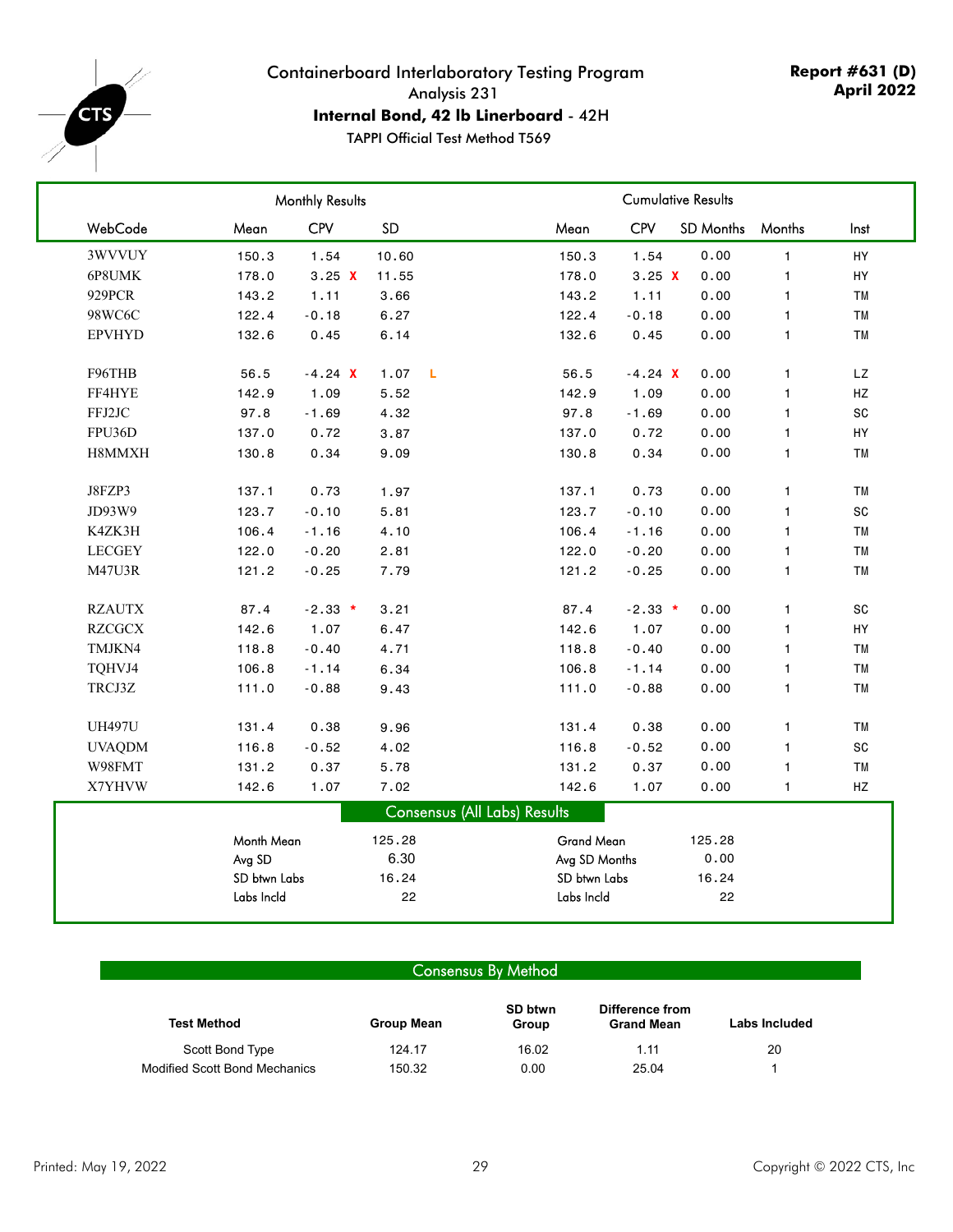# Containerboard Interlaboratory Testing Program

Analysis 231

**Internal Bond, 42 lb Linerboard** - 42H

TAPPI Official Test Method T569

**Report #631 (D)**
**April 2022**

| | Monthly Results | | | Cumulative Results | | | | |
|---|---|---|---|---|---|---|---|---|
| WebCode | Mean | CPV | SD | Mean | CPV | SD Months | Months | Inst |
| 3WVVUY | 150.3 | 1.54 | 10.60 | 150.3 | 1.54 | 0.00 | 1 | HY |
| 6P8UMK | 178.0 | 3.25 X | 11.55 | 178.0 | 3.25 X | 0.00 | 1 | HY |
| 929PCR | 143.2 | 1.11 | 3.66 | 143.2 | 1.11 | 0.00 | 1 | TM |
| 98WC6C | 122.4 | -0.18 | 6.27 | 122.4 | -0.18 | 0.00 | 1 | TM |
| EPVHYD | 132.6 | 0.45 | 6.14 | 132.6 | 0.45 | 0.00 | 1 | TM |
| F96THB | 56.5 | -4.24 X | 1.07 L | 56.5 | -4.24 X | 0.00 | 1 | LZ |
| FF4HYE | 142.9 | 1.09 | 5.52 | 142.9 | 1.09 | 0.00 | 1 | HZ |
| FFJ2JC | 97.8 | -1.69 | 4.32 | 97.8 | -1.69 | 0.00 | 1 | SC |
| FPU36D | 137.0 | 0.72 | 3.87 | 137.0 | 0.72 | 0.00 | 1 | HY |
| H8MMXH | 130.8 | 0.34 | 9.09 | 130.8 | 0.34 | 0.00 | 1 | TM |
| J8FZP3 | 137.1 | 0.73 | 1.97 | 137.1 | 0.73 | 0.00 | 1 | TM |
| JD93W9 | 123.7 | -0.10 | 5.81 | 123.7 | -0.10 | 0.00 | 1 | SC |
| K4ZK3H | 106.4 | -1.16 | 4.10 | 106.4 | -1.16 | 0.00 | 1 | TM |
| LECGEY | 122.0 | -0.20 | 2.81 | 122.0 | -0.20 | 0.00 | 1 | TM |
| M47U3R | 121.2 | -0.25 | 7.79 | 121.2 | -0.25 | 0.00 | 1 | TM |
| RZAUTX | 87.4 | -2.33 * | 3.21 | 87.4 | -2.33 * | 0.00 | 1 | SC |
| RZCGCX | 142.6 | 1.07 | 6.47 | 142.6 | 1.07 | 0.00 | 1 | HY |
| TMJKN4 | 118.8 | -0.40 | 4.71 | 118.8 | -0.40 | 0.00 | 1 | TM |
| TQHVJ4 | 106.8 | -1.14 | 6.34 | 106.8 | -1.14 | 0.00 | 1 | TM |
| TRCJ3Z | 111.0 | -0.88 | 9.43 | 111.0 | -0.88 | 0.00 | 1 | TM |
| UH497U | 131.4 | 0.38 | 9.96 | 131.4 | 0.38 | 0.00 | 1 | TM |
| UVAQDM | 116.8 | -0.52 | 4.02 | 116.8 | -0.52 | 0.00 | 1 | SC |
| W98FMT | 131.2 | 0.37 | 5.78 | 131.2 | 0.37 | 0.00 | 1 | TM |
| X7YHVW | 142.6 | 1.07 | 7.02 | 142.6 | 1.07 | 0.00 | 1 | HZ |

## Consensus (All Labs) Results

| | | | |
|---|---|---|---|
| Month Mean | 125.28 | Grand Mean | 125.28 |
| Avg SD | 6.30 | Avg SD Months | 0.00 |
| SD btwn Labs | 16.24 | SD btwn Labs | 16.24 |
| Labs Incld | 22 | Labs Incld | 22 |

## Consensus By Method

| Test Method | Group Mean | SD btwn Group | Difference from Grand Mean | Labs Included |
|---|---|---|---|---|
| Scott Bond Type | 124.17 | 16.02 | 1.11 | 20 |
| Modified Scott Bond Mechanics | 150.32 | 0.00 | 25.04 | 1 |

Printed: May 19, 2022

Copyright © 2022 CTS, Inc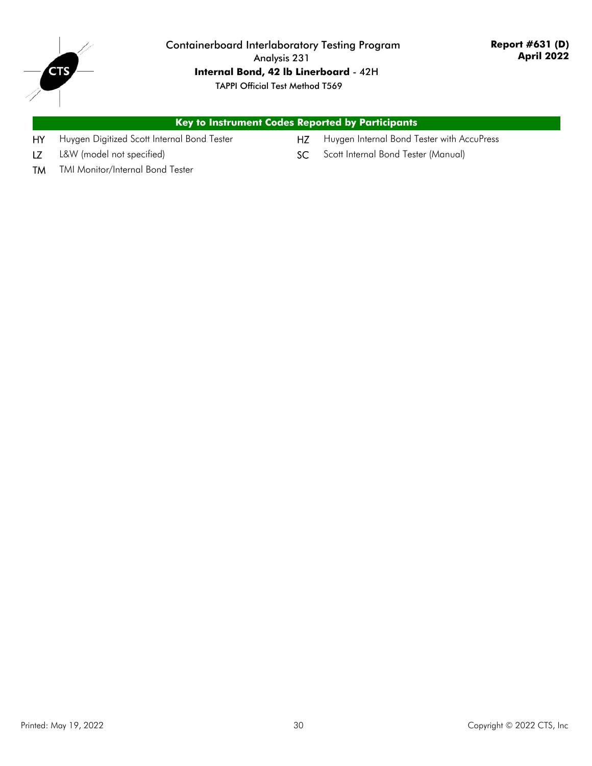Containerboard Interlaboratory Testing Program
Analysis 231
**Internal Bond, 42 lb Linerboard** - 42H
TAPPI Official Test Method T569

**Report #631 (D)**
**April 2022**

## Key to Instrument Codes Reported by Participants

| Code | Instrument | Code | Instrument |
|---|---|---|---|
| HY | Huygen Digitized Scott Internal Bond Tester | HZ | Huygen Internal Bond Tester with AccuPress |
| LZ | L&W (model not specified) | SC | Scott Internal Bond Tester (Manual) |
| TM | TMI Monitor/Internal Bond Tester | | |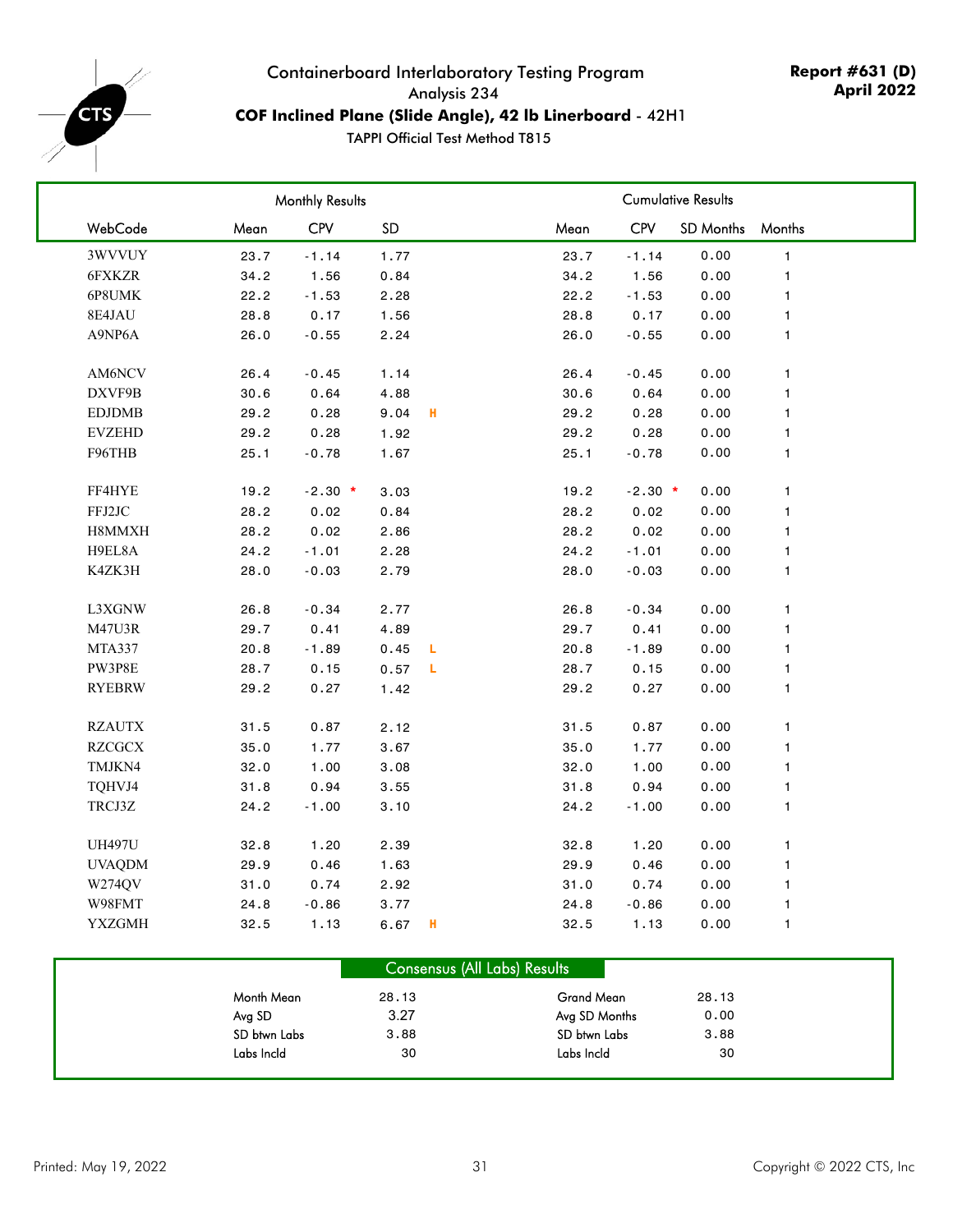# Containerboard Interlaboratory Testing Program

Analysis 234

**COF Inclined Plane (Slide Angle), 42 lb Linerboard** - 42H1

TAPPI Official Test Method T815

**Report #631 (D)**
**April 2022**

| | Monthly Results | | | | Cumulative Results | | | | |
|---|---|---|---|---|---|---|---|---|---|
| WebCode | Mean | CPV | SD | | Mean | CPV | SD Months | Months |
| 3WVVUY | 23.7 | -1.14 | 1.77 | | 23.7 | -1.14 | 0.00 | 1 |
| 6FXKZR | 34.2 | 1.56 | 0.84 | | 34.2 | 1.56 | 0.00 | 1 |
| 6P8UMK | 22.2 | -1.53 | 2.28 | | 22.2 | -1.53 | 0.00 | 1 |
| 8E4JAU | 28.8 | 0.17 | 1.56 | | 28.8 | 0.17 | 0.00 | 1 |
| A9NP6A | 26.0 | -0.55 | 2.24 | | 26.0 | -0.55 | 0.00 | 1 |
| AM6NCV | 26.4 | -0.45 | 1.14 | | 26.4 | -0.45 | 0.00 | 1 |
| DXVF9B | 30.6 | 0.64 | 4.88 | | 30.6 | 0.64 | 0.00 | 1 |
| EDJDMB | 29.2 | 0.28 | 9.04 | H | 29.2 | 0.28 | 0.00 | 1 |
| EVZEHD | 29.2 | 0.28 | 1.92 | | 29.2 | 0.28 | 0.00 | 1 |
| F96THB | 25.1 | -0.78 | 1.67 | | 25.1 | -0.78 | 0.00 | 1 |
| FF4HYE | 19.2 | -2.30 * | 3.03 | | 19.2 | -2.30 * | 0.00 | 1 |
| FFJ2JC | 28.2 | 0.02 | 0.84 | | 28.2 | 0.02 | 0.00 | 1 |
| H8MMXH | 28.2 | 0.02 | 2.86 | | 28.2 | 0.02 | 0.00 | 1 |
| H9EL8A | 24.2 | -1.01 | 2.28 | | 24.2 | -1.01 | 0.00 | 1 |
| K4ZK3H | 28.0 | -0.03 | 2.79 | | 28.0 | -0.03 | 0.00 | 1 |
| L3XGNW | 26.8 | -0.34 | 2.77 | | 26.8 | -0.34 | 0.00 | 1 |
| M47U3R | 29.7 | 0.41 | 4.89 | | 29.7 | 0.41 | 0.00 | 1 |
| MTA337 | 20.8 | -1.89 | 0.45 | L | 20.8 | -1.89 | 0.00 | 1 |
| PW3P8E | 28.7 | 0.15 | 0.57 | L | 28.7 | 0.15 | 0.00 | 1 |
| RYEBRW | 29.2 | 0.27 | 1.42 | | 29.2 | 0.27 | 0.00 | 1 |
| RZAUTX | 31.5 | 0.87 | 2.12 | | 31.5 | 0.87 | 0.00 | 1 |
| RZCGCX | 35.0 | 1.77 | 3.67 | | 35.0 | 1.77 | 0.00 | 1 |
| TMJKN4 | 32.0 | 1.00 | 3.08 | | 32.0 | 1.00 | 0.00 | 1 |
| TQHVJ4 | 31.8 | 0.94 | 3.55 | | 31.8 | 0.94 | 0.00 | 1 |
| TRCJ3Z | 24.2 | -1.00 | 3.10 | | 24.2 | -1.00 | 0.00 | 1 |
| UH497U | 32.8 | 1.20 | 2.39 | | 32.8 | 1.20 | 0.00 | 1 |
| UVAQDM | 29.9 | 0.46 | 1.63 | | 29.9 | 0.46 | 0.00 | 1 |
| W274QV | 31.0 | 0.74 | 2.92 | | 31.0 | 0.74 | 0.00 | 1 |
| W98FMT | 24.8 | -0.86 | 3.77 | | 24.8 | -0.86 | 0.00 | 1 |
| YXZGMH | 32.5 | 1.13 | 6.67 | H | 32.5 | 1.13 | 0.00 | 1 |

**Consensus (All Labs) Results**

| | | | |
|---|---|---|---|
| Month Mean | 28.13 | Grand Mean | 28.13 |
| Avg SD | 3.27 | Avg SD Months | 0.00 |
| SD btwn Labs | 3.88 | SD btwn Labs | 3.88 |
| Labs Incld | 30 | Labs Incld | 30 |

Printed: May 19, 2022 | Copyright © 2022 CTS, Inc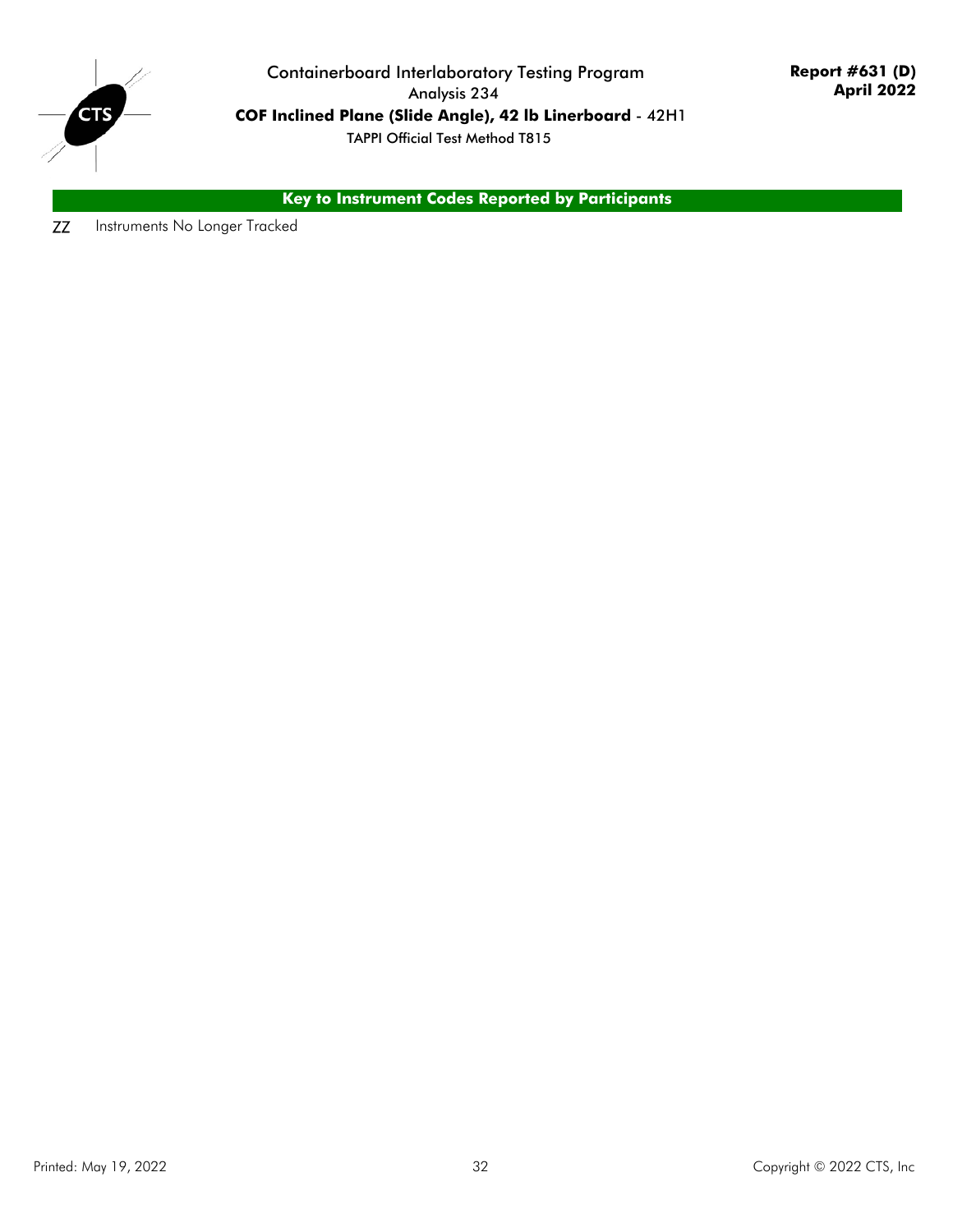Containerboard Interlaboratory Testing Program

Analysis 234

**COF Inclined Plane (Slide Angle), 42 lb Linerboard** - 42H1

TAPPI Official Test Method T815

**Report #631 (D)**
**April 2022**

## Key to Instrument Codes Reported by Participants

| Code | Description |
|---|---|
| ZZ | Instruments No Longer Tracked |

Printed: May 19, 2022

Copyright © 2022 CTS, Inc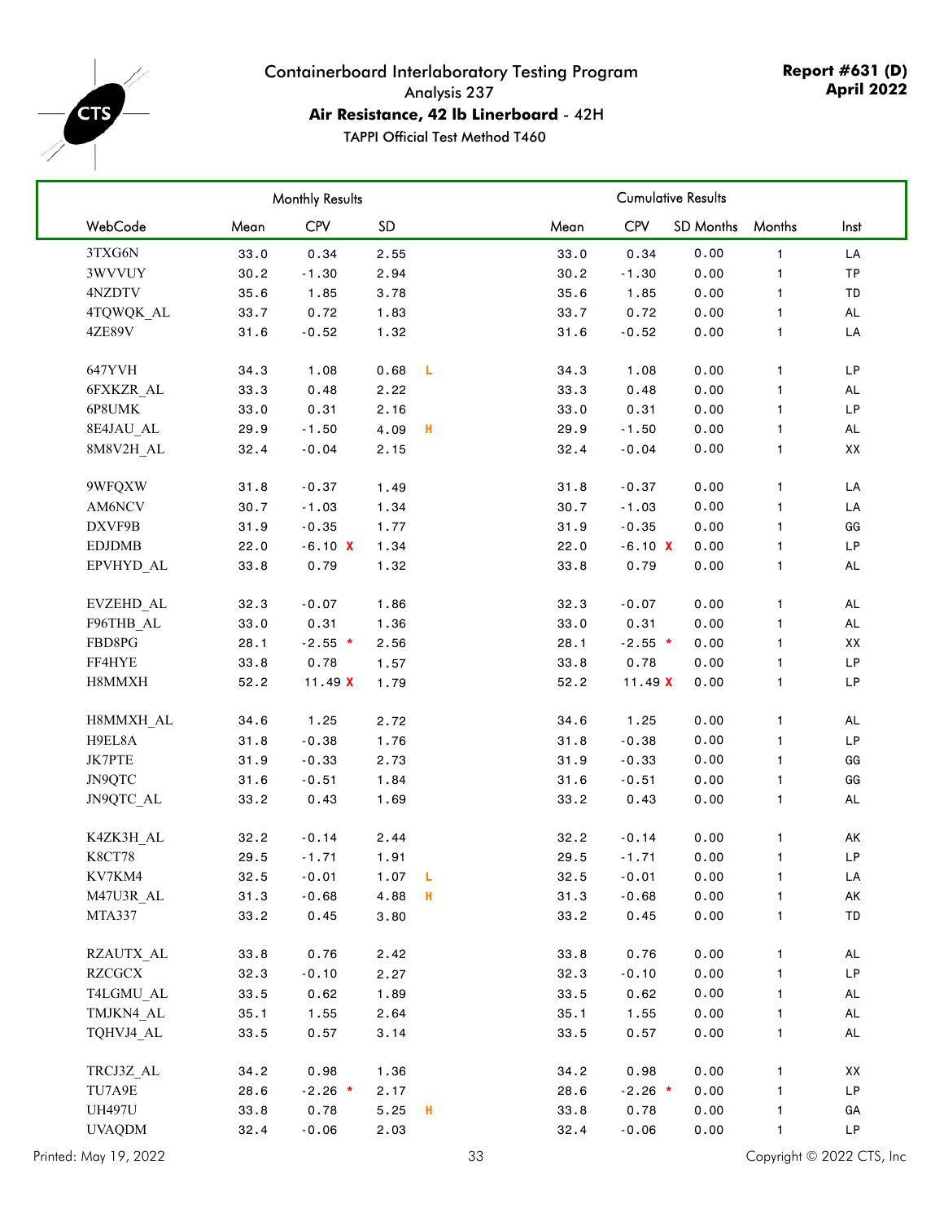# Containerboard Interlaboratory Testing Program

Analysis 237

**Air Resistance, 42 lb Linerboard** - 42H

TAPPI Official Test Method T460

**Report #631 (D)**
**April 2022**

| | Monthly Results | | | | Cumulative Results | | | | |
|---|---|---|---|---|---|---|---|---|---|
| WebCode | Mean | CPV | SD | | Mean | CPV | SD Months | Months | Inst |
| 3TXG6N | 33.0 | 0.34 | 2.55 | | 33.0 | 0.34 | 0.00 | 1 | LA |
| 3WVVUY | 30.2 | -1.30 | 2.94 | | 30.2 | -1.30 | 0.00 | 1 | TP |
| 4NZDTV | 35.6 | 1.85 | 3.78 | | 35.6 | 1.85 | 0.00 | 1 | TD |
| 4TQWQK_AL | 33.7 | 0.72 | 1.83 | | 33.7 | 0.72 | 0.00 | 1 | AL |
| 4ZE89V | 31.6 | -0.52 | 1.32 | | 31.6 | -0.52 | 0.00 | 1 | LA |
| 647YVH | 34.3 | 1.08 | 0.68 | L | 34.3 | 1.08 | 0.00 | 1 | LP |
| 6FXKZR_AL | 33.3 | 0.48 | 2.22 | | 33.3 | 0.48 | 0.00 | 1 | AL |
| 6P8UMK | 33.0 | 0.31 | 2.16 | | 33.0 | 0.31 | 0.00 | 1 | LP |
| 8E4JAU_AL | 29.9 | -1.50 | 4.09 | H | 29.9 | -1.50 | 0.00 | 1 | AL |
| 8M8V2H_AL | 32.4 | -0.04 | 2.15 | | 32.4 | -0.04 | 0.00 | 1 | XX |
| 9WFQXW | 31.8 | -0.37 | 1.49 | | 31.8 | -0.37 | 0.00 | 1 | LA |
| AM6NCV | 30.7 | -1.03 | 1.34 | | 30.7 | -1.03 | 0.00 | 1 | LA |
| DXVF9B | 31.9 | -0.35 | 1.77 | | 31.9 | -0.35 | 0.00 | 1 | GG |
| EDJDMB | 22.0 | -6.10 X | 1.34 | | 22.0 | -6.10 X | 0.00 | 1 | LP |
| EPVHYD_AL | 33.8 | 0.79 | 1.32 | | 33.8 | 0.79 | 0.00 | 1 | AL |
| EVZEHD_AL | 32.3 | -0.07 | 1.86 | | 32.3 | -0.07 | 0.00 | 1 | AL |
| F96THB_AL | 33.0 | 0.31 | 1.36 | | 33.0 | 0.31 | 0.00 | 1 | AL |
| FBD8PG | 28.1 | -2.55 * | 2.56 | | 28.1 | -2.55 * | 0.00 | 1 | XX |
| FF4HYE | 33.8 | 0.78 | 1.57 | | 33.8 | 0.78 | 0.00 | 1 | LP |
| H8MMXH | 52.2 | 11.49 X | 1.79 | | 52.2 | 11.49 X | 0.00 | 1 | LP |
| H8MMXH_AL | 34.6 | 1.25 | 2.72 | | 34.6 | 1.25 | 0.00 | 1 | AL |
| H9EL8A | 31.8 | -0.38 | 1.76 | | 31.8 | -0.38 | 0.00 | 1 | LP |
| JK7PTE | 31.9 | -0.33 | 2.73 | | 31.9 | -0.33 | 0.00 | 1 | GG |
| JN9QTC | 31.6 | -0.51 | 1.84 | | 31.6 | -0.51 | 0.00 | 1 | GG |
| JN9QTC_AL | 33.2 | 0.43 | 1.69 | | 33.2 | 0.43 | 0.00 | 1 | AL |
| K4ZK3H_AL | 32.2 | -0.14 | 2.44 | | 32.2 | -0.14 | 0.00 | 1 | AK |
| K8CT78 | 29.5 | -1.71 | 1.91 | | 29.5 | -1.71 | 0.00 | 1 | LP |
| KV7KM4 | 32.5 | -0.01 | 1.07 | L | 32.5 | -0.01 | 0.00 | 1 | LA |
| M47U3R_AL | 31.3 | -0.68 | 4.88 | H | 31.3 | -0.68 | 0.00 | 1 | AK |
| MTA337 | 33.2 | 0.45 | 3.80 | | 33.2 | 0.45 | 0.00 | 1 | TD |
| RZAUTX_AL | 33.8 | 0.76 | 2.42 | | 33.8 | 0.76 | 0.00 | 1 | AL |
| RZCGCX | 32.3 | -0.10 | 2.27 | | 32.3 | -0.10 | 0.00 | 1 | LP |
| T4LGMU_AL | 33.5 | 0.62 | 1.89 | | 33.5 | 0.62 | 0.00 | 1 | AL |
| TMJKN4_AL | 35.1 | 1.55 | 2.64 | | 35.1 | 1.55 | 0.00 | 1 | AL |
| TQHVJ4_AL | 33.5 | 0.57 | 3.14 | | 33.5 | 0.57 | 0.00 | 1 | AL |
| TRCJ3Z_AL | 34.2 | 0.98 | 1.36 | | 34.2 | 0.98 | 0.00 | 1 | XX |
| TU7A9E | 28.6 | -2.26 * | 2.17 | | 28.6 | -2.26 * | 0.00 | 1 | LP |
| UH497U | 33.8 | 0.78 | 5.25 | H | 33.8 | 0.78 | 0.00 | 1 | GA |
| UVAQDM | 32.4 | -0.06 | 2.03 | | 32.4 | -0.06 | 0.00 | 1 | LP |

Printed: May 19, 2022 — Copyright © 2022 CTS, Inc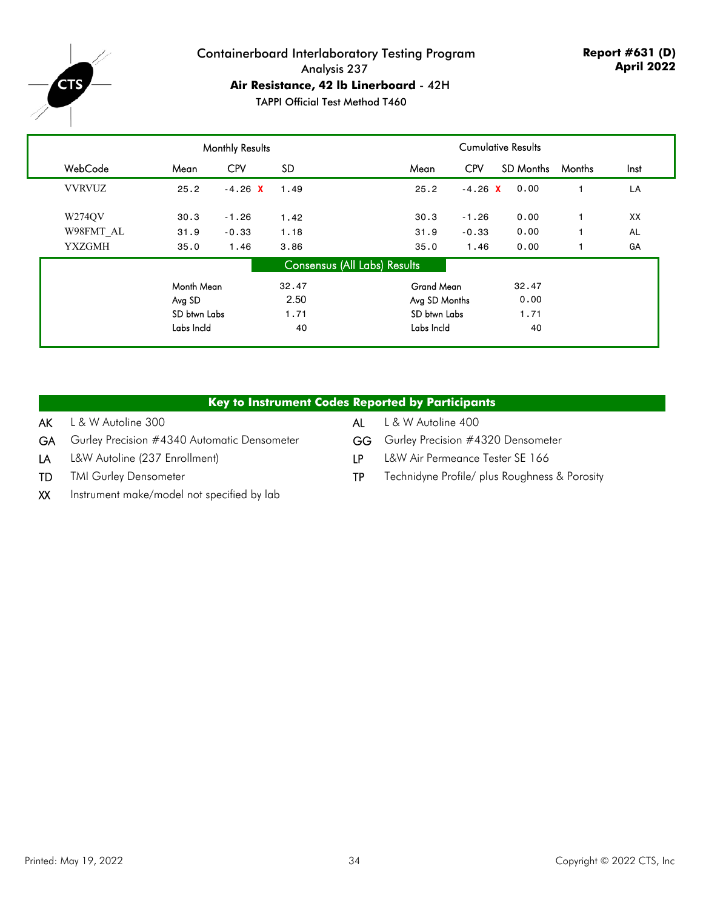# Containerboard Interlaboratory Testing Program

Analysis 237

**Air Resistance, 42 lb Linerboard** - 42H

TAPPI Official Test Method T460

**Report #631 (D)**
**April 2022**

| | Monthly Results | | | Cumulative Results | | | | |
|---|---|---|---|---|---|---|---|---|
| WebCode | Mean | CPV | SD | Mean | CPV | SD Months | Months | Inst |
| VVRVUZ | 25.2 | -4.26 X | 1.49 | 25.2 | -4.26 X | 0.00 | 1 | LA |
| W274QV | 30.3 | -1.26 | 1.42 | 30.3 | -1.26 | 0.00 | 1 | XX |
| W98FMT_AL | 31.9 | -0.33 | 1.18 | 31.9 | -0.33 | 0.00 | 1 | AL |
| YXZGMH | 35.0 | 1.46 | 3.86 | 35.0 | 1.46 | 0.00 | 1 | GA |

**Consensus (All Labs) Results**

| | | | |
|---|---|---|---|
| Month Mean | 32.47 | Grand Mean | 32.47 |
| Avg SD | 2.50 | Avg SD Months | 0.00 |
| SD btwn Labs | 1.71 | SD btwn Labs | 1.71 |
| Labs Incld | 40 | Labs Incld | 40 |

**Key to Instrument Codes Reported by Participants**

- AK L & W Autoline 300
- AL L & W Autoline 400
- GA Gurley Precision #4340 Automatic Densometer
- GG Gurley Precision #4320 Densometer
- LA L&W Autoline (237 Enrollment)
- LP L&W Air Permeance Tester SE 166
- TD TMI Gurley Densometer
- TP Technidyne Profile/ plus Roughness & Porosity
- XX Instrument make/model not specified by lab

Printed: May 19, 2022

Copyright © 2022 CTS, Inc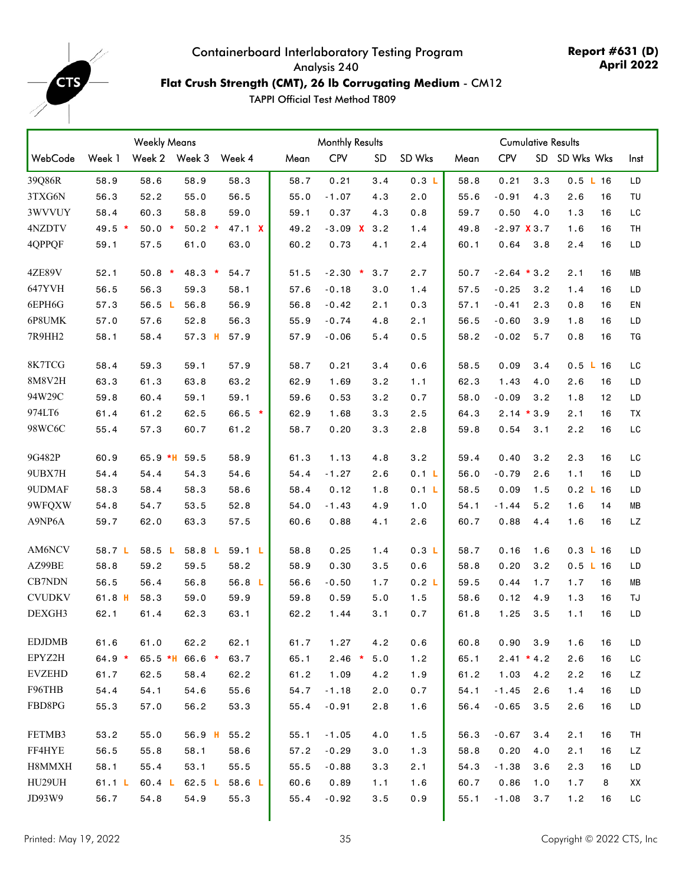Containerboard Interlaboratory Testing Program

Analysis 240

**Flat Crush Strength (CMT), 26 lb Corrugating Medium** - CM12

TAPPI Official Test Method T809

**Report #631 (D)**
**April 2022**

| | Weekly Means | | | | Monthly Results | | | | Cumulative Results | | | | | |
|---|---|---|---|---|---|---|---|---|---|---|---|---|---|---|
| WebCode | Week 1 | Week 2 | Week 3 | Week 4 | Mean | CPV | SD | SD Wks | Mean | CPV | SD | SD Wks | Wks | Inst |
| 39Q86R | 58.9 | 58.6 | 58.9 | 58.3 | 58.7 | 0.21 | 3.4 | 0.3 L | 58.8 | 0.21 | 3.3 | 0.5 L | 16 | LD |
| 3TXG6N | 56.3 | 52.2 | 55.0 | 56.5 | 55.0 | -1.07 | 4.3 | 2.0 | 55.6 | -0.91 | 4.3 | 2.6 | 16 | TU |
| 3WVVUY | 58.4 | 60.3 | 58.8 | 59.0 | 59.1 | 0.37 | 4.3 | 0.8 | 59.7 | 0.50 | 4.0 | 1.3 | 16 | LC |
| 4NZDTV | 49.5 * | 50.0 * | 50.2 * | 47.1 X | 49.2 | -3.09 X | 3.2 | 1.4 | 49.8 | -2.97 X | 3.7 | 1.6 | 16 | TH |
| 4QPPQF | 59.1 | 57.5 | 61.0 | 63.0 | 60.2 | 0.73 | 4.1 | 2.4 | 60.1 | 0.64 | 3.8 | 2.4 | 16 | LD |
| 4ZE89V | 52.1 | 50.8 * | 48.3 * | 54.7 | 51.5 | -2.30 * | 3.7 | 2.7 | 50.7 | -2.64 * | 3.2 | 2.1 | 16 | MB |
| 647YVH | 56.5 | 56.3 | 59.3 | 58.1 | 57.6 | -0.18 | 3.0 | 1.4 | 57.5 | -0.25 | 3.2 | 1.4 | 16 | LD |
| 6EPH6G | 57.3 | 56.5 L | 56.8 | 56.9 | 56.8 | -0.42 | 2.1 | 0.3 | 57.1 | -0.41 | 2.3 | 0.8 | 16 | EN |
| 6P8UMK | 57.0 | 57.6 | 52.8 | 56.3 | 55.9 | -0.74 | 4.8 | 2.1 | 56.5 | -0.60 | 3.9 | 1.8 | 16 | LD |
| 7R9HH2 | 58.1 | 58.4 | 57.3 H | 57.9 | 57.9 | -0.06 | 5.4 | 0.5 | 58.2 | -0.02 | 5.7 | 0.8 | 16 | TG |
| 8K7TCG | 58.4 | 59.3 | 59.1 | 57.9 | 58.7 | 0.21 | 3.4 | 0.6 | 58.5 | 0.09 | 3.4 | 0.5 L | 16 | LC |
| 8M8V2H | 63.3 | 61.3 | 63.8 | 63.2 | 62.9 | 1.69 | 3.2 | 1.1 | 62.3 | 1.43 | 4.0 | 2.6 | 16 | LD |
| 94W29C | 59.8 | 60.4 | 59.1 | 59.1 | 59.6 | 0.53 | 3.2 | 0.7 | 58.0 | -0.09 | 3.2 | 1.8 | 12 | LD |
| 974LT6 | 61.4 | 61.2 | 62.5 | 66.5 * | 62.9 | 1.68 | 3.3 | 2.5 | 64.3 | 2.14 * | 3.9 | 2.1 | 16 | TX |
| 98WC6C | 55.4 | 57.3 | 60.7 | 61.2 | 58.7 | 0.20 | 3.3 | 2.8 | 59.8 | 0.54 | 3.1 | 2.2 | 16 | LC |
| 9G482P | 60.9 | 65.9 *H | 59.5 | 58.9 | 61.3 | 1.13 | 4.8 | 3.2 | 59.4 | 0.40 | 3.2 | 2.3 | 16 | LC |
| 9UBX7H | 54.4 | 54.4 | 54.3 | 54.6 | 54.4 | -1.27 | 2.6 | 0.1 L | 56.0 | -0.79 | 2.6 | 1.1 | 16 | LD |
| 9UDMAF | 58.3 | 58.4 | 58.3 | 58.6 | 58.4 | 0.12 | 1.8 | 0.1 L | 58.5 | 0.09 | 1.5 | 0.2 L | 16 | LD |
| 9WFQXW | 54.8 | 54.7 | 53.5 | 52.8 | 54.0 | -1.43 | 4.9 | 1.0 | 54.1 | -1.44 | 5.2 | 1.6 | 14 | MB |
| A9NP6A | 59.7 | 62.0 | 63.3 | 57.5 | 60.6 | 0.88 | 4.1 | 2.6 | 60.7 | 0.88 | 4.4 | 1.6 | 16 | LZ |
| AM6NCV | 58.7 L | 58.5 L | 58.8 L | 59.1 L | 58.8 | 0.25 | 1.4 | 0.3 L | 58.7 | 0.16 | 1.6 | 0.3 L | 16 | LD |
| AZ99BE | 58.8 | 59.2 | 59.5 | 58.2 | 58.9 | 0.30 | 3.5 | 0.6 | 58.8 | 0.20 | 3.2 | 0.5 L | 16 | LD |
| CB7NDN | 56.5 | 56.4 | 56.8 | 56.8 L | 56.6 | -0.50 | 1.7 | 0.2 L | 59.5 | 0.44 | 1.7 | 1.7 | 16 | MB |
| CVUDKV | 61.8 H | 58.3 | 59.0 | 59.9 | 59.8 | 0.59 | 5.0 | 1.5 | 58.6 | 0.12 | 4.9 | 1.3 | 16 | TJ |
| DEXGH3 | 62.1 | 61.4 | 62.3 | 63.1 | 62.2 | 1.44 | 3.1 | 0.7 | 61.8 | 1.25 | 3.5 | 1.1 | 16 | LD |
| EDJDMB | 61.6 | 61.0 | 62.2 | 62.1 | 61.7 | 1.27 | 4.2 | 0.6 | 60.8 | 0.90 | 3.9 | 1.6 | 16 | LD |
| EPYZ2H | 64.9 * | 65.5 *H | 66.6 * | 63.7 | 65.1 | 2.46 * | 5.0 | 1.2 | 65.1 | 2.41 * | 4.2 | 2.6 | 16 | LC |
| EVZEHD | 61.7 | 62.5 | 58.4 | 62.2 | 61.2 | 1.09 | 4.2 | 1.9 | 61.2 | 1.03 | 4.2 | 2.2 | 16 | LZ |
| F96THB | 54.4 | 54.1 | 54.6 | 55.6 | 54.7 | -1.18 | 2.0 | 0.7 | 54.1 | -1.45 | 2.6 | 1.4 | 16 | LD |
| FBD8PG | 55.3 | 57.0 | 56.2 | 53.3 | 55.4 | -0.91 | 2.8 | 1.6 | 56.4 | -0.65 | 3.5 | 2.6 | 16 | LD |
| FETMB3 | 53.2 | 55.0 | 56.9 H | 55.2 | 55.1 | -1.05 | 4.0 | 1.5 | 56.3 | -0.67 | 3.4 | 2.1 | 16 | TH |
| FF4HYE | 56.5 | 55.8 | 58.1 | 58.6 | 57.2 | -0.29 | 3.0 | 1.3 | 58.8 | 0.20 | 4.0 | 2.1 | 16 | LZ |
| H8MMXH | 58.1 | 55.4 | 53.1 | 55.5 | 55.5 | -0.88 | 3.3 | 2.1 | 54.3 | -1.38 | 3.6 | 2.3 | 16 | LD |
| HU29UH | 61.1 L | 60.4 L | 62.5 L | 58.6 L | 60.6 | 0.89 | 1.1 | 1.6 | 60.7 | 0.86 | 1.0 | 1.7 | 8 | XX |
| JD93W9 | 56.7 | 54.8 | 54.9 | 55.3 | 55.4 | -0.92 | 3.5 | 0.9 | 55.1 | -1.08 | 3.7 | 1.2 | 16 | LC |

Printed: May 19, 2022

Copyright © 2022 CTS, Inc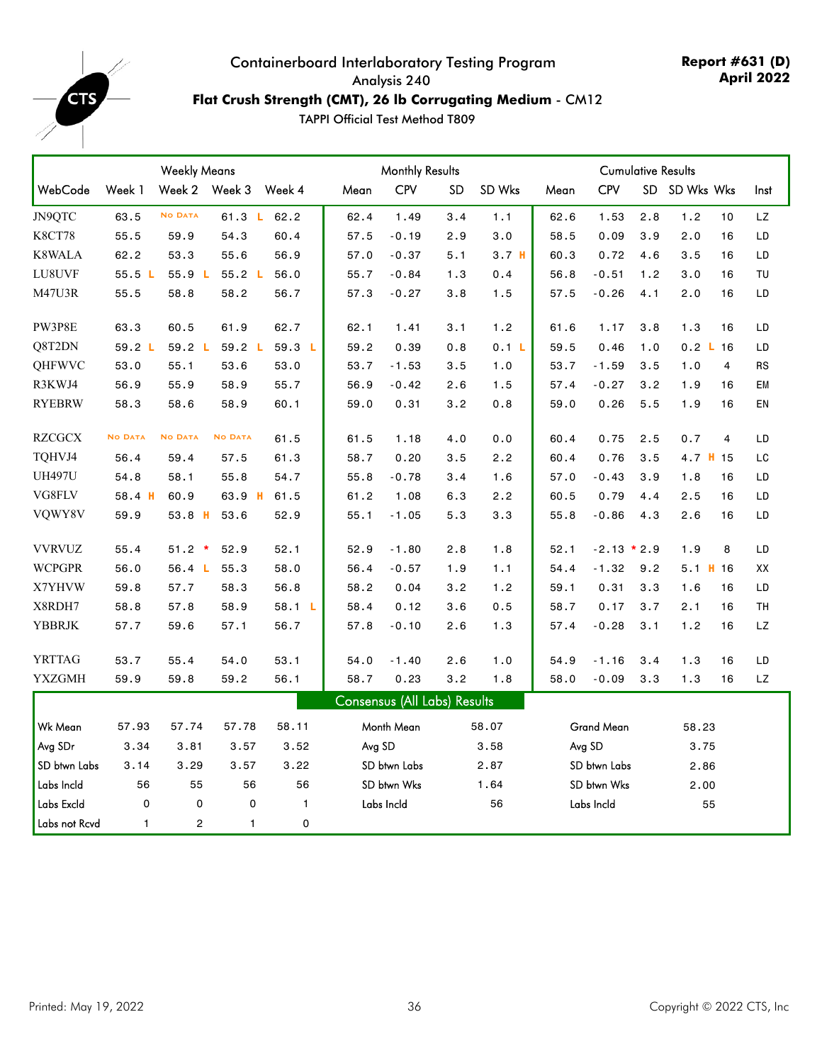Containerboard Interlaboratory Testing Program
Analysis 240

**Flat Crush Strength (CMT), 26 lb Corrugating Medium** - CM12

TAPPI Official Test Method T809

**Report #631 (D)**
**April 2022**

| WebCode | Weekly Means Week 1 | Week 2 | Week 3 | Week 4 | Monthly Results Mean | CPV | SD | SD Wks | Cumulative Results Mean | CPV | SD | SD Wks | Wks | Inst |
|---|---|---|---|---|---|---|---|---|---|---|---|---|---|---|
| JN9QTC | 63.5 | No Data | 61.3 L | 62.2 | 62.4 | 1.49 | 3.4 | 1.1 | 62.6 | 1.53 | 2.8 | 1.2 | 10 | LZ |
| K8CT78 | 55.5 | 59.9 | 54.3 | 60.4 | 57.5 | -0.19 | 2.9 | 3.0 | 58.5 | 0.09 | 3.9 | 2.0 | 16 | LD |
| K8WALA | 62.2 | 53.3 | 55.6 | 56.9 | 57.0 | -0.37 | 5.1 | 3.7 H | 60.3 | 0.72 | 4.6 | 3.5 | 16 | LD |
| LU8UVF | 55.5 L | 55.9 L | 55.2 L | 56.0 | 55.7 | -0.84 | 1.3 | 0.4 | 56.8 | -0.51 | 1.2 | 3.0 | 16 | TU |
| M47U3R | 55.5 | 58.8 | 58.2 | 56.7 | 57.3 | -0.27 | 3.8 | 1.5 | 57.5 | -0.26 | 4.1 | 2.0 | 16 | LD |
| PW3P8E | 63.3 | 60.5 | 61.9 | 62.7 | 62.1 | 1.41 | 3.1 | 1.2 | 61.6 | 1.17 | 3.8 | 1.3 | 16 | LD |
| Q8T2DN | 59.2 L | 59.2 L | 59.2 L | 59.3 L | 59.2 | 0.39 | 0.8 | 0.1 L | 59.5 | 0.46 | 1.0 | 0.2 L | 16 | LD |
| QHFWVC | 53.0 | 55.1 | 53.6 | 53.0 | 53.7 | -1.53 | 3.5 | 1.0 | 53.7 | -1.59 | 3.5 | 1.0 | 4 | RS |
| R3KWJ4 | 56.9 | 55.9 | 58.9 | 55.7 | 56.9 | -0.42 | 2.6 | 1.5 | 57.4 | -0.27 | 3.2 | 1.9 | 16 | EM |
| RYEBRW | 58.3 | 58.6 | 58.9 | 60.1 | 59.0 | 0.31 | 3.2 | 0.8 | 59.0 | 0.26 | 5.5 | 1.9 | 16 | EN |
| RZCGCX | No Data | No Data | No Data | 61.5 | 61.5 | 1.18 | 4.0 | 0.0 | 60.4 | 0.75 | 2.5 | 0.7 | 4 | LD |
| TQHVJ4 | 56.4 | 59.4 | 57.5 | 61.3 | 58.7 | 0.20 | 3.5 | 2.2 | 60.4 | 0.76 | 3.5 | 4.7 H | 15 | LC |
| UH497U | 54.8 | 58.1 | 55.8 | 54.7 | 55.8 | -0.78 | 3.4 | 1.6 | 57.0 | -0.43 | 3.9 | 1.8 | 16 | LD |
| VG8FLV | 58.4 H | 60.9 | 63.9 H | 61.5 | 61.2 | 1.08 | 6.3 | 2.2 | 60.5 | 0.79 | 4.4 | 2.5 | 16 | LD |
| VQWY8V | 59.9 | 53.8 H | 53.6 | 52.9 | 55.1 | -1.05 | 5.3 | 3.3 | 55.8 | -0.86 | 4.3 | 2.6 | 16 | LD |
| VVRVUZ | 55.4 | 51.2 * | 52.9 | 52.1 | 52.9 | -1.80 | 2.8 | 1.8 | 52.1 | -2.13 * | 2.9 | 1.9 | 8 | LD |
| WCPGPR | 56.0 | 56.4 L | 55.3 | 58.0 | 56.4 | -0.57 | 1.9 | 1.1 | 54.4 | -1.32 | 9.2 | 5.1 H | 16 | XX |
| X7YHVW | 59.8 | 57.7 | 58.3 | 56.8 | 58.2 | 0.04 | 3.2 | 1.2 | 59.1 | 0.31 | 3.3 | 1.6 | 16 | LD |
| X8RDH7 | 58.8 | 57.8 | 58.9 | 58.1 L | 58.4 | 0.12 | 3.6 | 0.5 | 58.7 | 0.17 | 3.7 | 2.1 | 16 | TH |
| YBBRJK | 57.7 | 59.6 | 57.1 | 56.7 | 57.8 | -0.10 | 2.6 | 1.3 | 57.4 | -0.28 | 3.1 | 1.2 | 16 | LZ |
| YRTTAG | 53.7 | 55.4 | 54.0 | 53.1 | 54.0 | -1.40 | 2.6 | 1.0 | 54.9 | -1.16 | 3.4 | 1.3 | 16 | LD |
| YXZGMH | 59.9 | 59.8 | 59.2 | 56.1 | 58.7 | 0.23 | 3.2 | 1.8 | 58.0 | -0.09 | 3.3 | 1.3 | 16 | LZ |

**Consensus (All Labs) Results**

| | Week 1 | Week 2 | Week 3 | Week 4 | | Monthly | | Cumulative |
|---|---|---|---|---|---|---|---|---|
| Wk Mean | 57.93 | 57.74 | 57.78 | 58.11 | Month Mean | 58.07 | Grand Mean | 58.23 |
| Avg SDr | 3.34 | 3.81 | 3.57 | 3.52 | Avg SD | 3.58 | Avg SD | 3.75 |
| SD btwn Labs | 3.14 | 3.29 | 3.57 | 3.22 | SD btwn Labs | 2.87 | SD btwn Labs | 2.86 |
| Labs Incld | 56 | 55 | 56 | 56 | SD btwn Wks | 1.64 | SD btwn Wks | 2.00 |
| Labs Excld | 0 | 0 | 0 | 1 | Labs Incld | 56 | Labs Incld | 55 |
| Labs not Rcvd | 1 | 2 | 1 | 0 | | | | |

Printed: May 19, 2022

Copyright © 2022 CTS, Inc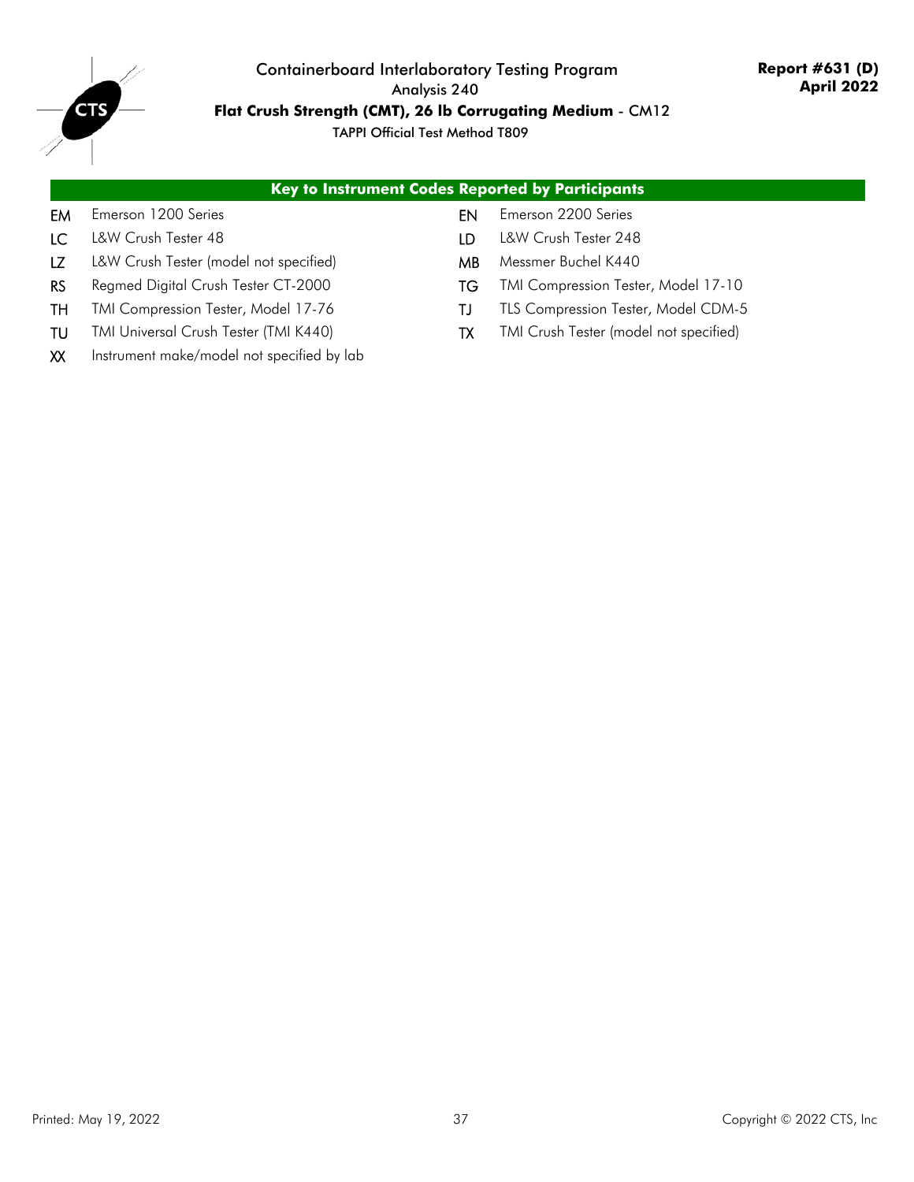## Key to Instrument Codes Reported by Participants

| Code | Instrument | Code | Instrument |
|---|---|---|---|
| EM | Emerson 1200 Series | EN | Emerson 2200 Series |
| LC | L&W Crush Tester 48 | LD | L&W Crush Tester 248 |
| LZ | L&W Crush Tester (model not specified) | MB | Messmer Buchel K440 |
| RS | Regmed Digital Crush Tester CT-2000 | TG | TMI Compression Tester, Model 17-10 |
| TH | TMI Compression Tester, Model 17-76 | TJ | TLS Compression Tester, Model CDM-5 |
| TU | TMI Universal Crush Tester (TMI K440) | TX | TMI Crush Tester (model not specified) |
| XX | Instrument make/model not specified by lab | | |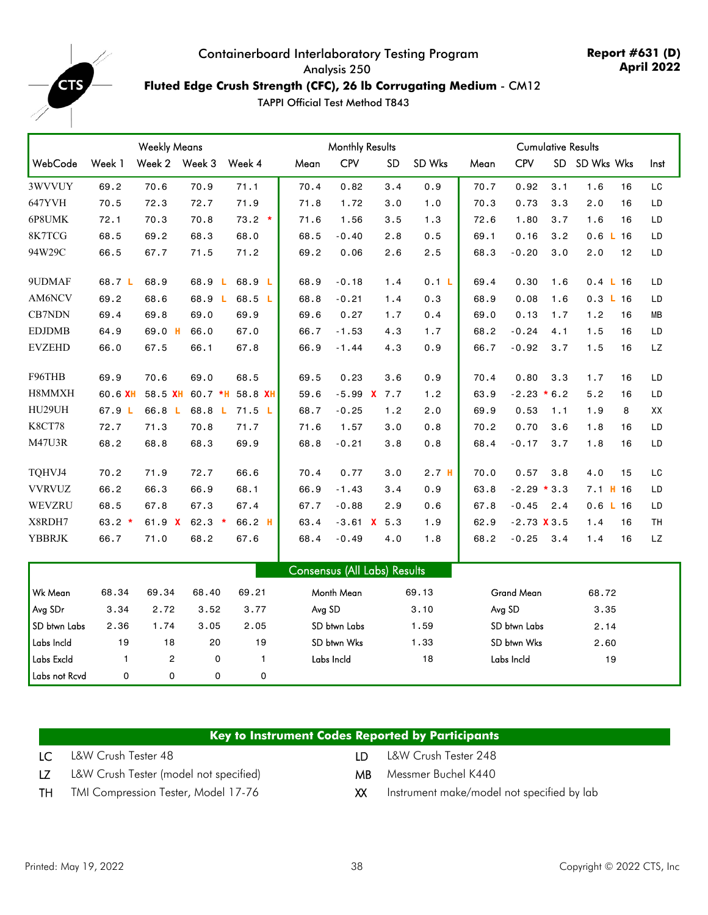# Containerboard Interlaboratory Testing Program

Analysis 250

**Fluted Edge Crush Strength (CFC), 26 lb Corrugating Medium** - CM12

TAPPI Official Test Method T843

**Report #631 (D)**
**April 2022**

| | Weekly Means | | | | Monthly Results | | | | Cumulative Results | | | | | |
|---|---|---|---|---|---|---|---|---|---|---|---|---|---|---|
| WebCode | Week 1 | Week 2 | Week 3 | Week 4 | Mean | CPV | SD | SD Wks | Mean | CPV | SD | SD Wks | Wks | Inst |
| 3WVVUY | 69.2 | 70.6 | 70.9 | 71.1 | 70.4 | 0.82 | 3.4 | 0.9 | 70.7 | 0.92 | 3.1 | 1.6 | 16 | LC |
| 647YVH | 70.5 | 72.3 | 72.7 | 71.9 | 71.8 | 1.72 | 3.0 | 1.0 | 70.3 | 0.73 | 3.3 | 2.0 | 16 | LD |
| 6P8UMK | 72.1 | 70.3 | 70.8 | 73.2 * | 71.6 | 1.56 | 3.5 | 1.3 | 72.6 | 1.80 | 3.7 | 1.6 | 16 | LD |
| 8K7TCG | 68.5 | 69.2 | 68.3 | 68.0 | 68.5 | -0.40 | 2.8 | 0.5 | 69.1 | 0.16 | 3.2 | 0.6 L | 16 | LD |
| 94W29C | 66.5 | 67.7 | 71.5 | 71.2 | 69.2 | 0.06 | 2.6 | 2.5 | 68.3 | -0.20 | 3.0 | 2.0 | 12 | LD |
| 9UDMAF | 68.7 L | 68.9 | 68.9 L | 68.9 L | 68.9 | -0.18 | 1.4 | 0.1 L | 69.4 | 0.30 | 1.6 | 0.4 L | 16 | LD |
| AM6NCV | 69.2 | 68.6 | 68.9 L | 68.5 L | 68.8 | -0.21 | 1.4 | 0.3 | 68.9 | 0.08 | 1.6 | 0.3 L | 16 | LD |
| CB7NDN | 69.4 | 69.8 | 69.0 | 69.9 | 69.6 | 0.27 | 1.7 | 0.4 | 69.0 | 0.13 | 1.7 | 1.2 | 16 | MB |
| EDJDMB | 64.9 | 69.0 H | 66.0 | 67.0 | 66.7 | -1.53 | 4.3 | 1.7 | 68.2 | -0.24 | 4.1 | 1.5 | 16 | LD |
| EVZEHD | 66.0 | 67.5 | 66.1 | 67.8 | 66.9 | -1.44 | 4.3 | 0.9 | 66.7 | -0.92 | 3.7 | 1.5 | 16 | LZ |
| F96THB | 69.9 | 70.6 | 69.0 | 68.5 | 69.5 | 0.23 | 3.6 | 0.9 | 70.4 | 0.80 | 3.3 | 1.7 | 16 | LD |
| H8MMXH | 60.6 XH | 58.5 XH | 60.7 *H | 58.8 XH | 59.6 | -5.99 X | 7.7 | 1.2 | 63.9 | -2.23 * | 6.2 | 5.2 | 16 | LD |
| HU29UH | 67.9 L | 66.8 L | 68.8 L | 71.5 L | 68.7 | -0.25 | 1.2 | 2.0 | 69.9 | 0.53 | 1.1 | 1.9 | 8 | XX |
| K8CT78 | 72.7 | 71.3 | 70.8 | 71.7 | 71.6 | 1.57 | 3.0 | 0.8 | 70.2 | 0.70 | 3.6 | 1.8 | 16 | LD |
| M47U3R | 68.2 | 68.8 | 68.3 | 69.9 | 68.8 | -0.21 | 3.8 | 0.8 | 68.4 | -0.17 | 3.7 | 1.8 | 16 | LD |
| TQHVJ4 | 70.2 | 71.9 | 72.7 | 66.6 | 70.4 | 0.77 | 3.0 | 2.7 H | 70.0 | 0.57 | 3.8 | 4.0 | 15 | LC |
| VVRVUZ | 66.2 | 66.3 | 66.9 | 68.1 | 66.9 | -1.43 | 3.4 | 0.9 | 63.8 | -2.29 * | 3.3 | 7.1 H | 16 | LD |
| WEVZRU | 68.5 | 67.8 | 67.3 | 67.4 | 67.7 | -0.88 | 2.9 | 0.6 | 67.8 | -0.45 | 2.4 | 0.6 L | 16 | LD |
| X8RDH7 | 63.2 * | 61.9 X | 62.3 * | 66.2 H | 63.4 | -3.61 X | 5.3 | 1.9 | 62.9 | -2.73 X | 3.5 | 1.4 | 16 | TH |
| YBBRJK | 66.7 | 71.0 | 68.2 | 67.6 | 68.4 | -0.49 | 4.0 | 1.8 | 68.2 | -0.25 | 3.4 | 1.4 | 16 | LZ |

## Consensus (All Labs) Results

| | Week 1 | Week 2 | Week 3 | Week 4 | | Monthly | | Cumulative |
|---|---|---|---|---|---|---|---|---|
| Wk Mean | 68.34 | 69.34 | 68.40 | 69.21 | Month Mean | 69.13 | Grand Mean | 68.72 |
| Avg SDr | 3.34 | 2.72 | 3.52 | 3.77 | Avg SD | 3.10 | Avg SD | 3.35 |
| SD btwn Labs | 2.36 | 1.74 | 3.05 | 2.05 | SD btwn Labs | 1.59 | SD btwn Labs | 2.14 |
| Labs Incld | 19 | 18 | 20 | 19 | SD btwn Wks | 1.33 | SD btwn Wks | 2.60 |
| Labs Excld | 1 | 2 | 0 | 1 | Labs Incld | 18 | Labs Incld | 19 |
| Labs not Rcvd | 0 | 0 | 0 | 0 | | | | |

## Key to Instrument Codes Reported by Participants

| Code | Instrument | Code | Instrument |
|---|---|---|---|
| LC | L&W Crush Tester 48 | LD | L&W Crush Tester 248 |
| LZ | L&W Crush Tester (model not specified) | MB | Messmer Buchel K440 |
| TH | TMI Compression Tester, Model 17-76 | XX | Instrument make/model not specified by lab |

Printed: May 19, 2022

Copyright © 2022 CTS, Inc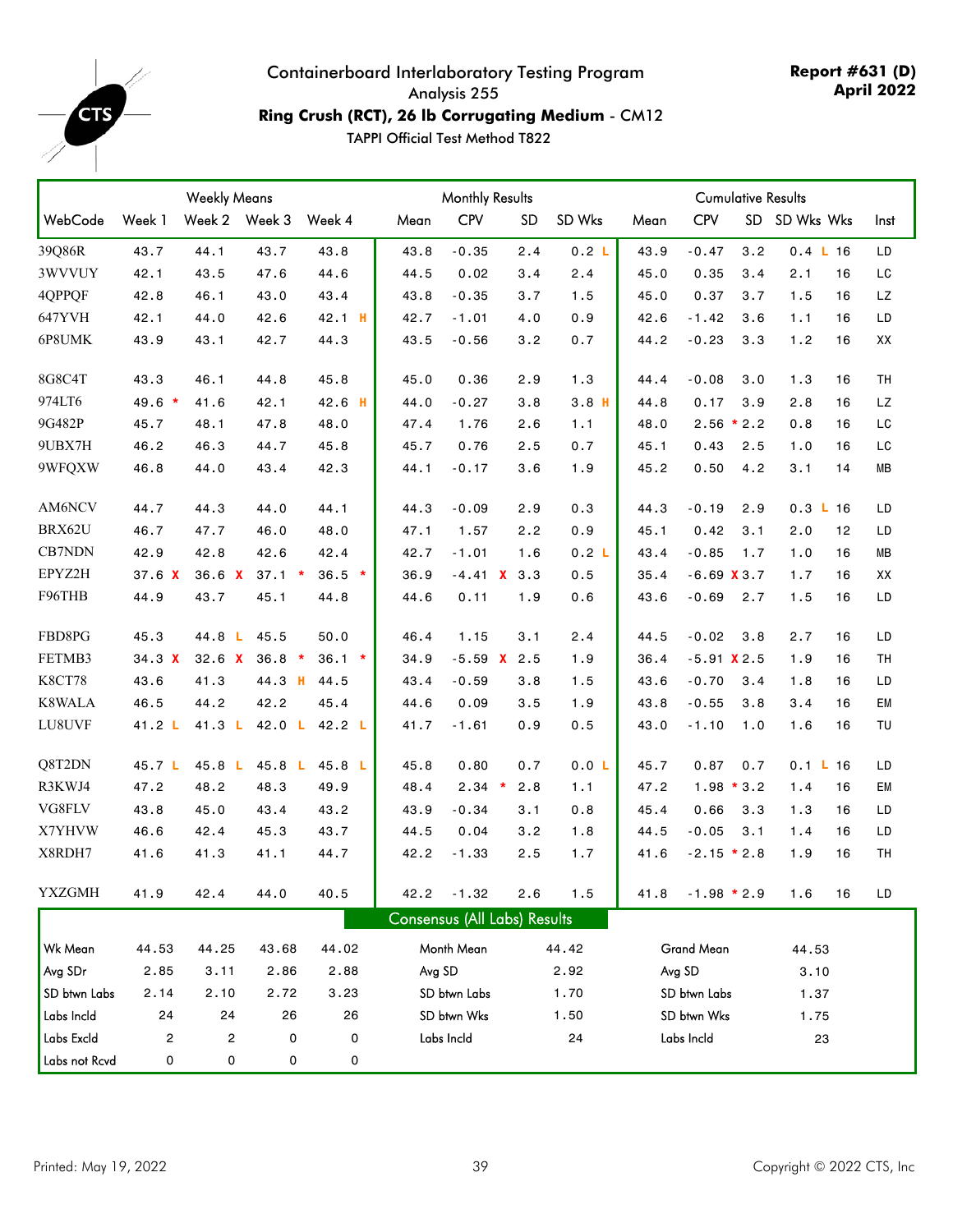Containerboard Interlaboratory Testing Program

Analysis 255

**Ring Crush (RCT), 26 lb Corrugating Medium** - CM12

TAPPI Official Test Method T822

**Report #631 (D)**
**April 2022**

| WebCode | Weekly Means Week 1 | Week 2 | Week 3 | Week 4 | Monthly Results Mean | CPV | SD | SD Wks | Cumulative Results Mean | CPV | SD | SD Wks | Wks | Inst |
|---|---|---|---|---|---|---|---|---|---|---|---|---|---|---|
| 39Q86R | 43.7 | 44.1 | 43.7 | 43.8 | 43.8 | -0.35 | 2.4 | 0.2 L | 43.9 | -0.47 | 3.2 | 0.4 L | 16 | LD |
| 3WVVUY | 42.1 | 43.5 | 47.6 | 44.6 | 44.5 | 0.02 | 3.4 | 2.4 | 45.0 | 0.35 | 3.4 | 2.1 | 16 | LC |
| 4QPPQF | 42.8 | 46.1 | 43.0 | 43.4 | 43.8 | -0.35 | 3.7 | 1.5 | 45.0 | 0.37 | 3.7 | 1.5 | 16 | LZ |
| 647YVH | 42.1 | 44.0 | 42.6 | 42.1 H | 42.7 | -1.01 | 4.0 | 0.9 | 42.6 | -1.42 | 3.6 | 1.1 | 16 | LD |
| 6P8UMK | 43.9 | 43.1 | 42.7 | 44.3 | 43.5 | -0.56 | 3.2 | 0.7 | 44.2 | -0.23 | 3.3 | 1.2 | 16 | XX |
| 8G8C4T | 43.3 | 46.1 | 44.8 | 45.8 | 45.0 | 0.36 | 2.9 | 1.3 | 44.4 | -0.08 | 3.0 | 1.3 | 16 | TH |
| 974LT6 | 49.6 * | 41.6 | 42.1 | 42.6 H | 44.0 | -0.27 | 3.8 | 3.8 H | 44.8 | 0.17 | 3.9 | 2.8 | 16 | LZ |
| 9G482P | 45.7 | 48.1 | 47.8 | 48.0 | 47.4 | 1.76 | 2.6 | 1.1 | 48.0 | 2.56 * | 2.2 | 0.8 | 16 | LC |
| 9UBX7H | 46.2 | 46.3 | 44.7 | 45.8 | 45.7 | 0.76 | 2.5 | 0.7 | 45.1 | 0.43 | 2.5 | 1.0 | 16 | LC |
| 9WFQXW | 46.8 | 44.0 | 43.4 | 42.3 | 44.1 | -0.17 | 3.6 | 1.9 | 45.2 | 0.50 | 4.2 | 3.1 | 14 | MB |
| AM6NCV | 44.7 | 44.3 | 44.0 | 44.1 | 44.3 | -0.09 | 2.9 | 0.3 | 44.3 | -0.19 | 2.9 | 0.3 L | 16 | LD |
| BRX62U | 46.7 | 47.7 | 46.0 | 48.0 | 47.1 | 1.57 | 2.2 | 0.9 | 45.1 | 0.42 | 3.1 | 2.0 | 12 | LD |
| CB7NDN | 42.9 | 42.8 | 42.6 | 42.4 | 42.7 | -1.01 | 1.6 | 0.2 L | 43.4 | -0.85 | 1.7 | 1.0 | 16 | MB |
| EPYZ2H | 37.6 X | 36.6 X | 37.1 * | 36.5 * | 36.9 | -4.41 X | 3.3 | 0.5 | 35.4 | -6.69 X | 3.7 | 1.7 | 16 | XX |
| F96THB | 44.9 | 43.7 | 45.1 | 44.8 | 44.6 | 0.11 | 1.9 | 0.6 | 43.6 | -0.69 | 2.7 | 1.5 | 16 | LD |
| FBD8PG | 45.3 | 44.8 L | 45.5 | 50.0 | 46.4 | 1.15 | 3.1 | 2.4 | 44.5 | -0.02 | 3.8 | 2.7 | 16 | LD |
| FETMB3 | 34.3 X | 32.6 X | 36.8 * | 36.1 * | 34.9 | -5.59 X | 2.5 | 1.9 | 36.4 | -5.91 X | 2.5 | 1.9 | 16 | TH |
| K8CT78 | 43.6 | 41.3 | 44.3 H | 44.5 | 43.4 | -0.59 | 3.8 | 1.5 | 43.6 | -0.70 | 3.4 | 1.8 | 16 | LD |
| K8WALA | 46.5 | 44.2 | 42.2 | 45.4 | 44.6 | 0.09 | 3.5 | 1.9 | 43.8 | -0.55 | 3.8 | 3.4 | 16 | EM |
| LU8UVF | 41.2 L | 41.3 L | 42.0 L | 42.2 L | 41.7 | -1.61 | 0.9 | 0.5 | 43.0 | -1.10 | 1.0 | 1.6 | 16 | TU |
| Q8T2DN | 45.7 L | 45.8 L | 45.8 L | 45.8 L | 45.8 | 0.80 | 0.7 | 0.0 L | 45.7 | 0.87 | 0.7 | 0.1 L | 16 | LD |
| R3KWJ4 | 47.2 | 48.2 | 48.3 | 49.9 | 48.4 | 2.34 * | 2.8 | 1.1 | 47.2 | 1.98 * | 3.2 | 1.4 | 16 | EM |
| VG8FLV | 43.8 | 45.0 | 43.4 | 43.2 | 43.9 | -0.34 | 3.1 | 0.8 | 45.4 | 0.66 | 3.3 | 1.3 | 16 | LD |
| X7YHVW | 46.6 | 42.4 | 45.3 | 43.7 | 44.5 | 0.04 | 3.2 | 1.8 | 44.5 | -0.05 | 3.1 | 1.4 | 16 | LD |
| X8RDH7 | 41.6 | 41.3 | 41.1 | 44.7 | 42.2 | -1.33 | 2.5 | 1.7 | 41.6 | -2.15 * | 2.8 | 1.9 | 16 | TH |
| YXZGMH | 41.9 | 42.4 | 44.0 | 40.5 | 42.2 | -1.32 | 2.6 | 1.5 | 41.8 | -1.98 * | 2.9 | 1.6 | 16 | LD |

**Consensus (All Labs) Results**

| | Week 1 | Week 2 | Week 3 | Week 4 | | | | |
|---|---|---|---|---|---|---|---|---|
| Wk Mean | 44.53 | 44.25 | 43.68 | 44.02 | Month Mean | 44.42 | Grand Mean | 44.53 |
| Avg SDr | 2.85 | 3.11 | 2.86 | 2.88 | Avg SD | 2.92 | Avg SD | 3.10 |
| SD btwn Labs | 2.14 | 2.10 | 2.72 | 3.23 | SD btwn Labs | 1.70 | SD btwn Labs | 1.37 |
| Labs Incld | 24 | 24 | 26 | 26 | SD btwn Wks | 1.50 | SD btwn Wks | 1.75 |
| Labs Excld | 2 | 2 | 0 | 0 | Labs Incld | 24 | Labs Incld | 23 |
| Labs not Rcvd | 0 | 0 | 0 | 0 | | | | |

Printed: May 19, 2022

Copyright © 2022 CTS, Inc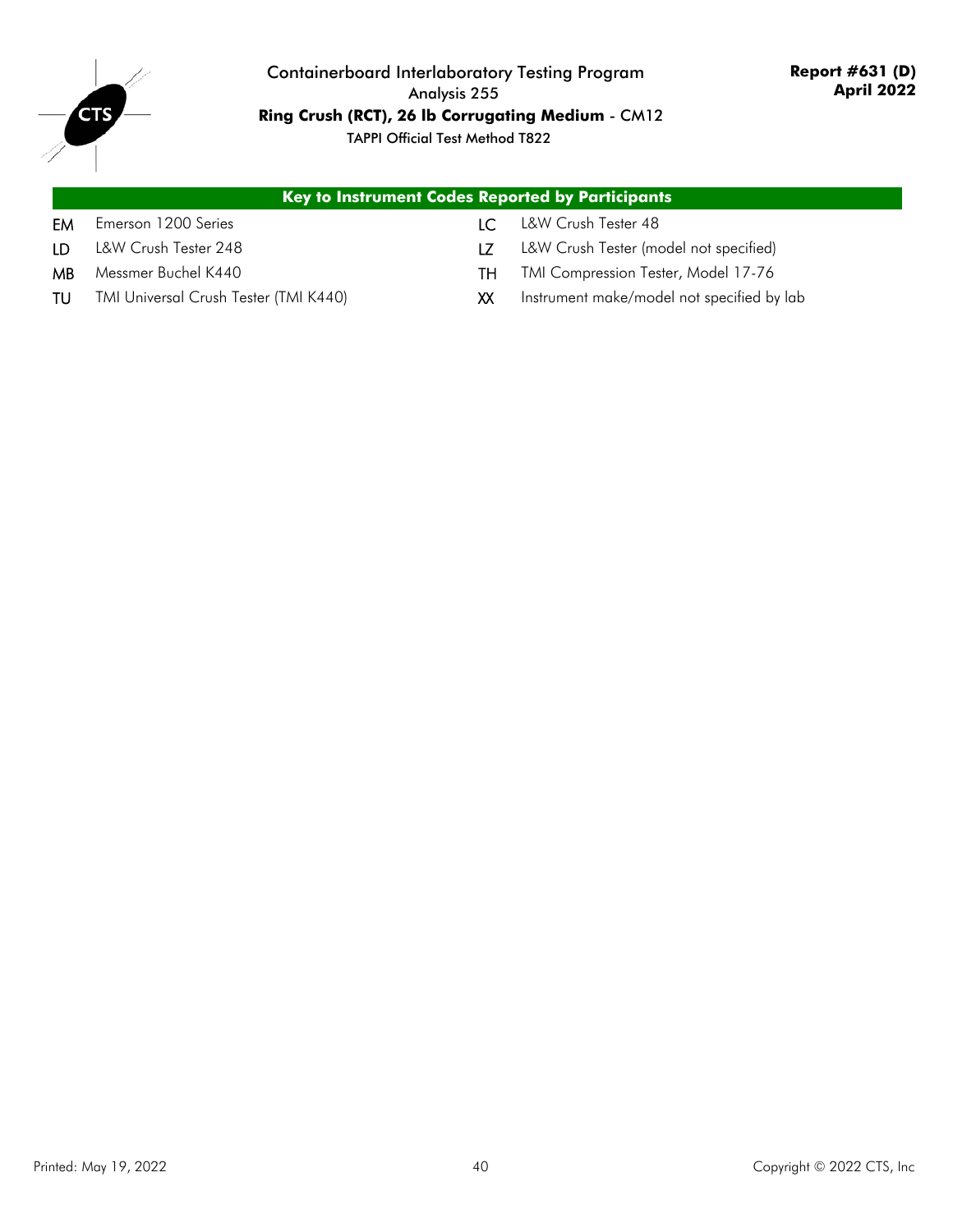# Containerboard Interlaboratory Testing Program

Analysis 255

**Ring Crush (RCT), 26 lb Corrugating Medium** - CM12

TAPPI Official Test Method T822

**Report #631 (D)**
**April 2022**

## Key to Instrument Codes Reported by Participants

| Code | Instrument | Code | Instrument |
|---|---|---|---|
| EM | Emerson 1200 Series | LC | L&W Crush Tester 48 |
| LD | L&W Crush Tester 248 | LZ | L&W Crush Tester (model not specified) |
| MB | Messmer Buchel K440 | TH | TMI Compression Tester, Model 17-76 |
| TU | TMI Universal Crush Tester (TMI K440) | XX | Instrument make/model not specified by lab |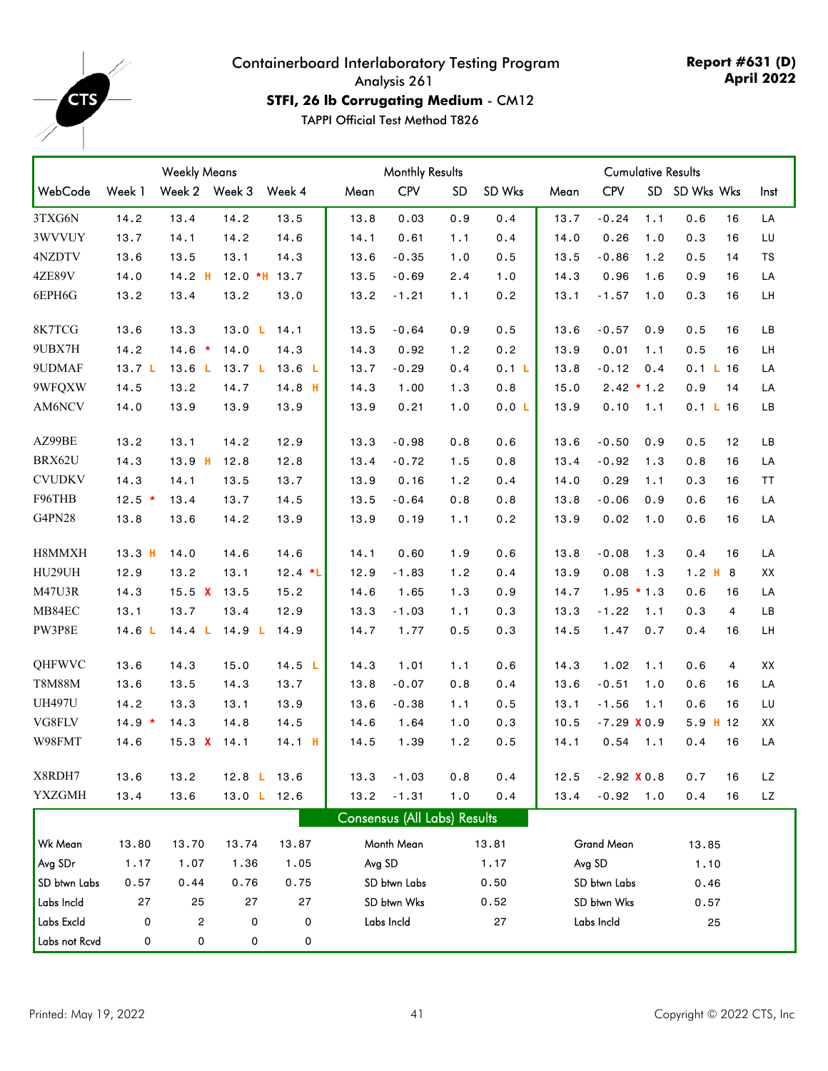# Containerboard Interlaboratory Testing Program

Analysis 261

**STFI, 26 lb Corrugating Medium** - CM12

TAPPI Official Test Method T826

**Report #631 (D)**
**April 2022**

| | Weekly Means | | | | Monthly Results | | | | Cumulative Results | | | | | |
|---|---|---|---|---|---|---|---|---|---|---|---|---|---|---|
| WebCode | Week 1 | Week 2 | Week 3 | Week 4 | Mean | CPV | SD | SD Wks | Mean | CPV | SD | SD Wks | Wks | Inst |
| 3TXG6N | 14.2 | 13.4 | 14.2 | 13.5 | 13.8 | 0.03 | 0.9 | 0.4 | 13.7 | -0.24 | 1.1 | 0.6 | 16 | LA |
| 3WVVUY | 13.7 | 14.1 | 14.2 | 14.6 | 14.1 | 0.61 | 1.1 | 0.4 | 14.0 | 0.26 | 1.0 | 0.3 | 16 | LU |
| 4NZDTV | 13.6 | 13.5 | 13.1 | 14.3 | 13.6 | -0.35 | 1.0 | 0.5 | 13.5 | -0.86 | 1.2 | 0.5 | 14 | TS |
| 4ZE89V | 14.0 | 14.2 H | 12.0 *H | 13.7 | 13.5 | -0.69 | 2.4 | 1.0 | 14.3 | 0.96 | 1.6 | 0.9 | 16 | LA |
| 6EPH6G | 13.2 | 13.4 | 13.2 | 13.0 | 13.2 | -1.21 | 1.1 | 0.2 | 13.1 | -1.57 | 1.0 | 0.3 | 16 | LH |
| 8K7TCG | 13.6 | 13.3 | 13.0 L | 14.1 | 13.5 | -0.64 | 0.9 | 0.5 | 13.6 | -0.57 | 0.9 | 0.5 | 16 | LB |
| 9UBX7H | 14.2 | 14.6 * | 14.0 | 14.3 | 14.3 | 0.92 | 1.2 | 0.2 | 13.9 | 0.01 | 1.1 | 0.5 | 16 | LH |
| 9UDMAF | 13.7 L | 13.6 L | 13.7 L | 13.6 L | 13.7 | -0.29 | 0.4 | 0.1 L | 13.8 | -0.12 | 0.4 | 0.1 L | 16 | LA |
| 9WFQXW | 14.5 | 13.2 | 14.7 | 14.8 H | 14.3 | 1.00 | 1.3 | 0.8 | 15.0 | 2.42 * | 1.2 | 0.9 | 14 | LA |
| AM6NCV | 14.0 | 13.9 | 13.9 | 13.9 | 13.9 | 0.21 | 1.0 | 0.0 L | 13.9 | 0.10 | 1.1 | 0.1 L | 16 | LB |
| AZ99BE | 13.2 | 13.1 | 14.2 | 12.9 | 13.3 | -0.98 | 0.8 | 0.6 | 13.6 | -0.50 | 0.9 | 0.5 | 12 | LB |
| BRX62U | 14.3 | 13.9 H | 12.8 | 12.8 | 13.4 | -0.72 | 1.5 | 0.8 | 13.4 | -0.92 | 1.3 | 0.8 | 16 | LA |
| CVUDKV | 14.3 | 14.1 | 13.5 | 13.7 | 13.9 | 0.16 | 1.2 | 0.4 | 14.0 | 0.29 | 1.1 | 0.3 | 16 | TT |
| F96THB | 12.5 * | 13.4 | 13.7 | 14.5 | 13.5 | -0.64 | 0.8 | 0.8 | 13.8 | -0.06 | 0.9 | 0.6 | 16 | LA |
| G4PN28 | 13.8 | 13.6 | 14.2 | 13.9 | 13.9 | 0.19 | 1.1 | 0.2 | 13.9 | 0.02 | 1.0 | 0.6 | 16 | LA |
| H8MMXH | 13.3 H | 14.0 | 14.6 | 14.6 | 14.1 | 0.60 | 1.9 | 0.6 | 13.8 | -0.08 | 1.3 | 0.4 | 16 | LA |
| HU29UH | 12.9 | 13.2 | 13.1 | 12.4 *L | 12.9 | -1.83 | 1.2 | 0.4 | 13.9 | 0.08 | 1.3 | 1.2 H | 8 | XX |
| M47U3R | 14.3 | 15.5 X | 13.5 | 15.2 | 14.6 | 1.65 | 1.3 | 0.9 | 14.7 | 1.95 * | 1.3 | 0.6 | 16 | LA |
| MB84EC | 13.1 | 13.7 | 13.4 | 12.9 | 13.3 | -1.03 | 1.1 | 0.3 | 13.3 | -1.22 | 1.1 | 0.3 | 4 | LB |
| PW3P8E | 14.6 L | 14.4 L | 14.9 L | 14.9 | 14.7 | 1.77 | 0.5 | 0.3 | 14.5 | 1.47 | 0.7 | 0.4 | 16 | LH |
| QHFWVC | 13.6 | 14.3 | 15.0 | 14.5 L | 14.3 | 1.01 | 1.1 | 0.6 | 14.3 | 1.02 | 1.1 | 0.6 | 4 | XX |
| T8M88M | 13.6 | 13.5 | 14.3 | 13.7 | 13.8 | -0.07 | 0.8 | 0.4 | 13.6 | -0.51 | 1.0 | 0.6 | 16 | LA |
| UH497U | 14.2 | 13.3 | 13.1 | 13.9 | 13.6 | -0.38 | 1.1 | 0.5 | 13.1 | -1.56 | 1.1 | 0.6 | 16 | LU |
| VG8FLV | 14.9 * | 14.3 | 14.8 | 14.5 | 14.6 | 1.64 | 1.0 | 0.3 | 10.5 | -7.29 X | 0.9 | 5.9 H | 12 | XX |
| W98FMT | 14.6 | 15.3 X | 14.1 | 14.1 H | 14.5 | 1.39 | 1.2 | 0.5 | 14.1 | 0.54 | 1.1 | 0.4 | 16 | LA |
| X8RDH7 | 13.6 | 13.2 | 12.8 L | 13.6 | 13.3 | -1.03 | 0.8 | 0.4 | 12.5 | -2.92 X | 0.8 | 0.7 | 16 | LZ |
| YXZGMH | 13.4 | 13.6 | 13.0 L | 12.6 | 13.2 | -1.31 | 1.0 | 0.4 | 13.4 | -0.92 | 1.0 | 0.4 | 16 | LZ |

**Consensus (All Labs) Results**

| | Week 1 | Week 2 | Week 3 | Week 4 | | Monthly | | Cumulative |
|---|---|---|---|---|---|---|---|---|
| Wk Mean | 13.80 | 13.70 | 13.74 | 13.87 | Month Mean | 13.81 | Grand Mean | 13.85 |
| Avg SDr | 1.17 | 1.07 | 1.36 | 1.05 | Avg SD | 1.17 | Avg SD | 1.10 |
| SD btwn Labs | 0.57 | 0.44 | 0.76 | 0.75 | SD btwn Labs | 0.50 | SD btwn Labs | 0.46 |
| Labs Incld | 27 | 25 | 27 | 27 | SD btwn Wks | 0.52 | SD btwn Wks | 0.57 |
| Labs Excld | 0 | 2 | 0 | 0 | Labs Incld | 27 | Labs Incld | 25 |
| Labs not Rcvd | 0 | 0 | 0 | 0 | | | | |

Printed: May 19, 2022

Copyright © 2022 CTS, Inc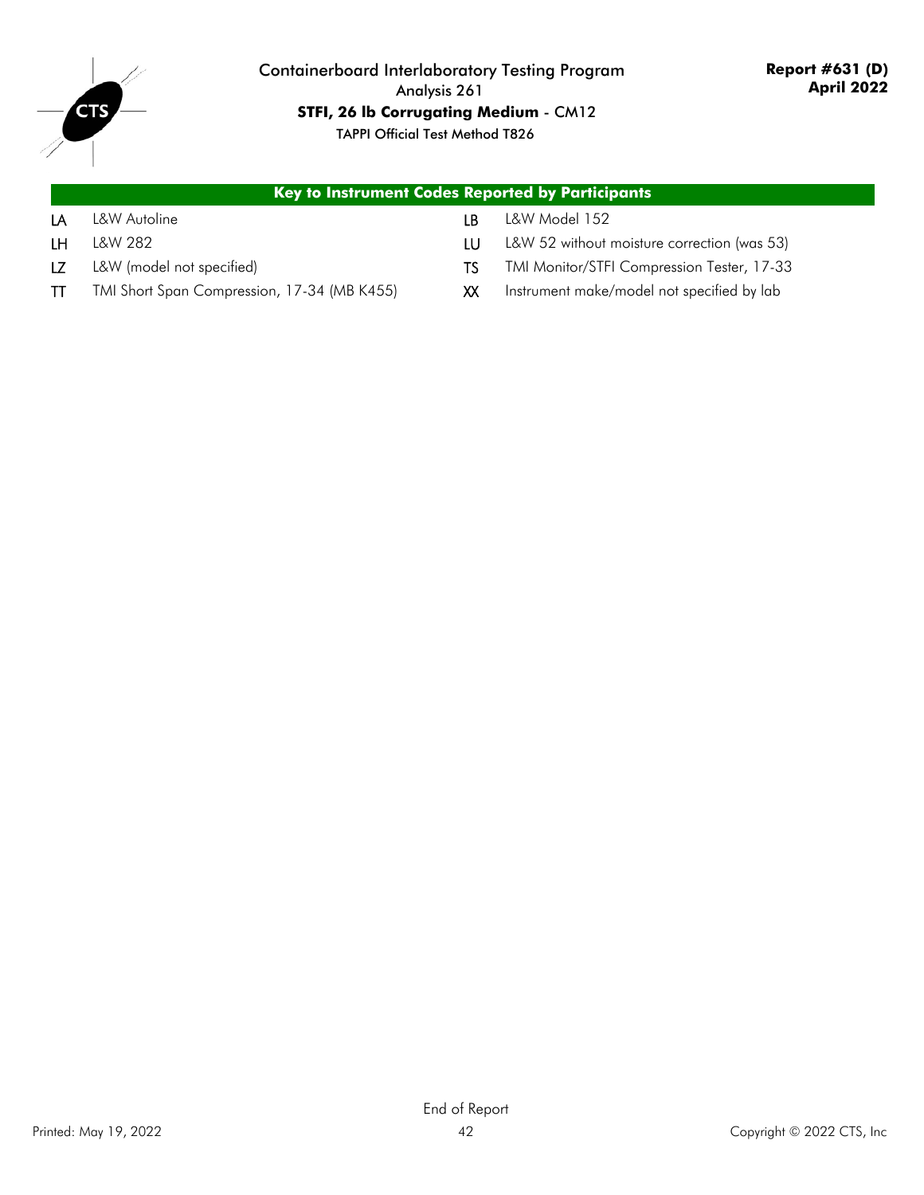## Key to Instrument Codes Reported by Participants

| | | | |
|---|---|---|---|
| LA | L&W Autoline | LB | L&W Model 152 |
| LH | L&W 282 | LU | L&W 52 without moisture correction (was 53) |
| LZ | L&W (model not specified) | TS | TMI Monitor/STFI Compression Tester, 17-33 |
| TT | TMI Short Span Compression, 17-34 (MB K455) | XX | Instrument make/model not specified by lab |

End of Report